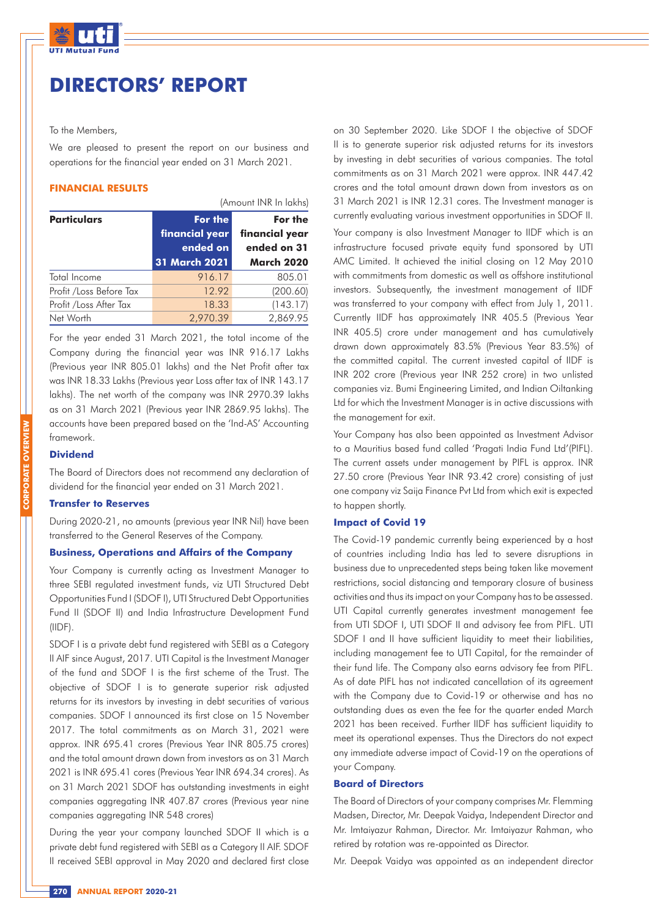# DIRECTORS' REPORT

To the Members,

We are pleased to present the report on our business and operations for the financial year ended on 31 March 2021.

## FINANCIAL RESULTS

(Amount INR In lakhs)

| Particulars | For the financial year ended on 31 March 2021 | For the financial year ended on 31 March 2020 |
|---|---|---|
| Total Income | 916.17 | 805.01 |
| Profit /Loss Before Tax | 12.92 | (200.60) |
| Profit /Loss After Tax | 18.33 | (143.17) |
| Net Worth | 2,970.39 | 2,869.95 |

For the year ended 31 March 2021, the total income of the Company during the financial year was INR 916.17 Lakhs (Previous year INR 805.01 lakhs) and the Net Profit after tax was INR 18.33 Lakhs (Previous year Loss after tax of INR 143.17 lakhs). The net worth of the company was INR 2970.39 lakhs as on 31 March 2021 (Previous year INR 2869.95 lakhs). The accounts have been prepared based on the 'Ind-AS' Accounting framework.

### Dividend

The Board of Directors does not recommend any declaration of dividend for the financial year ended on 31 March 2021.

### Transfer to Reserves

During 2020-21, no amounts (previous year INR Nil) have been transferred to the General Reserves of the Company.

### Business, Operations and Affairs of the Company

Your Company is currently acting as Investment Manager to three SEBI regulated investment funds, viz UTI Structured Debt Opportunities Fund I (SDOF I), UTI Structured Debt Opportunities Fund II (SDOF II) and India Infrastructure Development Fund (IIDF).

SDOF I is a private debt fund registered with SEBI as a Category II AIF since August, 2017. UTI Capital is the Investment Manager of the fund and SDOF I is the first scheme of the Trust. The objective of SDOF I is to generate superior risk adjusted returns for its investors by investing in debt securities of various companies. SDOF I announced its first close on 15 November 2017. The total commitments as on March 31, 2021 were approx. INR 695.41 crores (Previous Year INR 805.75 crores) and the total amount drawn down from investors as on 31 March 2021 is INR 695.41 cores (Previous Year INR 694.34 crores). As on 31 March 2021 SDOF has outstanding investments in eight companies aggregating INR 407.87 crores (Previous year nine companies aggregating INR 548 crores)

During the year your company launched SDOF II which is a private debt fund registered with SEBI as a Category II AIF. SDOF II received SEBI approval in May 2020 and declared first close on 30 September 2020. Like SDOF I the objective of SDOF II is to generate superior risk adjusted returns for its investors by investing in debt securities of various companies. The total commitments as on 31 March 2021 were approx. INR 447.42 crores and the total amount drawn down from investors as on 31 March 2021 is INR 12.31 cores. The Investment manager is currently evaluating various investment opportunities in SDOF II.

Your company is also Investment Manager to IIDF which is an infrastructure focused private equity fund sponsored by UTI AMC Limited. It achieved the initial closing on 12 May 2010 with commitments from domestic as well as offshore institutional investors. Subsequently, the investment management of IIDF was transferred to your company with effect from July 1, 2011. Currently IIDF has approximately INR 405.5 (Previous Year INR 405.5) crore under management and has cumulatively drawn down approximately 83.5% (Previous Year 83.5%) of the committed capital. The current invested capital of IIDF is INR 202 crore (Previous year INR 252 crore) in two unlisted companies viz. Bumi Engineering Limited, and Indian Oiltanking Ltd for which the Investment Manager is in active discussions with the management for exit.

Your Company has also been appointed as Investment Advisor to a Mauritius based fund called 'Pragati India Fund Ltd'(PIFL). The current assets under management by PIFL is approx. INR 27.50 crore (Previous Year INR 93.42 crore) consisting of just one company viz Saija Finance Pvt Ltd from which exit is expected to happen shortly.

### Impact of Covid 19

The Covid-19 pandemic currently being experienced by a host of countries including India has led to severe disruptions in business due to unprecedented steps being taken like movement restrictions, social distancing and temporary closure of business activities and thus its impact on your Company has to be assessed. UTI Capital currently generates investment management fee from UTI SDOF I, UTI SDOF II and advisory fee from PIFL. UTI SDOF I and II have sufficient liquidity to meet their liabilities, including management fee to UTI Capital, for the remainder of their fund life. The Company also earns advisory fee from PIFL. As of date PIFL has not indicated cancellation of its agreement with the Company due to Covid-19 or otherwise and has no outstanding dues as even the fee for the quarter ended March 2021 has been received. Further IIDF has sufficient liquidity to meet its operational expenses. Thus the Directors do not expect any immediate adverse impact of Covid-19 on the operations of your Company.

### Board of Directors

The Board of Directors of your company comprises Mr. Flemming Madsen, Director, Mr. Deepak Vaidya, Independent Director and Mr. Imtaiyazur Rahman, Director. Mr. Imtaiyazur Rahman, who retired by rotation was re-appointed as Director.

Mr. Deepak Vaidya was appointed as an independent director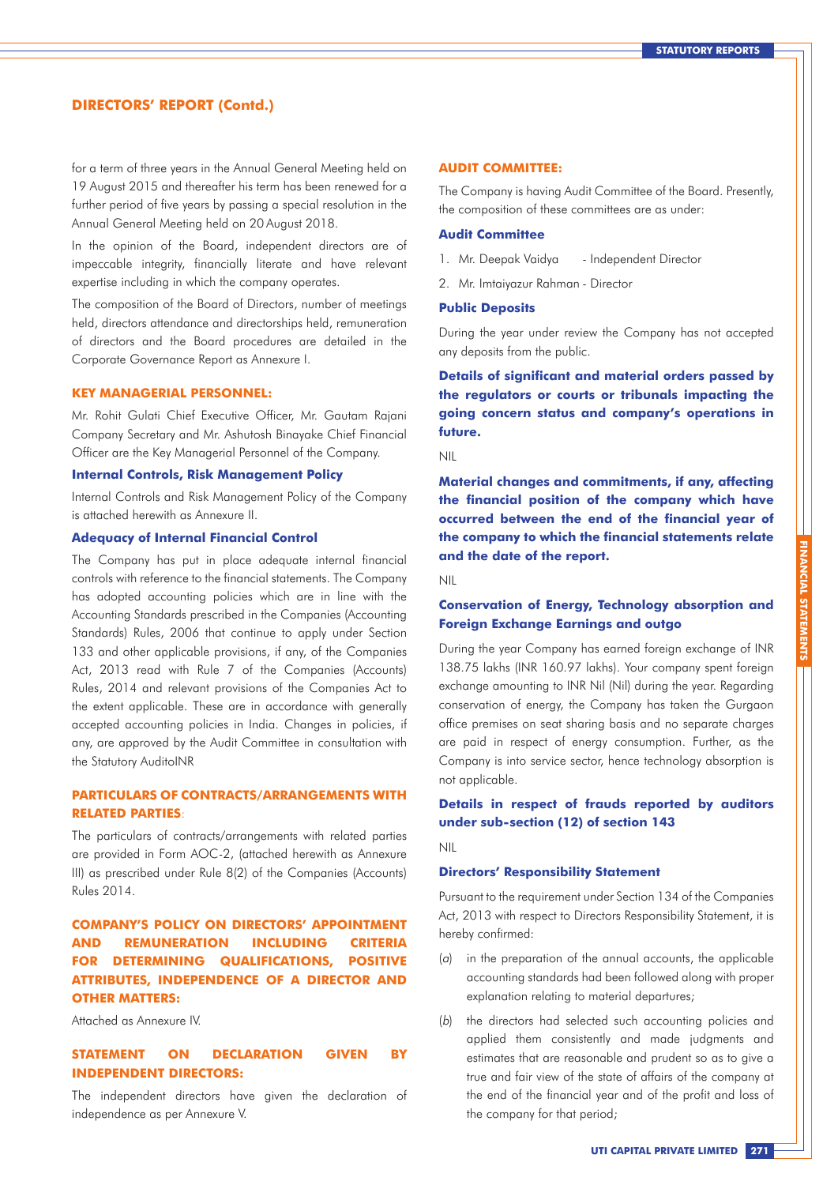for a term of three years in the Annual General Meeting held on 19 August 2015 and thereafter his term has been renewed for a further period of five years by passing a special resolution in the Annual General Meeting held on 20 August 2018.

In the opinion of the Board, independent directors are of impeccable integrity, financially literate and have relevant expertise including in which the company operates.

The composition of the Board of Directors, number of meetings held, directors attendance and directorships held, remuneration of directors and the Board procedures are detailed in the Corporate Governance Report as Annexure I.

## KEY MANAGERIAL PERSONNEL:

Mr. Rohit Gulati Chief Executive Officer, Mr. Gautam Rajani Company Secretary and Mr. Ashutosh Binayake Chief Financial Officer are the Key Managerial Personnel of the Company.

### Internal Controls, Risk Management Policy

Internal Controls and Risk Management Policy of the Company is attached herewith as Annexure II.

### Adequacy of Internal Financial Control

The Company has put in place adequate internal financial controls with reference to the financial statements. The Company has adopted accounting policies which are in line with the Accounting Standards prescribed in the Companies (Accounting Standards) Rules, 2006 that continue to apply under Section 133 and other applicable provisions, if any, of the Companies Act, 2013 read with Rule 7 of the Companies (Accounts) Rules, 2014 and relevant provisions of the Companies Act to the extent applicable. These are in accordance with generally accepted accounting policies in India. Changes in policies, if any, are approved by the Audit Committee in consultation with the Statutory AuditoINR

## PARTICULARS OF CONTRACTS/ARRANGEMENTS WITH RELATED PARTIES:

The particulars of contracts/arrangements with related parties are provided in Form AOC-2, (attached herewith as Annexure III) as prescribed under Rule 8(2) of the Companies (Accounts) Rules 2014.

## COMPANY'S POLICY ON DIRECTORS' APPOINTMENT AND REMUNERATION INCLUDING CRITERIA FOR DETERMINING QUALIFICATIONS, POSITIVE ATTRIBUTES, INDEPENDENCE OF A DIRECTOR AND OTHER MATTERS:

Attached as Annexure IV.

## STATEMENT ON DECLARATION GIVEN BY INDEPENDENT DIRECTORS:

The independent directors have given the declaration of independence as per Annexure V.

## AUDIT COMMITTEE:

The Company is having Audit Committee of the Board. Presently, the composition of these committees are as under:

### Audit Committee

1. Mr. Deepak Vaidya - Independent Director
2. Mr. Imtaiyazur Rahman - Director

### Public Deposits

During the year under review the Company has not accepted any deposits from the public.

### Details of significant and material orders passed by the regulators or courts or tribunals impacting the going concern status and company's operations in future.

NIL

### Material changes and commitments, if any, affecting the financial position of the company which have occurred between the end of the financial year of the company to which the financial statements relate and the date of the report.

NIL

### Conservation of Energy, Technology absorption and Foreign Exchange Earnings and outgo

During the year Company has earned foreign exchange of INR 138.75 lakhs (INR 160.97 lakhs). Your company spent foreign exchange amounting to INR Nil (Nil) during the year. Regarding conservation of energy, the Company has taken the Gurgaon office premises on seat sharing basis and no separate charges are paid in respect of energy consumption. Further, as the Company is into service sector, hence technology absorption is not applicable.

### Details in respect of frauds reported by auditors under sub-section (12) of section 143

NIL

### Directors' Responsibility Statement

Pursuant to the requirement under Section 134 of the Companies Act, 2013 with respect to Directors Responsibility Statement, it is hereby confirmed:

(*a*) in the preparation of the annual accounts, the applicable accounting standards had been followed along with proper explanation relating to material departures;

(*b*) the directors had selected such accounting policies and applied them consistently and made judgments and estimates that are reasonable and prudent so as to give a true and fair view of the state of affairs of the company at the end of the financial year and of the profit and loss of the company for that period;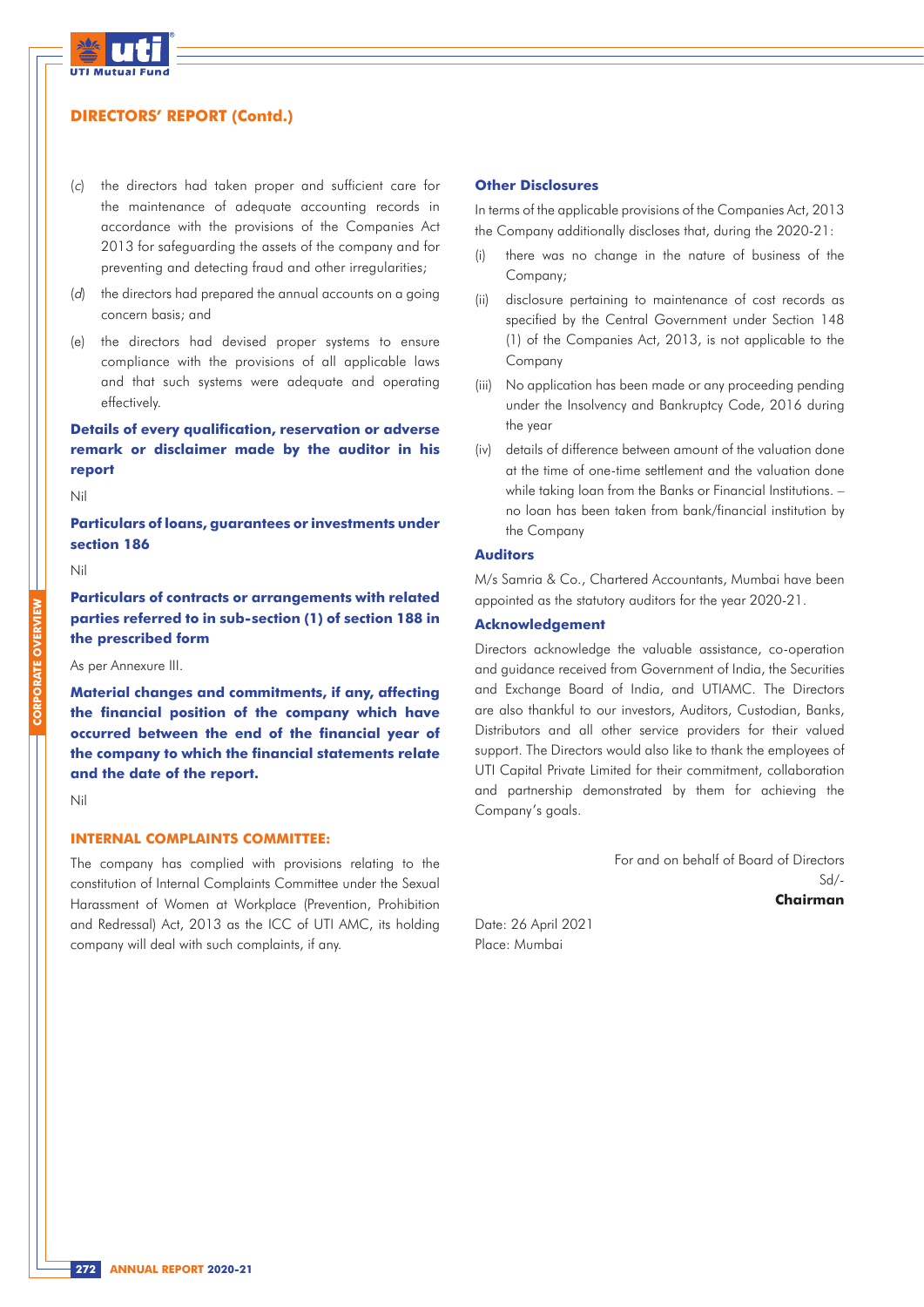## DIRECTORS' REPORT (Contd.)

(c) the directors had taken proper and sufficient care for the maintenance of adequate accounting records in accordance with the provisions of the Companies Act 2013 for safeguarding the assets of the company and for preventing and detecting fraud and other irregularities;

(d) the directors had prepared the annual accounts on a going concern basis; and

(e) the directors had devised proper systems to ensure compliance with the provisions of all applicable laws and that such systems were adequate and operating effectively.

### Details of every qualification, reservation or adverse remark or disclaimer made by the auditor in his report

Nil

### Particulars of loans, guarantees or investments under section 186

Nil

### Particulars of contracts or arrangements with related parties referred to in sub-section (1) of section 188 in the prescribed form

As per Annexure III.

### Material changes and commitments, if any, affecting the financial position of the company which have occurred between the end of the financial year of the company to which the financial statements relate and the date of the report.

Nil

### INTERNAL COMPLAINTS COMMITTEE:

The company has complied with provisions relating to the constitution of Internal Complaints Committee under the Sexual Harassment of Women at Workplace (Prevention, Prohibition and Redressal) Act, 2013 as the ICC of UTI AMC, its holding company will deal with such complaints, if any.

### Other Disclosures

In terms of the applicable provisions of the Companies Act, 2013 the Company additionally discloses that, during the 2020-21:

(i) there was no change in the nature of business of the Company;

(ii) disclosure pertaining to maintenance of cost records as specified by the Central Government under Section 148 (1) of the Companies Act, 2013, is not applicable to the Company

(iii) No application has been made or any proceeding pending under the Insolvency and Bankruptcy Code, 2016 during the year

(iv) details of difference between amount of the valuation done at the time of one-time settlement and the valuation done while taking loan from the Banks or Financial Institutions. – no loan has been taken from bank/financial institution by the Company

### Auditors

M/s Samria & Co., Chartered Accountants, Mumbai have been appointed as the statutory auditors for the year 2020-21.

### Acknowledgement

Directors acknowledge the valuable assistance, co-operation and guidance received from Government of India, the Securities and Exchange Board of India, and UTIAMC. The Directors are also thankful to our investors, Auditors, Custodian, Banks, Distributors and all other service providers for their valued support. The Directors would also like to thank the employees of UTI Capital Private Limited for their commitment, collaboration and partnership demonstrated by them for achieving the Company's goals.

For and on behalf of Board of Directors
Sd/-
**Chairman**

Date: 26 April 2021
Place: Mumbai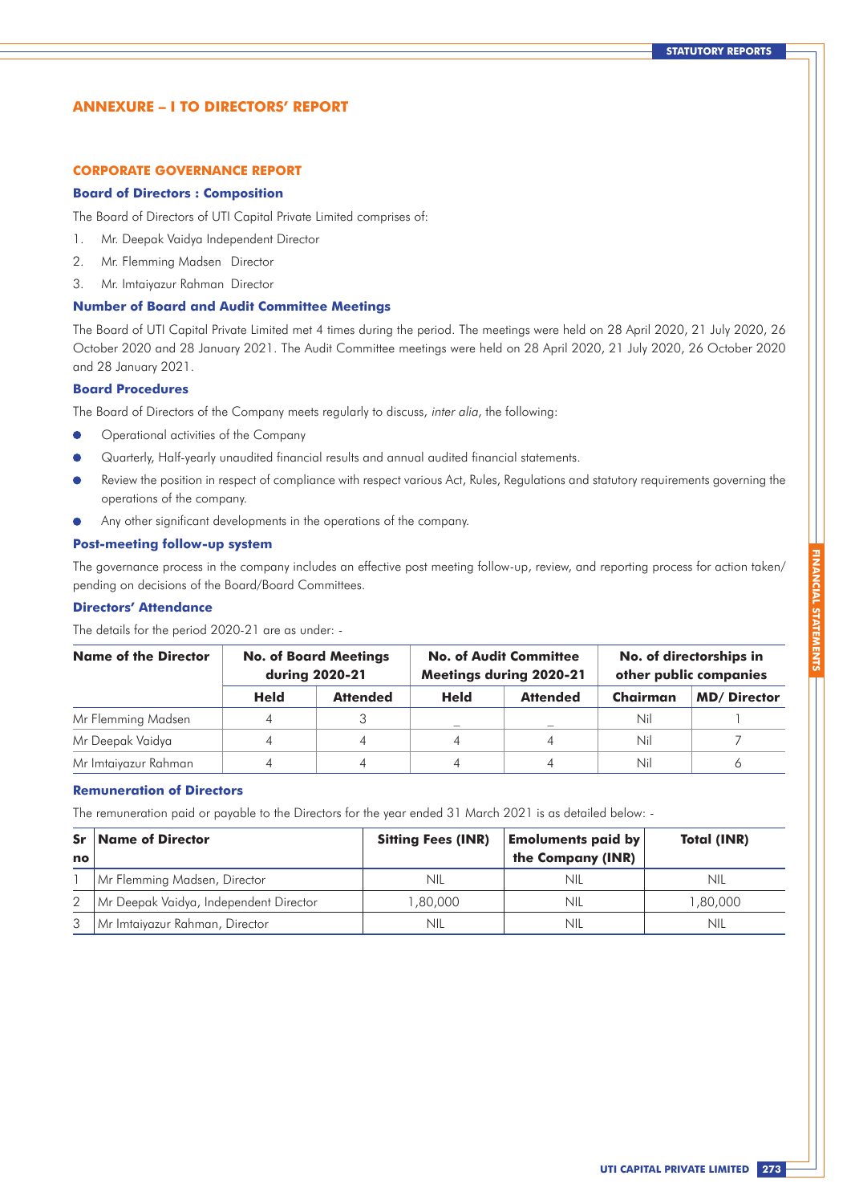# ANNEXURE – I TO DIRECTORS' REPORT

## CORPORATE GOVERNANCE REPORT

### Board of Directors : Composition

The Board of Directors of UTI Capital Private Limited comprises of:

1. Mr. Deepak Vaidya Independent Director
2. Mr. Flemming Madsen Director
3. Mr. Imtaiyazur Rahman Director

### Number of Board and Audit Committee Meetings

The Board of UTI Capital Private Limited met 4 times during the period. The meetings were held on 28 April 2020, 21 July 2020, 26 October 2020 and 28 January 2021. The Audit Committee meetings were held on 28 April 2020, 21 July 2020, 26 October 2020 and 28 January 2021.

### Board Procedures

The Board of Directors of the Company meets regularly to discuss, *inter alia*, the following:

- Operational activities of the Company
- Quarterly, Half-yearly unaudited financial results and annual audited financial statements.
- Review the position in respect of compliance with respect various Act, Rules, Regulations and statutory requirements governing the operations of the company.
- Any other significant developments in the operations of the company.

### Post-meeting follow-up system

The governance process in the company includes an effective post meeting follow-up, review, and reporting process for action taken/ pending on decisions of the Board/Board Committees.

### Directors' Attendance

The details for the period 2020-21 are as under: -

| Name of the Director | No. of Board Meetings during 2020-21 | | No. of Audit Committee Meetings during 2020-21 | | No. of directorships in other public companies | |
|---|---|---|---|---|---|---|
| | Held | Attended | Held | Attended | Chairman | MD/ Director |
| Mr Flemming Madsen | 4 | 3 | _ | _ | Nil | 1 |
| Mr Deepak Vaidya | 4 | 4 | 4 | 4 | Nil | 7 |
| Mr Imtaiyazur Rahman | 4 | 4 | 4 | 4 | Nil | 6 |

### Remuneration of Directors

The remuneration paid or payable to the Directors for the year ended 31 March 2021 is as detailed below: -

| Sr no | Name of Director | Sitting Fees (INR) | Emoluments paid by the Company (INR) | Total (INR) |
|---|---|---|---|---|
| 1 | Mr Flemming Madsen, Director | NIL | NIL | NIL |
| 2 | Mr Deepak Vaidya, Independent Director | 1,80,000 | NIL | 1,80,000 |
| 3 | Mr Imtaiyazur Rahman, Director | NIL | NIL | NIL |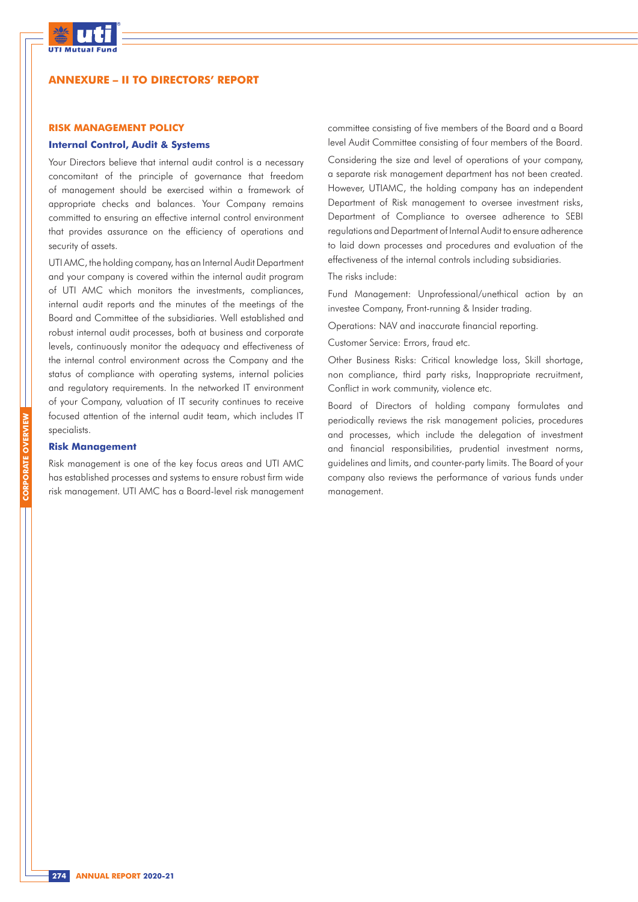## ANNEXURE – II TO DIRECTORS' REPORT

### RISK MANAGEMENT POLICY

#### Internal Control, Audit & Systems

Your Directors believe that internal audit control is a necessary concomitant of the principle of governance that freedom of management should be exercised within a framework of appropriate checks and balances. Your Company remains committed to ensuring an effective internal control environment that provides assurance on the efficiency of operations and security of assets.

UTI AMC, the holding company, has an Internal Audit Department and your company is covered within the internal audit program of UTI AMC which monitors the investments, compliances, internal audit reports and the minutes of the meetings of the Board and Committee of the subsidiaries. Well established and robust internal audit processes, both at business and corporate levels, continuously monitor the adequacy and effectiveness of the internal control environment across the Company and the status of compliance with operating systems, internal policies and regulatory requirements. In the networked IT environment of your Company, valuation of IT security continues to receive focused attention of the internal audit team, which includes IT specialists.

#### Risk Management

Risk management is one of the key focus areas and UTI AMC has established processes and systems to ensure robust firm wide risk management. UTI AMC has a Board-level risk management committee consisting of five members of the Board and a Board level Audit Committee consisting of four members of the Board.

Considering the size and level of operations of your company, a separate risk management department has not been created. However, UTIAMC, the holding company has an independent Department of Risk management to oversee investment risks, Department of Compliance to oversee adherence to SEBI regulations and Department of Internal Audit to ensure adherence to laid down processes and procedures and evaluation of the effectiveness of the internal controls including subsidiaries.

The risks include:

Fund Management: Unprofessional/unethical action by an investee Company, Front-running & Insider trading.

Operations: NAV and inaccurate financial reporting.

Customer Service: Errors, fraud etc.

Other Business Risks: Critical knowledge loss, Skill shortage, non compliance, third party risks, Inappropriate recruitment, Conflict in work community, violence etc.

Board of Directors of holding company formulates and periodically reviews the risk management policies, procedures and processes, which include the delegation of investment and financial responsibilities, prudential investment norms, guidelines and limits, and counter-party limits. The Board of your company also reviews the performance of various funds under management.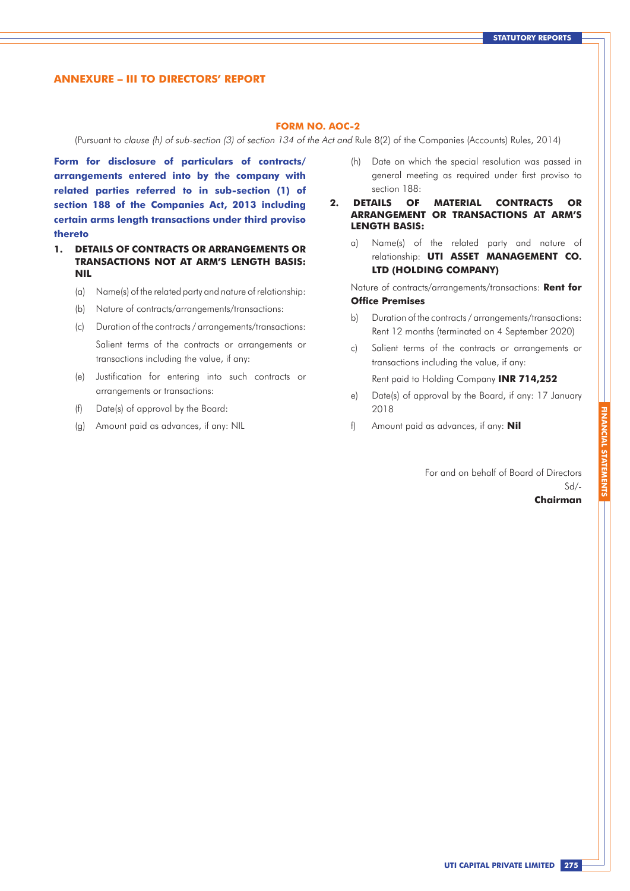## ANNEXURE – III TO DIRECTORS' REPORT

### FORM NO. AOC-2

(Pursuant to *clause (h) of sub-section (3) of section 134 of the Act and* Rule 8(2) of the Companies (Accounts) Rules, 2014)

**Form for disclosure of particulars of contracts/ arrangements entered into by the company with related parties referred to in sub-section (1) of section 188 of the Companies Act, 2013 including certain arms length transactions under third proviso thereto**

**1. DETAILS OF CONTRACTS OR ARRANGEMENTS OR TRANSACTIONS NOT AT ARM'S LENGTH BASIS: NIL**

(a) Name(s) of the related party and nature of relationship:

(b) Nature of contracts/arrangements/transactions:

(c) Duration of the contracts / arrangements/transactions:

Salient terms of the contracts or arrangements or transactions including the value, if any:

(e) Justification for entering into such contracts or arrangements or transactions:

(f) Date(s) of approval by the Board:

(g) Amount paid as advances, if any: NIL

(h) Date on which the special resolution was passed in general meeting as required under first proviso to section 188:

**2. DETAILS OF MATERIAL CONTRACTS OR ARRANGEMENT OR TRANSACTIONS AT ARM'S LENGTH BASIS:**

a) Name(s) of the related party and nature of relationship: **UTI ASSET MANAGEMENT CO. LTD (HOLDING COMPANY)**

Nature of contracts/arrangements/transactions: **Rent for Office Premises**

b) Duration of the contracts / arrangements/transactions: Rent 12 months (terminated on 4 September 2020)

c) Salient terms of the contracts or arrangements or transactions including the value, if any:

Rent paid to Holding Company **INR 714,252**

e) Date(s) of approval by the Board, if any: 17 January 2018

f) Amount paid as advances, if any: **Nil**

For and on behalf of Board of Directors
Sd/-
**Chairman**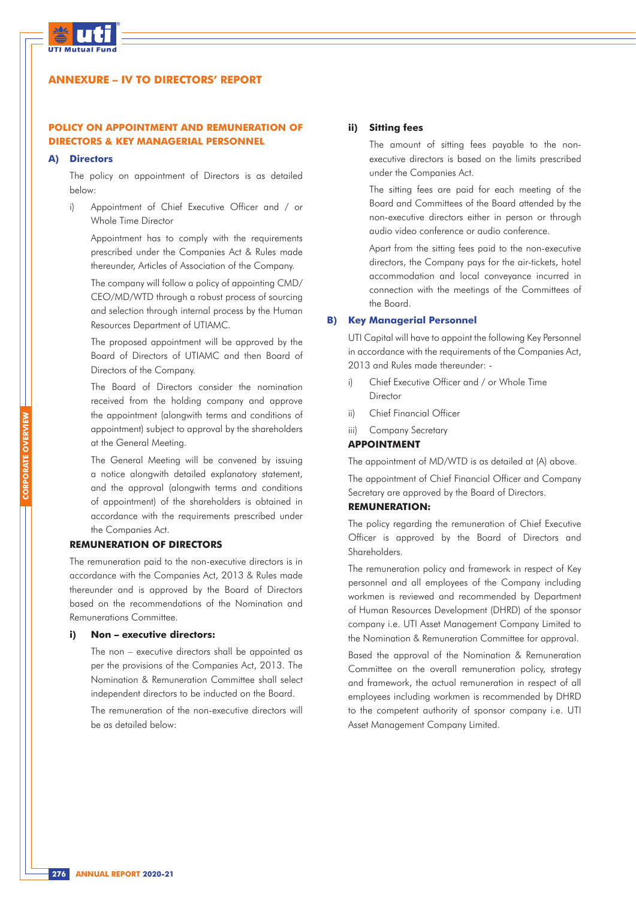## ANNEXURE – IV TO DIRECTORS' REPORT

### POLICY ON APPOINTMENT AND REMUNERATION OF DIRECTORS & KEY MANAGERIAL PERSONNEL

**A) Directors**

The policy on appointment of Directors is as detailed below:

i) Appointment of Chief Executive Officer and / or Whole Time Director

Appointment has to comply with the requirements prescribed under the Companies Act & Rules made thereunder, Articles of Association of the Company.

The company will follow a policy of appointing CMD/ CEO/MD/WTD through a robust process of sourcing and selection through internal process by the Human Resources Department of UTIAMC.

The proposed appointment will be approved by the Board of Directors of UTIAMC and then Board of Directors of the Company.

The Board of Directors consider the nomination received from the holding company and approve the appointment (alongwith terms and conditions of appointment) subject to approval by the shareholders at the General Meeting.

The General Meeting will be convened by issuing a notice alongwith detailed explanatory statement, and the approval (alongwith terms and conditions of appointment) of the shareholders is obtained in accordance with the requirements prescribed under the Companies Act.

**REMUNERATION OF DIRECTORS**

The remuneration paid to the non-executive directors is in accordance with the Companies Act, 2013 & Rules made thereunder and is approved by the Board of Directors based on the recommendations of the Nomination and Remunerations Committee.

**i) Non – executive directors:**

The non – executive directors shall be appointed as per the provisions of the Companies Act, 2013. The Nomination & Remuneration Committee shall select independent directors to be inducted on the Board.

The remuneration of the non-executive directors will be as detailed below:

**ii) Sitting fees**

The amount of sitting fees payable to the non-executive directors is based on the limits prescribed under the Companies Act.

The sitting fees are paid for each meeting of the Board and Committees of the Board attended by the non-executive directors either in person or through audio video conference or audio conference.

Apart from the sitting fees paid to the non-executive directors, the Company pays for the air-tickets, hotel accommodation and local conveyance incurred in connection with the meetings of the Committees of the Board.

**B) Key Managerial Personnel**

UTI Capital will have to appoint the following Key Personnel in accordance with the requirements of the Companies Act, 2013 and Rules made thereunder: -

i) Chief Executive Officer and / or Whole Time Director

ii) Chief Financial Officer

iii) Company Secretary

**APPOINTMENT**

The appointment of MD/WTD is as detailed at (A) above.

The appointment of Chief Financial Officer and Company Secretary are approved by the Board of Directors.

**REMUNERATION:**

The policy regarding the remuneration of Chief Executive Officer is approved by the Board of Directors and Shareholders.

The remuneration policy and framework in respect of Key personnel and all employees of the Company including workmen is reviewed and recommended by Department of Human Resources Development (DHRD) of the sponsor company i.e. UTI Asset Management Company Limited to the Nomination & Remuneration Committee for approval.

Based the approval of the Nomination & Remuneration Committee on the overall remuneration policy, strategy and framework, the actual remuneration in respect of all employees including workmen is recommended by DHRD to the competent authority of sponsor company i.e. UTI Asset Management Company Limited.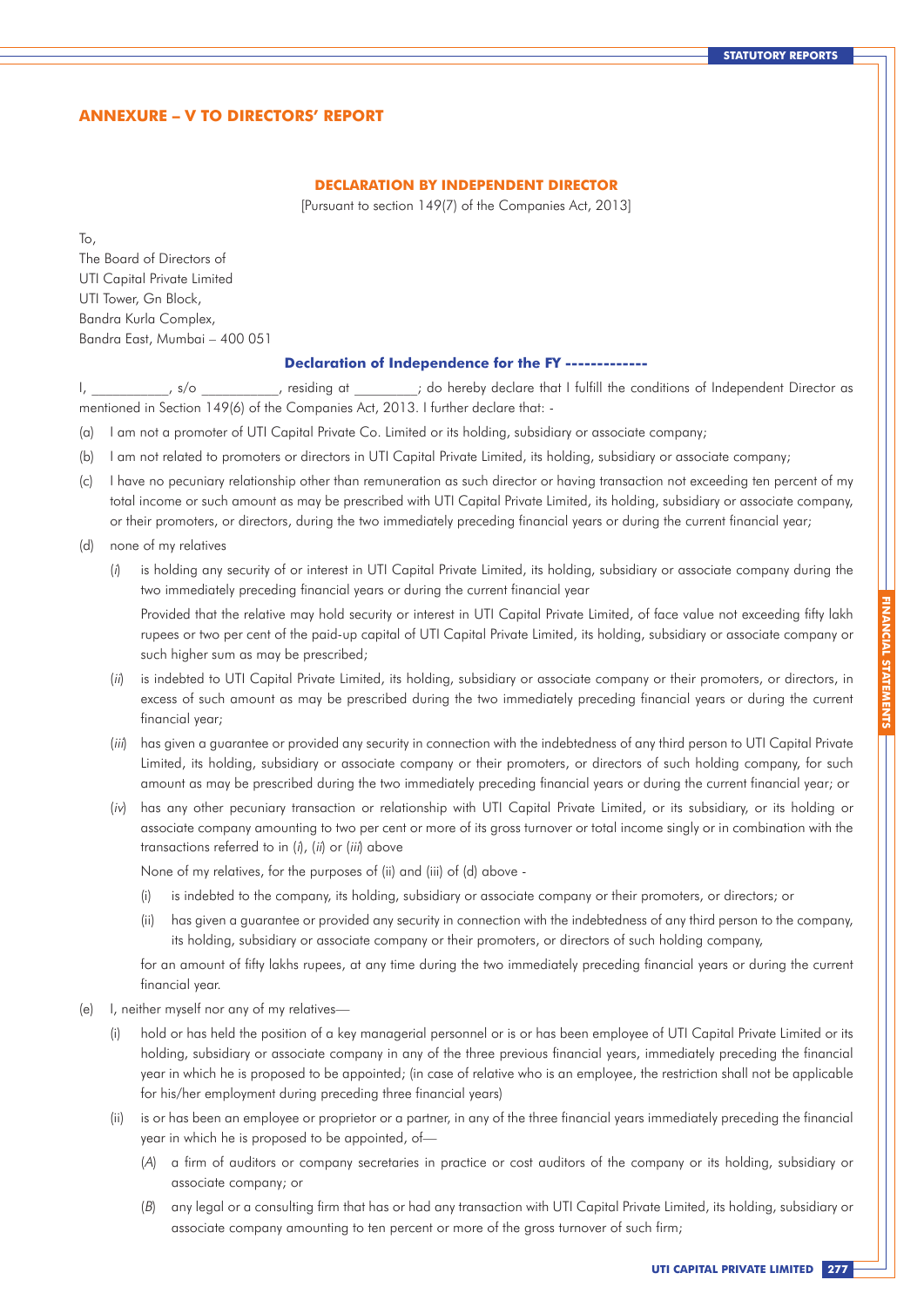## ANNEXURE – V TO DIRECTORS' REPORT

### DECLARATION BY INDEPENDENT DIRECTOR

[Pursuant to section 149(7) of the Companies Act, 2013]

To,
The Board of Directors of
UTI Capital Private Limited
UTI Tower, Gn Block,
Bandra Kurla Complex,
Bandra East, Mumbai – 400 051

**Declaration of Independence for the FY -------------**

I, ___________, s/o ___________, residing at _________; do hereby declare that I fulfill the conditions of Independent Director as mentioned in Section 149(6) of the Companies Act, 2013. I further declare that: -

(a) I am not a promoter of UTI Capital Private Co. Limited or its holding, subsidiary or associate company;

(b) I am not related to promoters or directors in UTI Capital Private Limited, its holding, subsidiary or associate company;

(c) I have no pecuniary relationship other than remuneration as such director or having transaction not exceeding ten percent of my total income or such amount as may be prescribed with UTI Capital Private Limited, its holding, subsidiary or associate company, or their promoters, or directors, during the two immediately preceding financial years or during the current financial year;

(d) none of my relatives

(*i*) is holding any security of or interest in UTI Capital Private Limited, its holding, subsidiary or associate company during the two immediately preceding financial years or during the current financial year

Provided that the relative may hold security or interest in UTI Capital Private Limited, of face value not exceeding fifty lakh rupees or two per cent of the paid-up capital of UTI Capital Private Limited, its holding, subsidiary or associate company or such higher sum as may be prescribed;

(*ii*) is indebted to UTI Capital Private Limited, its holding, subsidiary or associate company or their promoters, or directors, in excess of such amount as may be prescribed during the two immediately preceding financial years or during the current financial year;

(*iii*) has given a guarantee or provided any security in connection with the indebtedness of any third person to UTI Capital Private Limited, its holding, subsidiary or associate company or their promoters, or directors of such holding company, for such amount as may be prescribed during the two immediately preceding financial years or during the current financial year; or

(*iv*) has any other pecuniary transaction or relationship with UTI Capital Private Limited, or its subsidiary, or its holding or associate company amounting to two per cent or more of its gross turnover or total income singly or in combination with the transactions referred to in (*i*), (*ii*) or (*iii*) above

None of my relatives, for the purposes of (ii) and (iii) of (d) above -

(i) is indebted to the company, its holding, subsidiary or associate company or their promoters, or directors; or

(ii) has given a guarantee or provided any security in connection with the indebtedness of any third person to the company, its holding, subsidiary or associate company or their promoters, or directors of such holding company,

for an amount of fifty lakhs rupees, at any time during the two immediately preceding financial years or during the current financial year.

(e) I, neither myself nor any of my relatives—

(i) hold or has held the position of a key managerial personnel or is or has been employee of UTI Capital Private Limited or its holding, subsidiary or associate company in any of the three previous financial years, immediately preceding the financial year in which he is proposed to be appointed; (in case of relative who is an employee, the restriction shall not be applicable for his/her employment during preceding three financial years)

(ii) is or has been an employee or proprietor or a partner, in any of the three financial years immediately preceding the financial year in which he is proposed to be appointed, of—

(*A*) a firm of auditors or company secretaries in practice or cost auditors of the company or its holding, subsidiary or associate company; or

(*B*) any legal or a consulting firm that has or had any transaction with UTI Capital Private Limited, its holding, subsidiary or associate company amounting to ten percent or more of the gross turnover of such firm;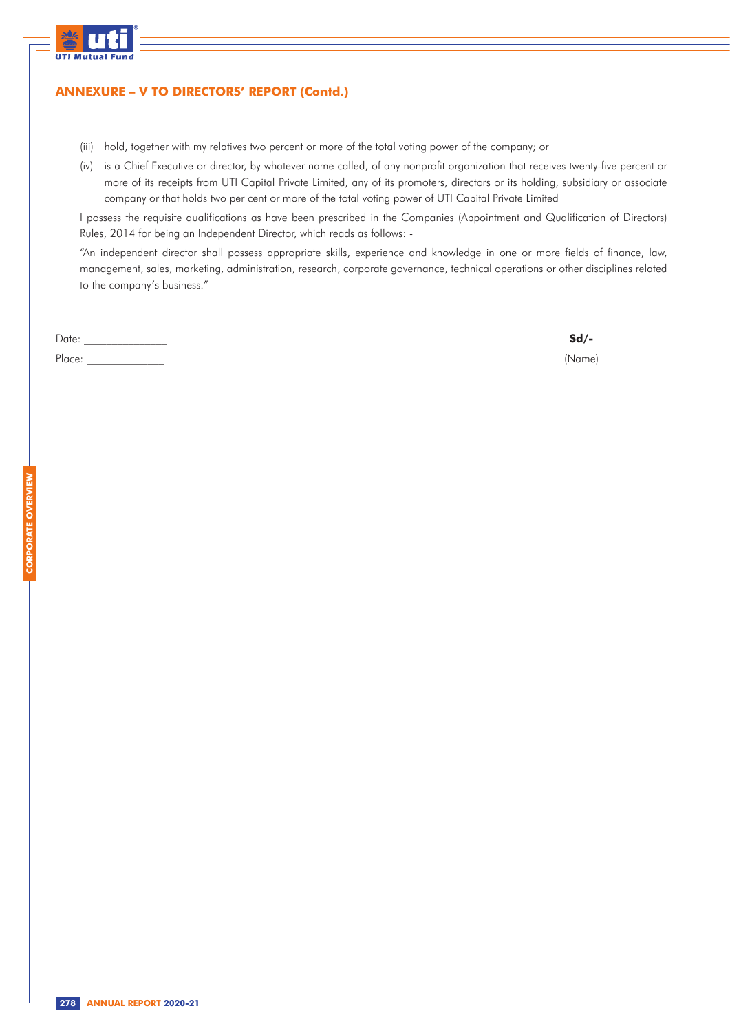## ANNEXURE – V TO DIRECTORS' REPORT (Contd.)

(iii) hold, together with my relatives two percent or more of the total voting power of the company; or

(iv) is a Chief Executive or director, by whatever name called, of any nonprofit organization that receives twenty-five percent or more of its receipts from UTI Capital Private Limited, any of its promoters, directors or its holding, subsidiary or associate company or that holds two per cent or more of the total voting power of UTI Capital Private Limited

I possess the requisite qualifications as have been prescribed in the Companies (Appointment and Qualification of Directors) Rules, 2014 for being an Independent Director, which reads as follows: -

"An independent director shall possess appropriate skills, experience and knowledge in one or more fields of finance, law, management, sales, marketing, administration, research, corporate governance, technical operations or other disciplines related to the company's business."

Date: ______________

Place: _____________

**Sd/-**

(Name)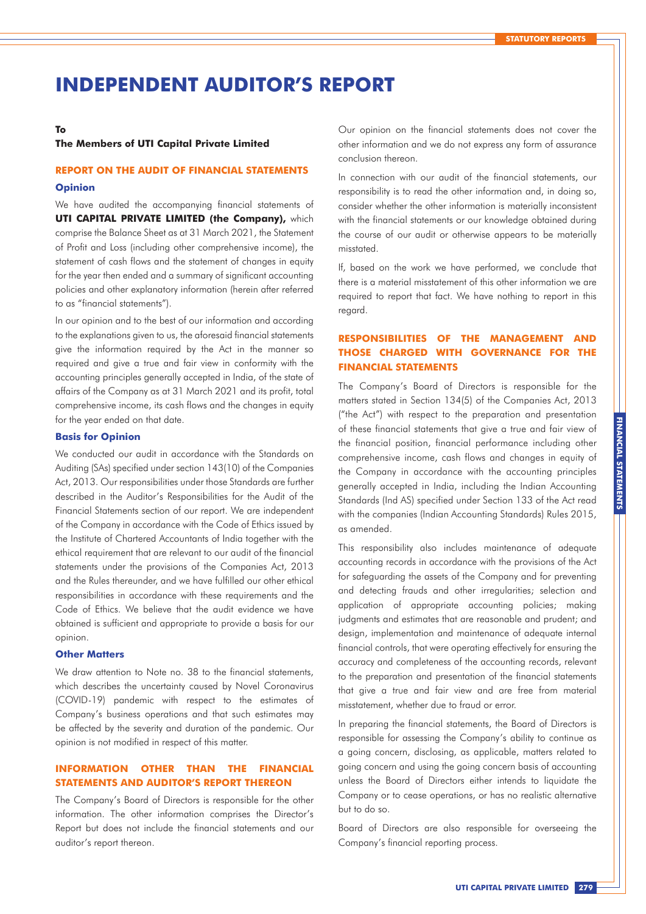# INDEPENDENT AUDITOR'S REPORT

**To**

**The Members of UTI Capital Private Limited**

## REPORT ON THE AUDIT OF FINANCIAL STATEMENTS

### Opinion

We have audited the accompanying financial statements of **UTI CAPITAL PRIVATE LIMITED (the Company),** which comprise the Balance Sheet as at 31 March 2021, the Statement of Profit and Loss (including other comprehensive income), the statement of cash flows and the statement of changes in equity for the year then ended and a summary of significant accounting policies and other explanatory information (herein after referred to as "financial statements").

In our opinion and to the best of our information and according to the explanations given to us, the aforesaid financial statements give the information required by the Act in the manner so required and give a true and fair view in conformity with the accounting principles generally accepted in India, of the state of affairs of the Company as at 31 March 2021 and its profit, total comprehensive income, its cash flows and the changes in equity for the year ended on that date.

### Basis for Opinion

We conducted our audit in accordance with the Standards on Auditing (SAs) specified under section 143(10) of the Companies Act, 2013. Our responsibilities under those Standards are further described in the Auditor's Responsibilities for the Audit of the Financial Statements section of our report. We are independent of the Company in accordance with the Code of Ethics issued by the Institute of Chartered Accountants of India together with the ethical requirement that are relevant to our audit of the financial statements under the provisions of the Companies Act, 2013 and the Rules thereunder, and we have fulfilled our other ethical responsibilities in accordance with these requirements and the Code of Ethics. We believe that the audit evidence we have obtained is sufficient and appropriate to provide a basis for our opinion.

### Other Matters

We draw attention to Note no. 38 to the financial statements, which describes the uncertainty caused by Novel Coronavirus (COVID-19) pandemic with respect to the estimates of Company's business operations and that such estimates may be affected by the severity and duration of the pandemic. Our opinion is not modified in respect of this matter.

## INFORMATION OTHER THAN THE FINANCIAL STATEMENTS AND AUDITOR'S REPORT THEREON

The Company's Board of Directors is responsible for the other information. The other information comprises the Director's Report but does not include the financial statements and our auditor's report thereon.

Our opinion on the financial statements does not cover the other information and we do not express any form of assurance conclusion thereon.

In connection with our audit of the financial statements, our responsibility is to read the other information and, in doing so, consider whether the other information is materially inconsistent with the financial statements or our knowledge obtained during the course of our audit or otherwise appears to be materially misstated.

If, based on the work we have performed, we conclude that there is a material misstatement of this other information we are required to report that fact. We have nothing to report in this regard.

## RESPONSIBILITIES OF THE MANAGEMENT AND THOSE CHARGED WITH GOVERNANCE FOR THE FINANCIAL STATEMENTS

The Company's Board of Directors is responsible for the matters stated in Section 134(5) of the Companies Act, 2013 ("the Act") with respect to the preparation and presentation of these financial statements that give a true and fair view of the financial position, financial performance including other comprehensive income, cash flows and changes in equity of the Company in accordance with the accounting principles generally accepted in India, including the Indian Accounting Standards (Ind AS) specified under Section 133 of the Act read with the companies (Indian Accounting Standards) Rules 2015, as amended.

This responsibility also includes maintenance of adequate accounting records in accordance with the provisions of the Act for safeguarding the assets of the Company and for preventing and detecting frauds and other irregularities; selection and application of appropriate accounting policies; making judgments and estimates that are reasonable and prudent; and design, implementation and maintenance of adequate internal financial controls, that were operating effectively for ensuring the accuracy and completeness of the accounting records, relevant to the preparation and presentation of the financial statements that give a true and fair view and are free from material misstatement, whether due to fraud or error.

In preparing the financial statements, the Board of Directors is responsible for assessing the Company's ability to continue as a going concern, disclosing, as applicable, matters related to going concern and using the going concern basis of accounting unless the Board of Directors either intends to liquidate the Company or to cease operations, or has no realistic alternative but to do so.

Board of Directors are also responsible for overseeing the Company's financial reporting process.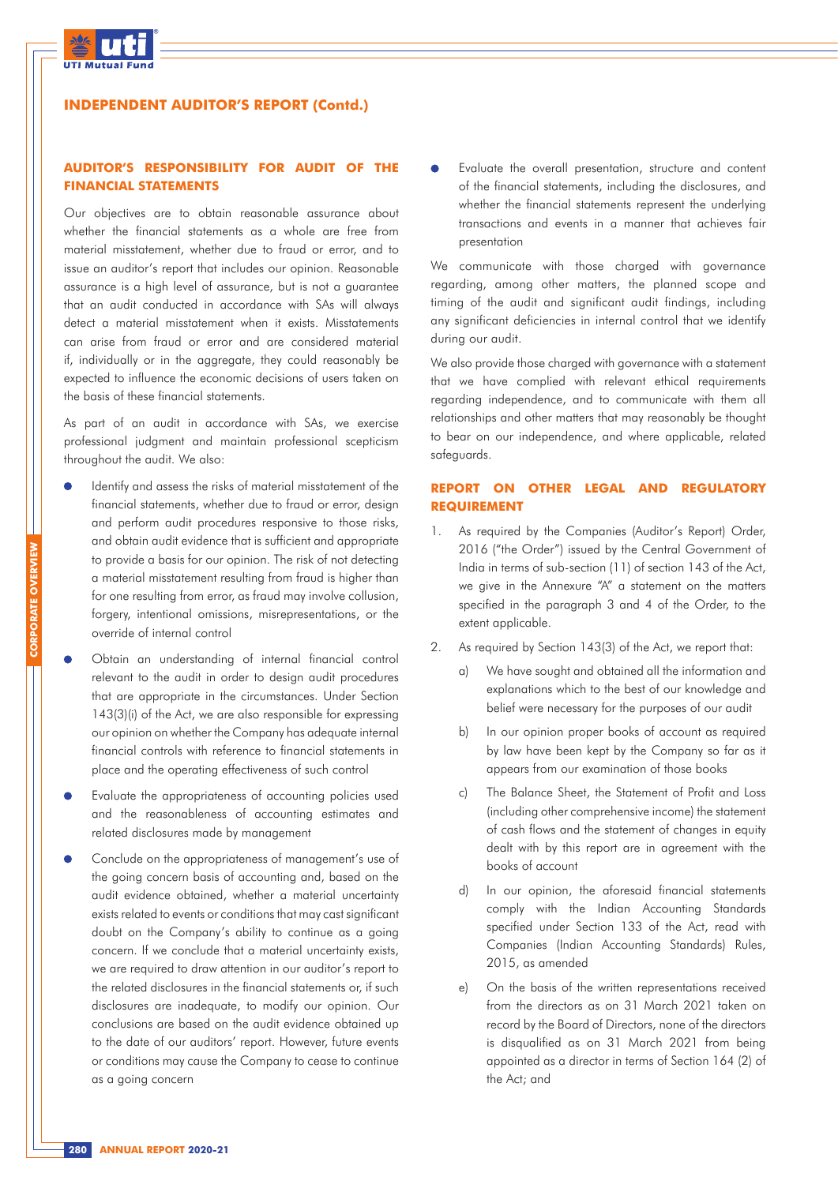## INDEPENDENT AUDITOR'S REPORT (Contd.)

### AUDITOR'S RESPONSIBILITY FOR AUDIT OF THE FINANCIAL STATEMENTS

Our objectives are to obtain reasonable assurance about whether the financial statements as a whole are free from material misstatement, whether due to fraud or error, and to issue an auditor's report that includes our opinion. Reasonable assurance is a high level of assurance, but is not a guarantee that an audit conducted in accordance with SAs will always detect a material misstatement when it exists. Misstatements can arise from fraud or error and are considered material if, individually or in the aggregate, they could reasonably be expected to influence the economic decisions of users taken on the basis of these financial statements.

As part of an audit in accordance with SAs, we exercise professional judgment and maintain professional scepticism throughout the audit. We also:

- Identify and assess the risks of material misstatement of the financial statements, whether due to fraud or error, design and perform audit procedures responsive to those risks, and obtain audit evidence that is sufficient and appropriate to provide a basis for our opinion. The risk of not detecting a material misstatement resulting from fraud is higher than for one resulting from error, as fraud may involve collusion, forgery, intentional omissions, misrepresentations, or the override of internal control
- Obtain an understanding of internal financial control relevant to the audit in order to design audit procedures that are appropriate in the circumstances. Under Section 143(3)(i) of the Act, we are also responsible for expressing our opinion on whether the Company has adequate internal financial controls with reference to financial statements in place and the operating effectiveness of such control
- Evaluate the appropriateness of accounting policies used and the reasonableness of accounting estimates and related disclosures made by management
- Conclude on the appropriateness of management's use of the going concern basis of accounting and, based on the audit evidence obtained, whether a material uncertainty exists related to events or conditions that may cast significant doubt on the Company's ability to continue as a going concern. If we conclude that a material uncertainty exists, we are required to draw attention in our auditor's report to the related disclosures in the financial statements or, if such disclosures are inadequate, to modify our opinion. Our conclusions are based on the audit evidence obtained up to the date of our auditors' report. However, future events or conditions may cause the Company to cease to continue as a going concern
- Evaluate the overall presentation, structure and content of the financial statements, including the disclosures, and whether the financial statements represent the underlying transactions and events in a manner that achieves fair presentation

We communicate with those charged with governance regarding, among other matters, the planned scope and timing of the audit and significant audit findings, including any significant deficiencies in internal control that we identify during our audit.

We also provide those charged with governance with a statement that we have complied with relevant ethical requirements regarding independence, and to communicate with them all relationships and other matters that may reasonably be thought to bear on our independence, and where applicable, related safeguards.

### REPORT ON OTHER LEGAL AND REGULATORY REQUIREMENT

1. As required by the Companies (Auditor's Report) Order, 2016 ("the Order") issued by the Central Government of India in terms of sub-section (11) of section 143 of the Act, we give in the Annexure "A" a statement on the matters specified in the paragraph 3 and 4 of the Order, to the extent applicable.

2. As required by Section 143(3) of the Act, we report that:

   a) We have sought and obtained all the information and explanations which to the best of our knowledge and belief were necessary for the purposes of our audit

   b) In our opinion proper books of account as required by law have been kept by the Company so far as it appears from our examination of those books

   c) The Balance Sheet, the Statement of Profit and Loss (including other comprehensive income) the statement of cash flows and the statement of changes in equity dealt with by this report are in agreement with the books of account

   d) In our opinion, the aforesaid financial statements comply with the Indian Accounting Standards specified under Section 133 of the Act, read with Companies (Indian Accounting Standards) Rules, 2015, as amended

   e) On the basis of the written representations received from the directors as on 31 March 2021 taken on record by the Board of Directors, none of the directors is disqualified as on 31 March 2021 from being appointed as a director in terms of Section 164 (2) of the Act; and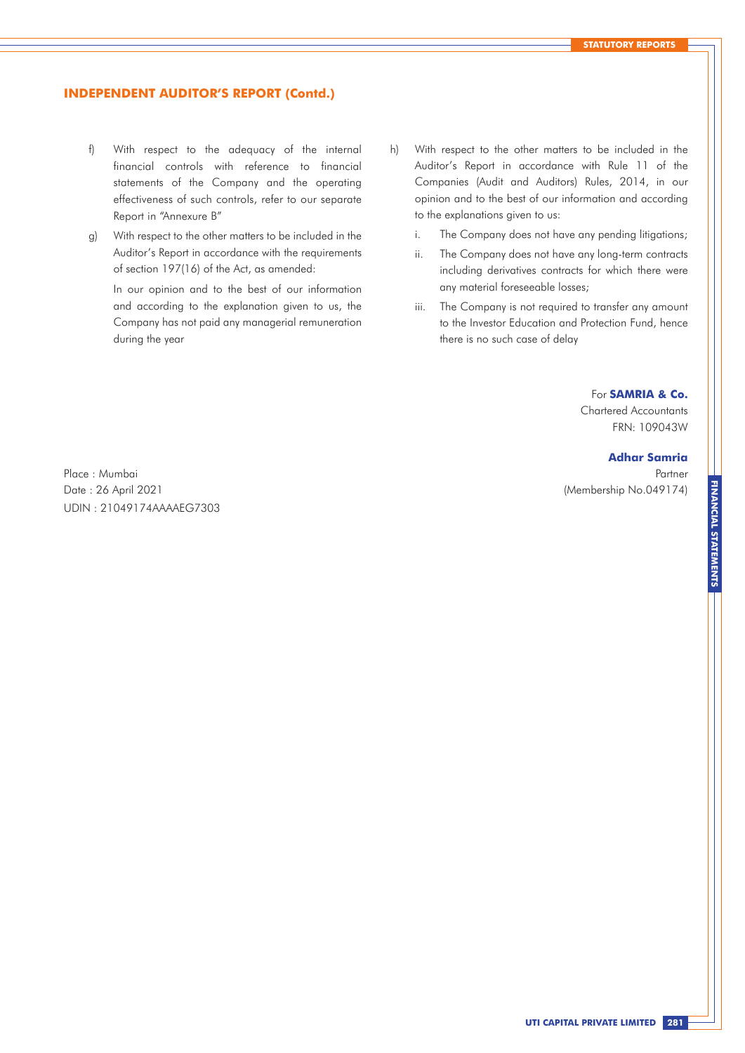## INDEPENDENT AUDITOR'S REPORT (Contd.)

f) With respect to the adequacy of the internal financial controls with reference to financial statements of the Company and the operating effectiveness of such controls, refer to our separate Report in "Annexure B"

g) With respect to the other matters to be included in the Auditor's Report in accordance with the requirements of section 197(16) of the Act, as amended:

   In our opinion and to the best of our information and according to the explanation given to us, the Company has not paid any managerial remuneration during the year

h) With respect to the other matters to be included in the Auditor's Report in accordance with Rule 11 of the Companies (Audit and Auditors) Rules, 2014, in our opinion and to the best of our information and according to the explanations given to us:

   i. The Company does not have any pending litigations;

   ii. The Company does not have any long-term contracts including derivatives contracts for which there were any material foreseeable losses;

   iii. The Company is not required to transfer any amount to the Investor Education and Protection Fund, hence there is no such case of delay

For **SAMRIA & Co.**
Chartered Accountants
FRN: 109043W

**Adhar Samria**
Partner
(Membership No.049174)

Place : Mumbai
Date : 26 April 2021
UDIN : 21049174AAAAEG7303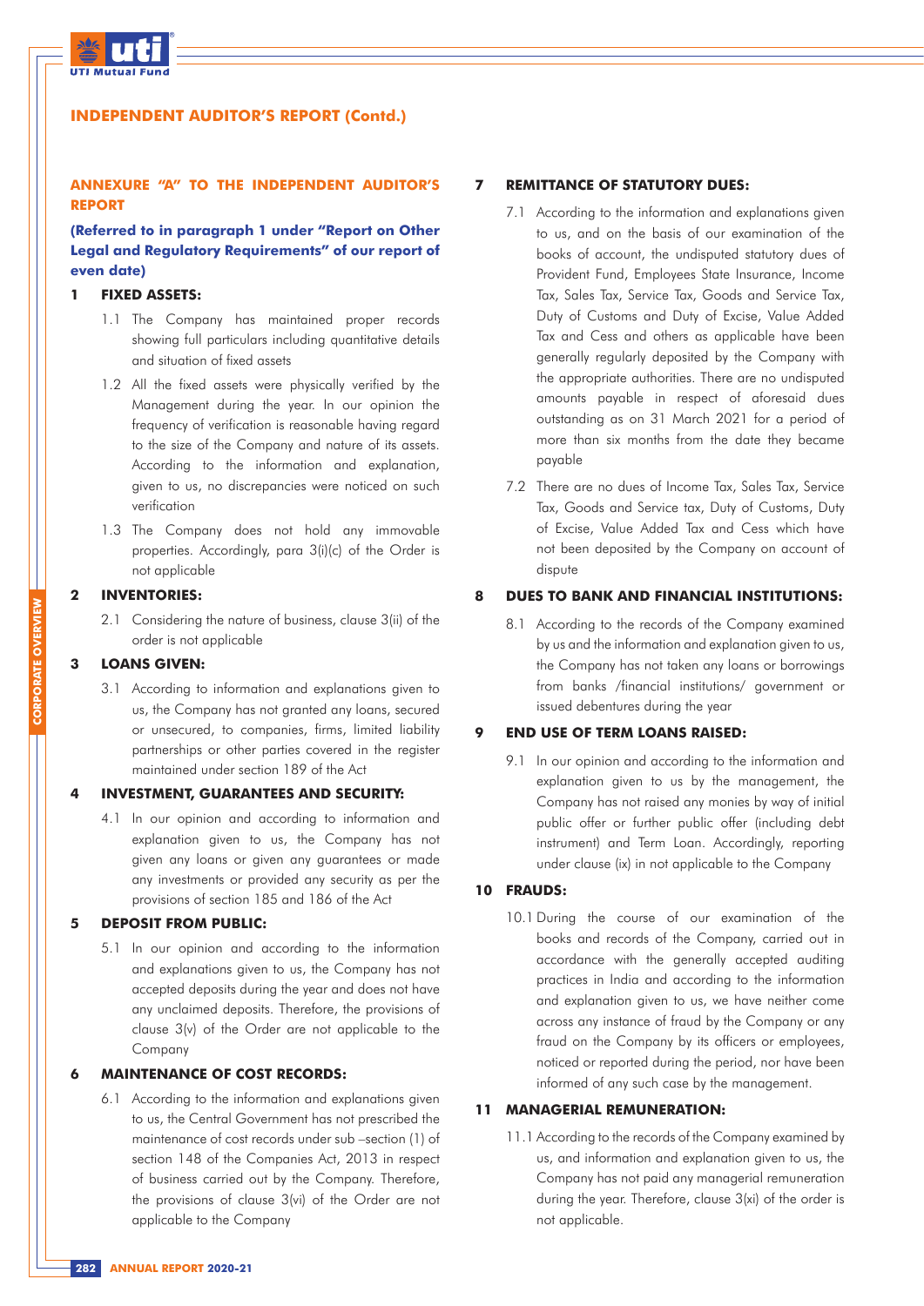## ANNEXURE "A" TO THE INDEPENDENT AUDITOR'S REPORT

**(Referred to in paragraph 1 under "Report on Other Legal and Regulatory Requirements" of our report of even date)**

### 1 FIXED ASSETS:

1.1 The Company has maintained proper records showing full particulars including quantitative details and situation of fixed assets

1.2 All the fixed assets were physically verified by the Management during the year. In our opinion the frequency of verification is reasonable having regard to the size of the Company and nature of its assets. According to the information and explanation, given to us, no discrepancies were noticed on such verification

1.3 The Company does not hold any immovable properties. Accordingly, para 3(i)(c) of the Order is not applicable

### 2 INVENTORIES:

2.1 Considering the nature of business, clause 3(ii) of the order is not applicable

### 3 LOANS GIVEN:

3.1 According to information and explanations given to us, the Company has not granted any loans, secured or unsecured, to companies, firms, limited liability partnerships or other parties covered in the register maintained under section 189 of the Act

### 4 INVESTMENT, GUARANTEES AND SECURITY:

4.1 In our opinion and according to information and explanation given to us, the Company has not given any loans or given any guarantees or made any investments or provided any security as per the provisions of section 185 and 186 of the Act

### 5 DEPOSIT FROM PUBLIC:

5.1 In our opinion and according to the information and explanations given to us, the Company has not accepted deposits during the year and does not have any unclaimed deposits. Therefore, the provisions of clause 3(v) of the Order are not applicable to the Company

### 6 MAINTENANCE OF COST RECORDS:

6.1 According to the information and explanations given to us, the Central Government has not prescribed the maintenance of cost records under sub –section (1) of section 148 of the Companies Act, 2013 in respect of business carried out by the Company. Therefore, the provisions of clause 3(vi) of the Order are not applicable to the Company

### 7 REMITTANCE OF STATUTORY DUES:

7.1 According to the information and explanations given to us, and on the basis of our examination of the books of account, the undisputed statutory dues of Provident Fund, Employees State Insurance, Income Tax, Sales Tax, Service Tax, Goods and Service Tax, Duty of Customs and Duty of Excise, Value Added Tax and Cess and others as applicable have been generally regularly deposited by the Company with the appropriate authorities. There are no undisputed amounts payable in respect of aforesaid dues outstanding as on 31 March 2021 for a period of more than six months from the date they became payable

7.2 There are no dues of Income Tax, Sales Tax, Service Tax, Goods and Service tax, Duty of Customs, Duty of Excise, Value Added Tax and Cess which have not been deposited by the Company on account of dispute

### 8 DUES TO BANK AND FINANCIAL INSTITUTIONS:

8.1 According to the records of the Company examined by us and the information and explanation given to us, the Company has not taken any loans or borrowings from banks /financial institutions/ government or issued debentures during the year

### 9 END USE OF TERM LOANS RAISED:

9.1 In our opinion and according to the information and explanation given to us by the management, the Company has not raised any monies by way of initial public offer or further public offer (including debt instrument) and Term Loan. Accordingly, reporting under clause (ix) in not applicable to the Company

### 10 FRAUDS:

10.1 During the course of our examination of the books and records of the Company, carried out in accordance with the generally accepted auditing practices in India and according to the information and explanation given to us, we have neither come across any instance of fraud by the Company or any fraud on the Company by its officers or employees, noticed or reported during the period, nor have been informed of any such case by the management.

### 11 MANAGERIAL REMUNERATION:

11.1 According to the records of the Company examined by us, and information and explanation given to us, the Company has not paid any managerial remuneration during the year. Therefore, clause 3(xi) of the order is not applicable.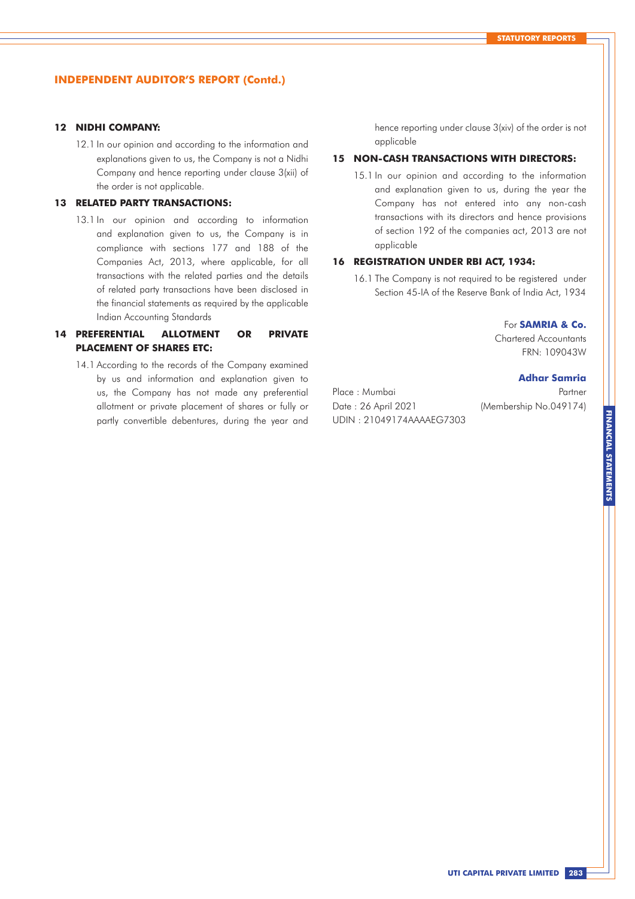## INDEPENDENT AUDITOR'S REPORT (Contd.)

### 12 NIDHI COMPANY:

12.1 In our opinion and according to the information and explanations given to us, the Company is not a Nidhi Company and hence reporting under clause 3(xii) of the order is not applicable.

### 13 RELATED PARTY TRANSACTIONS:

13.1 In our opinion and according to information and explanation given to us, the Company is in compliance with sections 177 and 188 of the Companies Act, 2013, where applicable, for all transactions with the related parties and the details of related party transactions have been disclosed in the financial statements as required by the applicable Indian Accounting Standards

### 14 PREFERENTIAL ALLOTMENT OR PRIVATE PLACEMENT OF SHARES ETC:

14.1 According to the records of the Company examined by us and information and explanation given to us, the Company has not made any preferential allotment or private placement of shares or fully or partly convertible debentures, during the year and hence reporting under clause 3(xiv) of the order is not applicable

### 15 NON-CASH TRANSACTIONS WITH DIRECTORS:

15.1 In our opinion and according to the information and explanation given to us, during the year the Company has not entered into any non-cash transactions with its directors and hence provisions of section 192 of the companies act, 2013 are not applicable

### 16 REGISTRATION UNDER RBI ACT, 1934:

16.1 The Company is not required to be registered under Section 45-IA of the Reserve Bank of India Act, 1934

For **SAMRIA & Co.**
Chartered Accountants
FRN: 109043W

**Adhar Samria**
Partner
(Membership No.049174)

Place : Mumbai
Date : 26 April 2021
UDIN : 21049174AAAAEG7303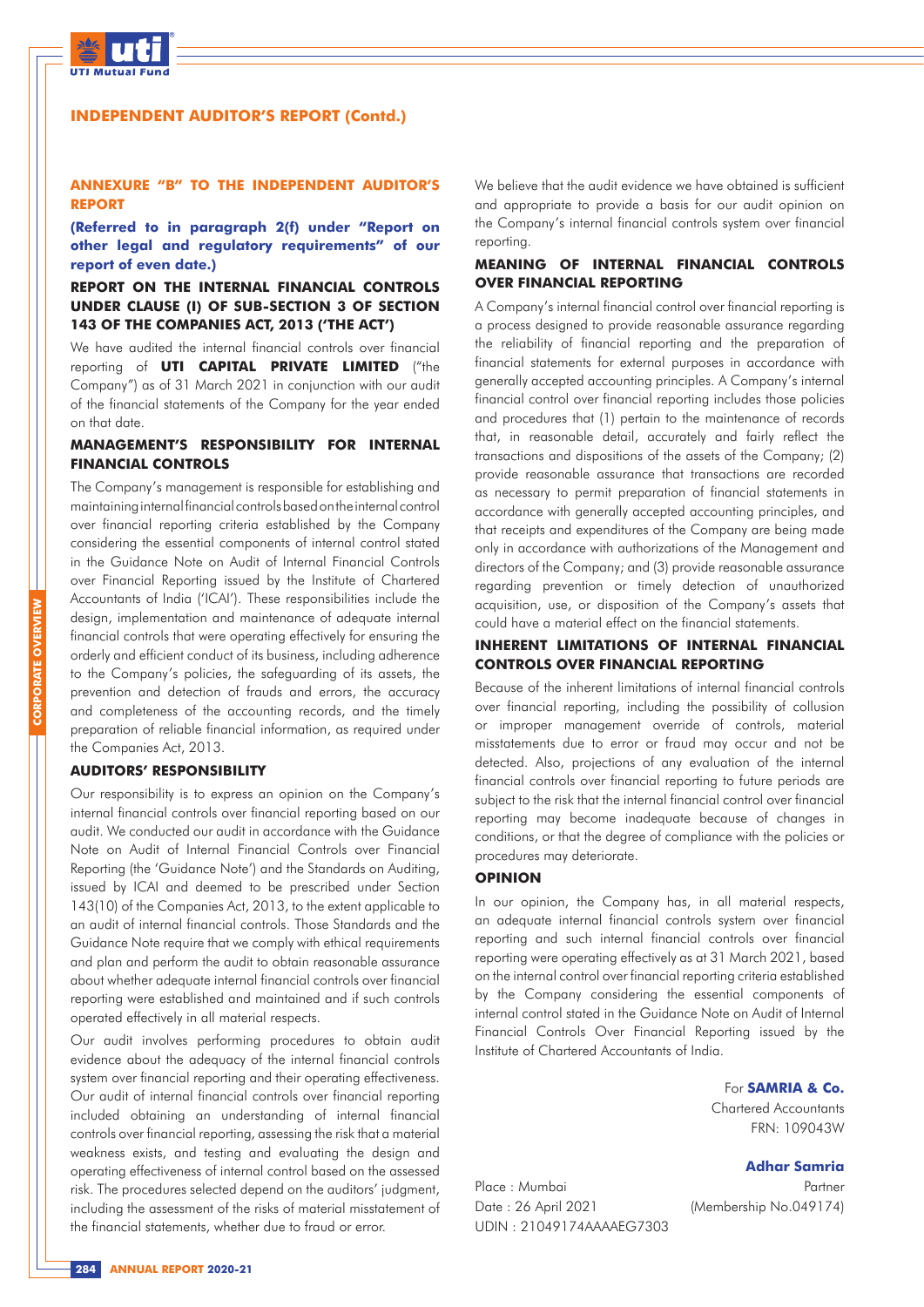## ANNEXURE "B" TO THE INDEPENDENT AUDITOR'S REPORT

**(Referred to in paragraph 2(f) under "Report on other legal and regulatory requirements" of our report of even date.)**

### REPORT ON THE INTERNAL FINANCIAL CONTROLS UNDER CLAUSE (I) OF SUB-SECTION 3 OF SECTION 143 OF THE COMPANIES ACT, 2013 ('THE ACT')

We have audited the internal financial controls over financial reporting of **UTI CAPITAL PRIVATE LIMITED** ("the Company") as of 31 March 2021 in conjunction with our audit of the financial statements of the Company for the year ended on that date.

### MANAGEMENT'S RESPONSIBILITY FOR INTERNAL FINANCIAL CONTROLS

The Company's management is responsible for establishing and maintaining internal financial controls based on the internal control over financial reporting criteria established by the Company considering the essential components of internal control stated in the Guidance Note on Audit of Internal Financial Controls over Financial Reporting issued by the Institute of Chartered Accountants of India ('ICAI'). These responsibilities include the design, implementation and maintenance of adequate internal financial controls that were operating effectively for ensuring the orderly and efficient conduct of its business, including adherence to the Company's policies, the safeguarding of its assets, the prevention and detection of frauds and errors, the accuracy and completeness of the accounting records, and the timely preparation of reliable financial information, as required under the Companies Act, 2013.

### AUDITORS' RESPONSIBILITY

Our responsibility is to express an opinion on the Company's internal financial controls over financial reporting based on our audit. We conducted our audit in accordance with the Guidance Note on Audit of Internal Financial Controls over Financial Reporting (the 'Guidance Note') and the Standards on Auditing, issued by ICAI and deemed to be prescribed under Section 143(10) of the Companies Act, 2013, to the extent applicable to an audit of internal financial controls. Those Standards and the Guidance Note require that we comply with ethical requirements and plan and perform the audit to obtain reasonable assurance about whether adequate internal financial controls over financial reporting were established and maintained and if such controls operated effectively in all material respects.

Our audit involves performing procedures to obtain audit evidence about the adequacy of the internal financial controls system over financial reporting and their operating effectiveness. Our audit of internal financial controls over financial reporting included obtaining an understanding of internal financial controls over financial reporting, assessing the risk that a material weakness exists, and testing and evaluating the design and operating effectiveness of internal control based on the assessed risk. The procedures selected depend on the auditors' judgment, including the assessment of the risks of material misstatement of the financial statements, whether due to fraud or error.

We believe that the audit evidence we have obtained is sufficient and appropriate to provide a basis for our audit opinion on the Company's internal financial controls system over financial reporting.

### MEANING OF INTERNAL FINANCIAL CONTROLS OVER FINANCIAL REPORTING

A Company's internal financial control over financial reporting is a process designed to provide reasonable assurance regarding the reliability of financial reporting and the preparation of financial statements for external purposes in accordance with generally accepted accounting principles. A Company's internal financial control over financial reporting includes those policies and procedures that (1) pertain to the maintenance of records that, in reasonable detail, accurately and fairly reflect the transactions and dispositions of the assets of the Company; (2) provide reasonable assurance that transactions are recorded as necessary to permit preparation of financial statements in accordance with generally accepted accounting principles, and that receipts and expenditures of the Company are being made only in accordance with authorizations of the Management and directors of the Company; and (3) provide reasonable assurance regarding prevention or timely detection of unauthorized acquisition, use, or disposition of the Company's assets that could have a material effect on the financial statements.

### INHERENT LIMITATIONS OF INTERNAL FINANCIAL CONTROLS OVER FINANCIAL REPORTING

Because of the inherent limitations of internal financial controls over financial reporting, including the possibility of collusion or improper management override of controls, material misstatements due to error or fraud may occur and not be detected. Also, projections of any evaluation of the internal financial controls over financial reporting to future periods are subject to the risk that the internal financial control over financial reporting may become inadequate because of changes in conditions, or that the degree of compliance with the policies or procedures may deteriorate.

### OPINION

In our opinion, the Company has, in all material respects, an adequate internal financial controls system over financial reporting and such internal financial controls over financial reporting were operating effectively as at 31 March 2021, based on the internal control over financial reporting criteria established by the Company considering the essential components of internal control stated in the Guidance Note on Audit of Internal Financial Controls Over Financial Reporting issued by the Institute of Chartered Accountants of India.

For **SAMRIA & Co.**
Chartered Accountants
FRN: 109043W

**Adhar Samria**
Partner
(Membership No.049174)

Place : Mumbai
Date : 26 April 2021
UDIN : 21049174AAAAEG7303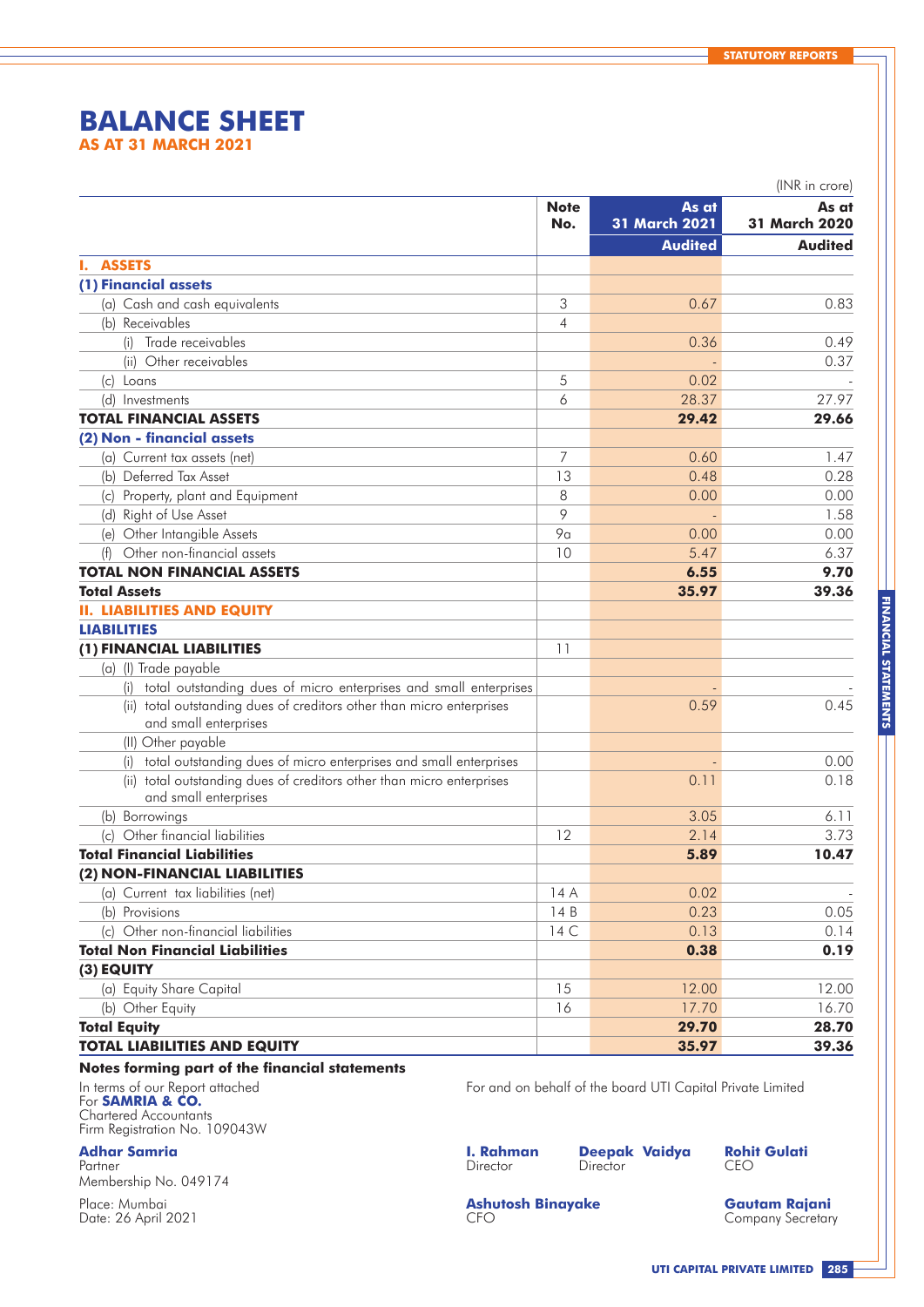# BALANCE SHEET

## AS AT 31 MARCH 2021

(INR in crore)

| | Note No. | As at 31 March 2021 Audited | As at 31 March 2020 Audited |
|---|---|---|---|
| **I. ASSETS** | | | |
| **(1) Financial assets** | | | |
| (a) Cash and cash equivalents | 3 | 0.67 | 0.83 |
| (b) Receivables | 4 | | |
| (i) Trade receivables | | 0.36 | 0.49 |
| (ii) Other receivables | | - | 0.37 |
| (c) Loans | 5 | 0.02 | - |
| (d) Investments | 6 | 28.37 | 27.97 |
| **TOTAL FINANCIAL ASSETS** | | **29.42** | **29.66** |
| **(2) Non - financial assets** | | | |
| (a) Current tax assets (net) | 7 | 0.60 | 1.47 |
| (b) Deferred Tax Asset | 13 | 0.48 | 0.28 |
| (c) Property, plant and Equipment | 8 | 0.00 | 0.00 |
| (d) Right of Use Asset | 9 | - | 1.58 |
| (e) Other Intangible Assets | 9a | 0.00 | 0.00 |
| (f) Other non-financial assets | 10 | 5.47 | 6.37 |
| **TOTAL NON FINANCIAL ASSETS** | | **6.55** | **9.70** |
| **Total Assets** | | **35.97** | **39.36** |
| **II. LIABILITIES AND EQUITY** | | | |
| **LIABILITIES** | | | |
| **(1) FINANCIAL LIABILITIES** | 11 | | |
| (a) (I) Trade payable | | | |
| (i) total outstanding dues of micro enterprises and small enterprises | | - | - |
| (ii) total outstanding dues of creditors other than micro enterprises and small enterprises | | 0.59 | 0.45 |
| (II) Other payable | | | |
| (i) total outstanding dues of micro enterprises and small enterprises | | - | 0.00 |
| (ii) total outstanding dues of creditors other than micro enterprises and small enterprises | | 0.11 | 0.18 |
| (b) Borrowings | | 3.05 | 6.11 |
| (c) Other financial liabilities | 12 | 2.14 | 3.73 |
| **Total Financial Liabilities** | | **5.89** | **10.47** |
| **(2) NON-FINANCIAL LIABILITIES** | | | |
| (a) Current tax liabilities (net) | 14 A | 0.02 | - |
| (b) Provisions | 14 B | 0.23 | 0.05 |
| (c) Other non-financial liabilities | 14 C | 0.13 | 0.14 |
| **Total Non Financial Liabilities** | | **0.38** | **0.19** |
| **(3) EQUITY** | | | |
| (a) Equity Share Capital | 15 | 12.00 | 12.00 |
| (b) Other Equity | 16 | 17.70 | 16.70 |
| **Total Equity** | | **29.70** | **28.70** |
| **TOTAL LIABILITIES AND EQUITY** | | **35.97** | **39.36** |

**Notes forming part of the financial statements**

In terms of our Report attached
For **SAMRIA & CO.**
Chartered Accountants
Firm Registration No. 109043W

**Adhar Samria**
Partner
Membership No. 049174

Place: Mumbai
Date: 26 April 2021

For and on behalf of the board UTI Capital Private Limited

**I. Rahman**
Director

**Deepak Vaidya**
Director

**Rohit Gulati**
CEO

**Ashutosh Binayake**
CFO

**Gautam Rajani**
Company Secretary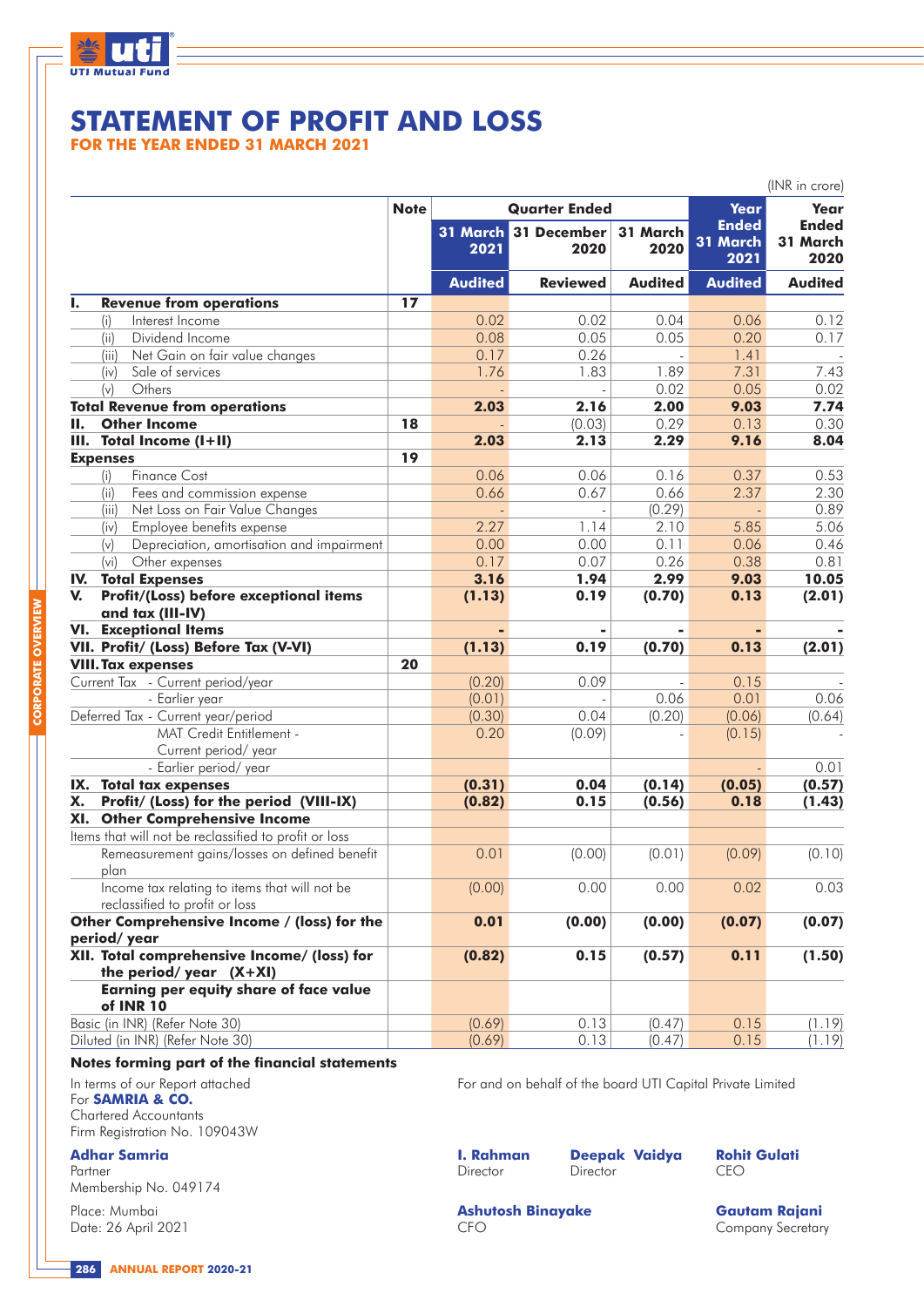# STATEMENT OF PROFIT AND LOSS

## FOR THE YEAR ENDED 31 MARCH 2021

(INR in crore)

| | Note | Quarter Ended | | | Year Ended 31 March 2021 | Year Ended 31 March 2020 |
|---|---|---|---|---|---|---|
| | | 31 March 2021 | 31 December 2020 | 31 March 2020 | | |
| | | Audited | Reviewed | Audited | Audited | Audited |
| **I. Revenue from operations** | **17** | | | | | |
| (i) Interest Income | | 0.02 | 0.02 | 0.04 | 0.06 | 0.12 |
| (ii) Dividend Income | | 0.08 | 0.05 | 0.05 | 0.20 | 0.17 |
| (iii) Net Gain on fair value changes | | 0.17 | 0.26 | - | 1.41 | - |
| (iv) Sale of services | | 1.76 | 1.83 | 1.89 | 7.31 | 7.43 |
| (v) Others | | - | - | 0.02 | 0.05 | 0.02 |
| **Total Revenue from operations** | | **2.03** | **2.16** | **2.00** | **9.03** | **7.74** |
| **II. Other Income** | **18** | - | (0.03) | 0.29 | 0.13 | 0.30 |
| **III. Total Income (I+II)** | | **2.03** | **2.13** | **2.29** | **9.16** | **8.04** |
| **Expenses** | **19** | | | | | |
| (i) Finance Cost | | 0.06 | 0.06 | 0.16 | 0.37 | 0.53 |
| (ii) Fees and commission expense | | 0.66 | 0.67 | 0.66 | 2.37 | 2.30 |
| (iii) Net Loss on Fair Value Changes | | - | - | (0.29) | - | 0.89 |
| (iv) Employee benefits expense | | 2.27 | 1.14 | 2.10 | 5.85 | 5.06 |
| (v) Depreciation, amortisation and impairment | | 0.00 | 0.00 | 0.11 | 0.06 | 0.46 |
| (vi) Other expenses | | 0.17 | 0.07 | 0.26 | 0.38 | 0.81 |
| **IV. Total Expenses** | | **3.16** | **1.94** | **2.99** | **9.03** | **10.05** |
| **V. Profit/(Loss) before exceptional items and tax (III-IV)** | | **(1.13)** | **0.19** | **(0.70)** | **0.13** | **(2.01)** |
| **VI. Exceptional Items** | | **-** | **-** | **-** | **-** | **-** |
| **VII. Profit/ (Loss) Before Tax (V-VI)** | | **(1.13)** | **0.19** | **(0.70)** | **0.13** | **(2.01)** |
| **VIII. Tax expenses** | **20** | | | | | |
| Current Tax - Current period/year | | (0.20) | 0.09 | - | 0.15 | - |
| - Earlier year | | (0.01) | - | 0.06 | 0.01 | 0.06 |
| Deferred Tax - Current year/period | | (0.30) | 0.04 | (0.20) | (0.06) | (0.64) |
| MAT Credit Entitlement - Current period/ year | | 0.20 | (0.09) | - | (0.15) | - |
| - Earlier period/ year | | | | | - | 0.01 |
| **IX. Total tax expenses** | | **(0.31)** | **0.04** | **(0.14)** | **(0.05)** | **(0.57)** |
| **X. Profit/ (Loss) for the period (VIII-IX)** | | **(0.82)** | **0.15** | **(0.56)** | **0.18** | **(1.43)** |
| **XI. Other Comprehensive Income** | | | | | | |
| Items that will not be reclassified to profit or loss | | | | | | |
| Remeasurement gains/losses on defined benefit plan | | 0.01 | (0.00) | (0.01) | (0.09) | (0.10) |
| Income tax relating to items that will not be reclassified to profit or loss | | (0.00) | 0.00 | 0.00 | 0.02 | 0.03 |
| **Other Comprehensive Income / (loss) for the period/ year** | | **0.01** | **(0.00)** | **(0.00)** | **(0.07)** | **(0.07)** |
| **XII. Total comprehensive Income/ (loss) for the period/ year (X+XI)** | | **(0.82)** | **0.15** | **(0.57)** | **0.11** | **(1.50)** |
| **Earning per equity share of face value of INR 10** | | | | | | |
| Basic (in INR) (Refer Note 30) | | (0.69) | 0.13 | (0.47) | 0.15 | (1.19) |
| Diluted (in INR) (Refer Note 30) | | (0.69) | 0.13 | (0.47) | 0.15 | (1.19) |

**Notes forming part of the financial statements**

In terms of our Report attached
For **SAMRIA & CO.**
Chartered Accountants
Firm Registration No. 109043W

**Adhar Samria**
Partner
Membership No. 049174

Place: Mumbai
Date: 26 April 2021

For and on behalf of the board UTI Capital Private Limited

**I. Rahman**
Director

**Deepak Vaidya**
Director

**Rohit Gulati**
CEO

**Ashutosh Binayake**
CFO

**Gautam Rajani**
Company Secretary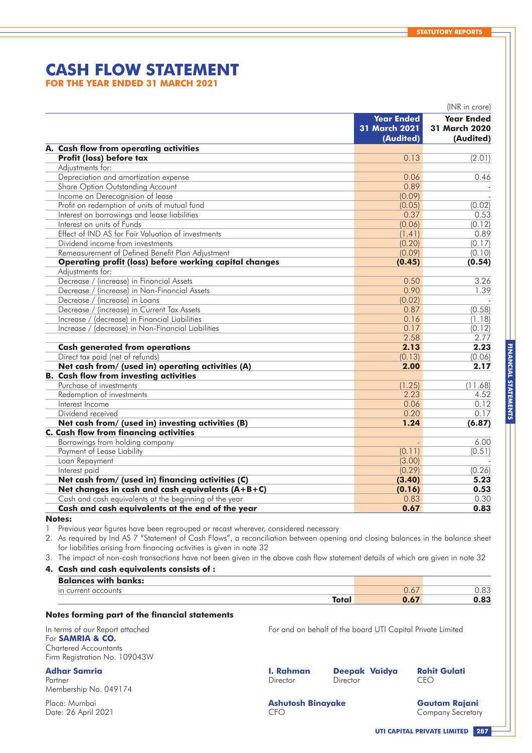# CASH FLOW STATEMENT

**FOR THE YEAR ENDED 31 MARCH 2021**

(INR in crore)

| | Year Ended 31 March 2021 (Audited) | Year Ended 31 March 2020 (Audited) |
|---|---|---|
| **A. Cash flow from operating activities** | | |
| **Profit (loss) before tax** | 0.13 | (2.01) |
| Adjustments for: | | |
| Depreciation and amortization expense | 0.06 | 0.46 |
| Share Option Outstanding Account | 0.89 | - |
| Income on Derecognision of lease | (0.09) | - |
| Profit on redemption of units of mutual fund | (0.05) | (0.02) |
| Interest on borrowings and lease liabilities | 0.37 | 0.53 |
| Interest on units of Funds | (0.06) | (0.12) |
| Effect of IND AS for Fair Valuation of investments | (1.41) | 0.89 |
| Dividend income from investments | (0.20) | (0.17) |
| Remeasurement of Defined Benefit Plan Adjustment | (0.09) | (0.10) |
| **Operating profit (loss) before working capital changes** | **(0.45)** | **(0.54)** |
| Adjustments for: | | |
| Decrease / (increase) in Financial Assets | 0.50 | 3.26 |
| Decrease / (increase) in Non-Financial Assets | 0.90 | 1.39 |
| Decrease / (increase) in Loans | (0.02) | - |
| Decrease / (increase) in Current Tax Assets | 0.87 | (0.58) |
| Increase / (decrease) in Financial Liabilities | 0.16 | (1.18) |
| Increase / (decrease) in Non-Financial Liabilities | 0.17 | (0.12) |
| | 2.58 | 2.77 |
| **Cash generated from operations** | **2.13** | **2.23** |
| Direct tax paid (net of refunds) | (0.13) | (0.06) |
| **Net cash from/ (used in) operating activities (A)** | **2.00** | **2.17** |
| **B. Cash flow from investing activities** | | |
| Purchase of investments | (1.25) | (11.68) |
| Redemption of investments | 2.23 | 4.52 |
| Interest Income | 0.06 | 0.12 |
| Dividend received | 0.20 | 0.17 |
| **Net cash from/ (used in) investing activities (B)** | **1.24** | **(6.87)** |
| **C. Cash flow from financing activities** | | |
| Borrowings from holding company | - | 6.00 |
| Payment of Lease Liability | (0.11) | (0.51) |
| Loan Repayment | (3.00) | - |
| Interest paid | (0.29) | (0.26) |
| **Net cash from/ (used in) financing activities (C)** | **(3.40)** | **5.23** |
| **Net changes in cash and cash equivalents (A+B+C)** | **(0.16)** | **0.53** |
| Cash and cash equivalents at the beginning of the year | 0.83 | 0.30 |
| **Cash and cash equivalents at the end of the year** | **0.67** | **0.83** |

**Notes:**

1 Previous year figures have been regrouped or recast wherever, considered necessary

2. As required by Ind AS 7 "Statement of Cash Flows", a reconciliation between opening and closing balances in the balance sheet for liabilities arising from financing activities is given in note 32

3. The impact of non-cash transactions have not been given in the above cash flow statement details of which are given in note 32

**4. Cash and cash equivalents consists of :**

| | | |
|---|---|---|
| **Balances with banks:** | | |
| in current accounts | 0.67 | 0.83 |
| **Total** | **0.67** | **0.83** |

**Notes forming part of the financial statements**

In terms of our Report attached
For **SAMRIA & CO.**
Chartered Accountants
Firm Registration No. 109043W

**Adhar Samria**
Partner
Membership No. 049174

Place: Mumbai
Date: 26 April 2021

For and on behalf of the board UTI Capital Private Limited

**I. Rahman**
Director

**Deepak Vaidya**
Director

**Rohit Gulati**
CEO

**Ashutosh Binayake**
CFO

**Gautam Rajani**
Company Secretary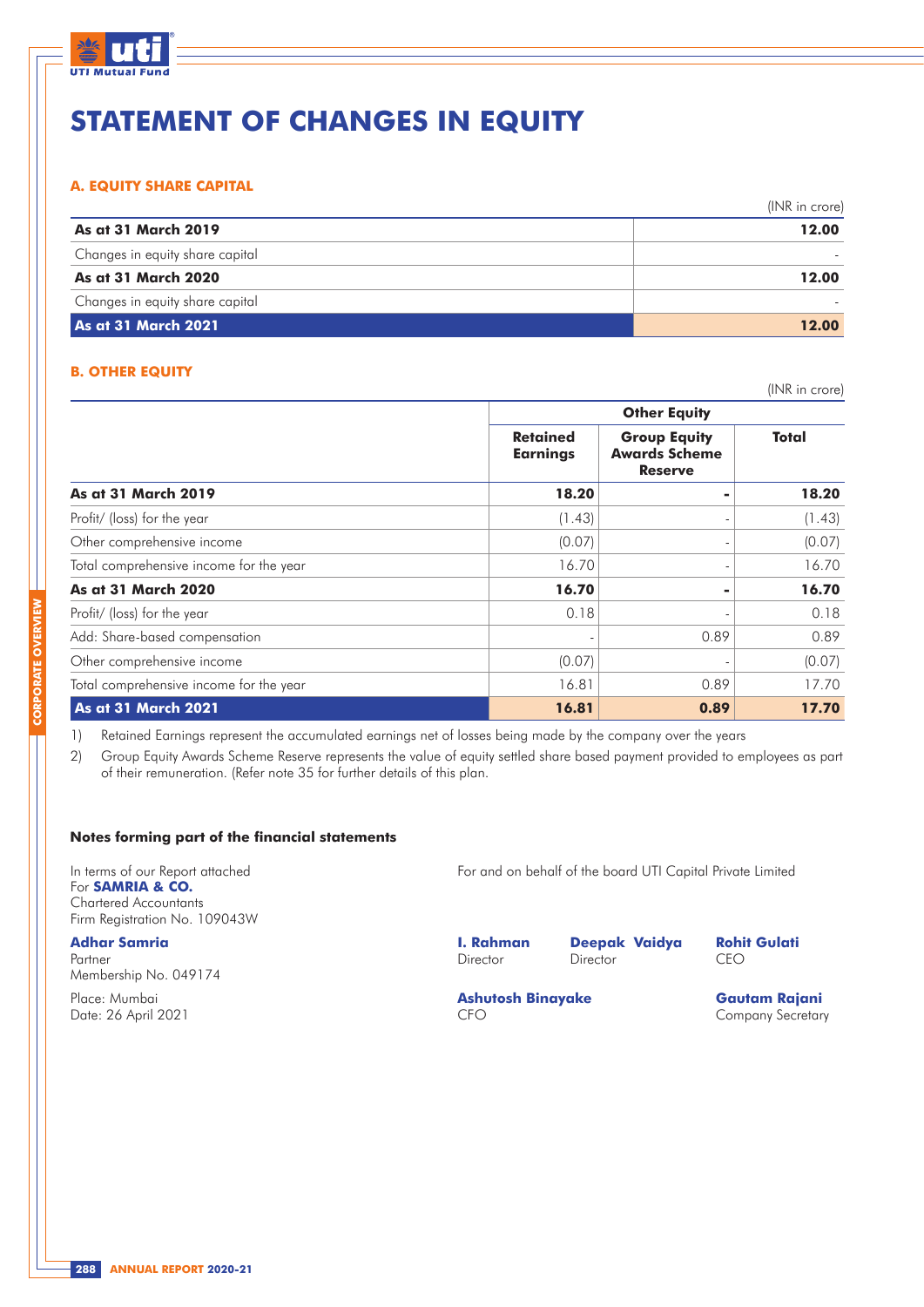# STATEMENT OF CHANGES IN EQUITY

### A. EQUITY SHARE CAPITAL

(INR in crore)

| | |
|---|---:|
| **As at 31 March 2019** | **12.00** |
| Changes in equity share capital | - |
| **As at 31 March 2020** | **12.00** |
| Changes in equity share capital | - |
| **As at 31 March 2021** | **12.00** |

### B. OTHER EQUITY

(INR in crore)

| | Other Equity | | |
|---|---:|---:|---:|
| | **Retained Earnings** | **Group Equity Awards Scheme Reserve** | **Total** |
| **As at 31 March 2019** | **18.20** | **-** | **18.20** |
| Profit/ (loss) for the year | (1.43) | - | (1.43) |
| Other comprehensive income | (0.07) | - | (0.07) |
| Total comprehensive income for the year | 16.70 | - | 16.70 |
| **As at 31 March 2020** | **16.70** | **-** | **16.70** |
| Profit/ (loss) for the year | 0.18 | - | 0.18 |
| Add: Share-based compensation | - | 0.89 | 0.89 |
| Other comprehensive income | (0.07) | - | (0.07) |
| Total comprehensive income for the year | 16.81 | 0.89 | 17.70 |
| **As at 31 March 2021** | **16.81** | **0.89** | **17.70** |

1) Retained Earnings represent the accumulated earnings net of losses being made by the company over the years

2) Group Equity Awards Scheme Reserve represents the value of equity settled share based payment provided to employees as part of their remuneration. (Refer note 35 for further details of this plan.

**Notes forming part of the financial statements**

In terms of our Report attached
For **SAMRIA & CO.**
Chartered Accountants
Firm Registration No. 109043W

**Adhar Samria**
Partner
Membership No. 049174

Place: Mumbai
Date: 26 April 2021

For and on behalf of the board UTI Capital Private Limited

**I. Rahman**
Director

**Deepak Vaidya**
Director

**Rohit Gulati**
CEO

**Ashutosh Binayake**
CFO

**Gautam Rajani**
Company Secretary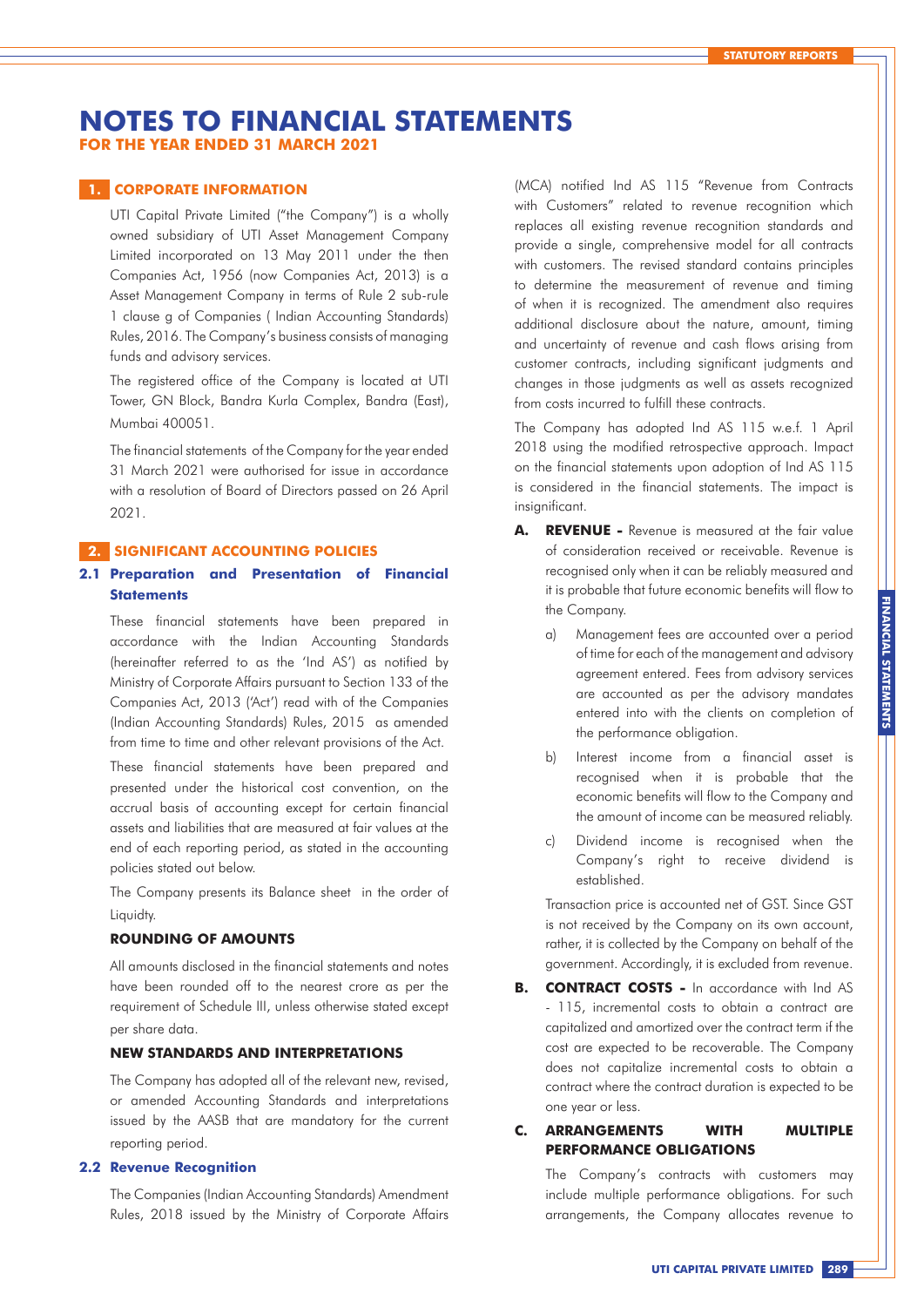# NOTES TO FINANCIAL STATEMENTS
**FOR THE YEAR ENDED 31 MARCH 2021**

## 1. CORPORATE INFORMATION

UTI Capital Private Limited ("the Company") is a wholly owned subsidiary of UTI Asset Management Company Limited incorporated on 13 May 2011 under the then Companies Act, 1956 (now Companies Act, 2013) is a Asset Management Company in terms of Rule 2 sub-rule 1 clause g of Companies ( Indian Accounting Standards) Rules, 2016. The Company's business consists of managing funds and advisory services.

The registered office of the Company is located at UTI Tower, GN Block, Bandra Kurla Complex, Bandra (East), Mumbai 400051.

The financial statements of the Company for the year ended 31 March 2021 were authorised for issue in accordance with a resolution of Board of Directors passed on 26 April 2021.

## 2. SIGNIFICANT ACCOUNTING POLICIES

### 2.1 Preparation and Presentation of Financial Statements

These financial statements have been prepared in accordance with the Indian Accounting Standards (hereinafter referred to as the 'Ind AS') as notified by Ministry of Corporate Affairs pursuant to Section 133 of the Companies Act, 2013 ('Act') read with of the Companies (Indian Accounting Standards) Rules, 2015 as amended from time to time and other relevant provisions of the Act.

These financial statements have been prepared and presented under the historical cost convention, on the accrual basis of accounting except for certain financial assets and liabilities that are measured at fair values at the end of each reporting period, as stated in the accounting policies stated out below.

The Company presents its Balance sheet in the order of Liquidty.

#### ROUNDING OF AMOUNTS

All amounts disclosed in the financial statements and notes have been rounded off to the nearest crore as per the requirement of Schedule III, unless otherwise stated except per share data.

#### NEW STANDARDS AND INTERPRETATIONS

The Company has adopted all of the relevant new, revised, or amended Accounting Standards and interpretations issued by the AASB that are mandatory for the current reporting period.

### 2.2 Revenue Recognition

The Companies (Indian Accounting Standards) Amendment Rules, 2018 issued by the Ministry of Corporate Affairs (MCA) notified Ind AS 115 "Revenue from Contracts with Customers" related to revenue recognition which replaces all existing revenue recognition standards and provide a single, comprehensive model for all contracts with customers. The revised standard contains principles to determine the measurement of revenue and timing of when it is recognized. The amendment also requires additional disclosure about the nature, amount, timing and uncertainty of revenue and cash flows arising from customer contracts, including significant judgments and changes in those judgments as well as assets recognized from costs incurred to fulfill these contracts.

The Company has adopted Ind AS 115 w.e.f. 1 April 2018 using the modified retrospective approach. Impact on the financial statements upon adoption of Ind AS 115 is considered in the financial statements. The impact is insignificant.

**A. REVENUE -** Revenue is measured at the fair value of consideration received or receivable. Revenue is recognised only when it can be reliably measured and it is probable that future economic benefits will flow to the Company.

a) Management fees are accounted over a period of time for each of the management and advisory agreement entered. Fees from advisory services are accounted as per the advisory mandates entered into with the clients on completion of the performance obligation.

b) Interest income from a financial asset is recognised when it is probable that the economic benefits will flow to the Company and the amount of income can be measured reliably.

c) Dividend income is recognised when the Company's right to receive dividend is established.

Transaction price is accounted net of GST. Since GST is not received by the Company on its own account, rather, it is collected by the Company on behalf of the government. Accordingly, it is excluded from revenue.

**B. CONTRACT COSTS -** In accordance with Ind AS - 115, incremental costs to obtain a contract are capitalized and amortized over the contract term if the cost are expected to be recoverable. The Company does not capitalize incremental costs to obtain a contract where the contract duration is expected to be one year or less.

**C. ARRANGEMENTS WITH MULTIPLE PERFORMANCE OBLIGATIONS**

The Company's contracts with customers may include multiple performance obligations. For such arrangements, the Company allocates revenue to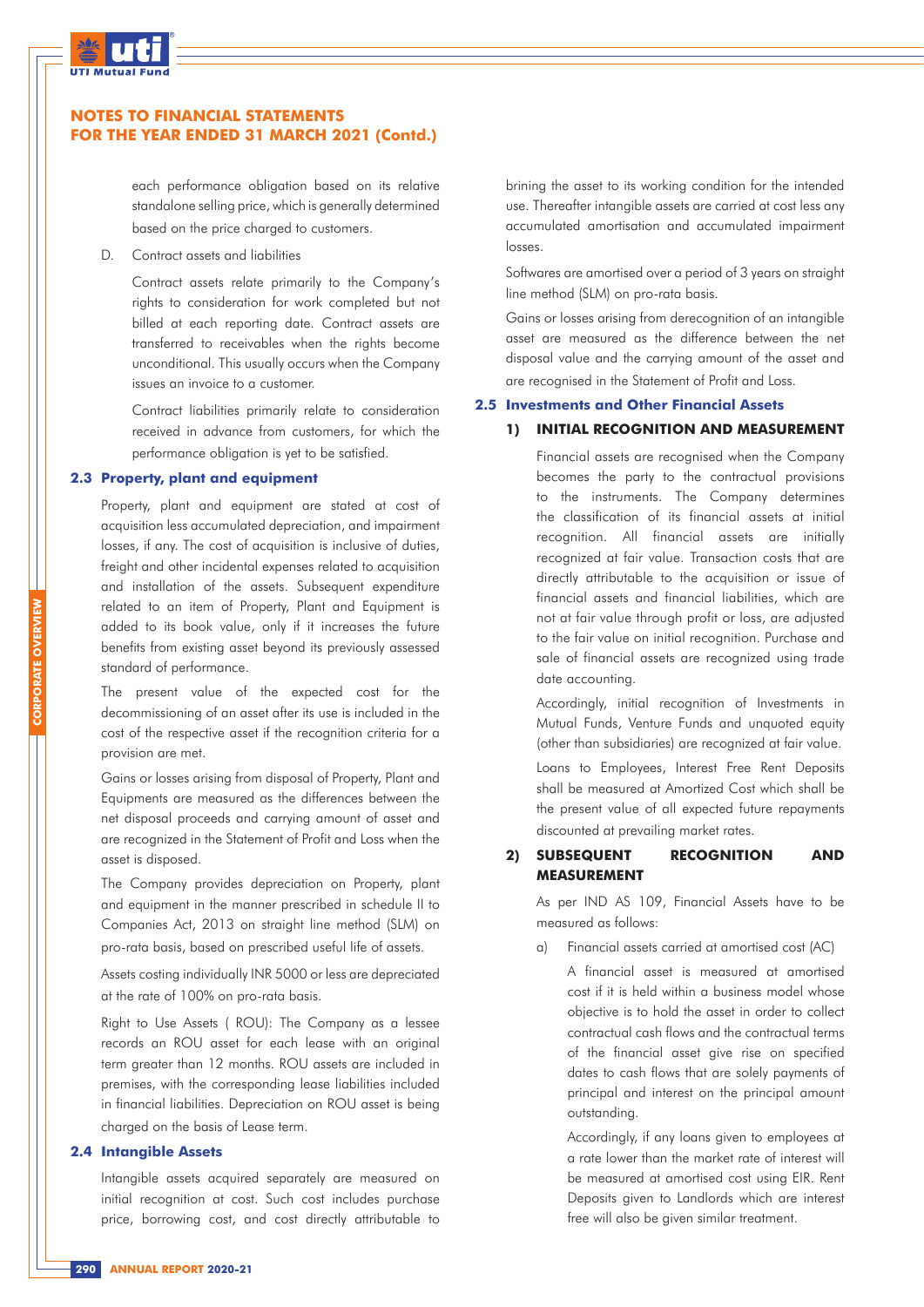## NOTES TO FINANCIAL STATEMENTS FOR THE YEAR ENDED 31 MARCH 2021 (Contd.)

each performance obligation based on its relative standalone selling price, which is generally determined based on the price charged to customers.

D. Contract assets and liabilities

Contract assets relate primarily to the Company's rights to consideration for work completed but not billed at each reporting date. Contract assets are transferred to receivables when the rights become unconditional. This usually occurs when the Company issues an invoice to a customer.

Contract liabilities primarily relate to consideration received in advance from customers, for which the performance obligation is yet to be satisfied.

### 2.3 Property, plant and equipment

Property, plant and equipment are stated at cost of acquisition less accumulated depreciation, and impairment losses, if any. The cost of acquisition is inclusive of duties, freight and other incidental expenses related to acquisition and installation of the assets. Subsequent expenditure related to an item of Property, Plant and Equipment is added to its book value, only if it increases the future benefits from existing asset beyond its previously assessed standard of performance.

The present value of the expected cost for the decommissioning of an asset after its use is included in the cost of the respective asset if the recognition criteria for a provision are met.

Gains or losses arising from disposal of Property, Plant and Equipments are measured as the differences between the net disposal proceeds and carrying amount of asset and are recognized in the Statement of Profit and Loss when the asset is disposed.

The Company provides depreciation on Property, plant and equipment in the manner prescribed in schedule II to Companies Act, 2013 on straight line method (SLM) on pro-rata basis, based on prescribed useful life of assets.

Assets costing individually INR 5000 or less are depreciated at the rate of 100% on pro-rata basis.

Right to Use Assets ( ROU): The Company as a lessee records an ROU asset for each lease with an original term greater than 12 months. ROU assets are included in premises, with the corresponding lease liabilities included in financial liabilities. Depreciation on ROU asset is being charged on the basis of Lease term.

### 2.4 Intangible Assets

Intangible assets acquired separately are measured on initial recognition at cost. Such cost includes purchase price, borrowing cost, and cost directly attributable to brining the asset to its working condition for the intended use. Thereafter intangible assets are carried at cost less any accumulated amortisation and accumulated impairment losses.

Softwares are amortised over a period of 3 years on straight line method (SLM) on pro-rata basis.

Gains or losses arising from derecognition of an intangible asset are measured as the difference between the net disposal value and the carrying amount of the asset and are recognised in the Statement of Profit and Loss.

### 2.5 Investments and Other Financial Assets

#### 1) INITIAL RECOGNITION AND MEASUREMENT

Financial assets are recognised when the Company becomes the party to the contractual provisions to the instruments. The Company determines the classification of its financial assets at initial recognition. All financial assets are initially recognized at fair value. Transaction costs that are directly attributable to the acquisition or issue of financial assets and financial liabilities, which are not at fair value through profit or loss, are adjusted to the fair value on initial recognition. Purchase and sale of financial assets are recognized using trade date accounting.

Accordingly, initial recognition of Investments in Mutual Funds, Venture Funds and unquoted equity (other than subsidiaries) are recognized at fair value.

Loans to Employees, Interest Free Rent Deposits shall be measured at Amortized Cost which shall be the present value of all expected future repayments discounted at prevailing market rates.

#### 2) SUBSEQUENT RECOGNITION AND MEASUREMENT

As per IND AS 109, Financial Assets have to be measured as follows:

a) Financial assets carried at amortised cost (AC)

A financial asset is measured at amortised cost if it is held within a business model whose objective is to hold the asset in order to collect contractual cash flows and the contractual terms of the financial asset give rise on specified dates to cash flows that are solely payments of principal and interest on the principal amount outstanding.

Accordingly, if any loans given to employees at a rate lower than the market rate of interest will be measured at amortised cost using EIR. Rent Deposits given to Landlords which are interest free will also be given similar treatment.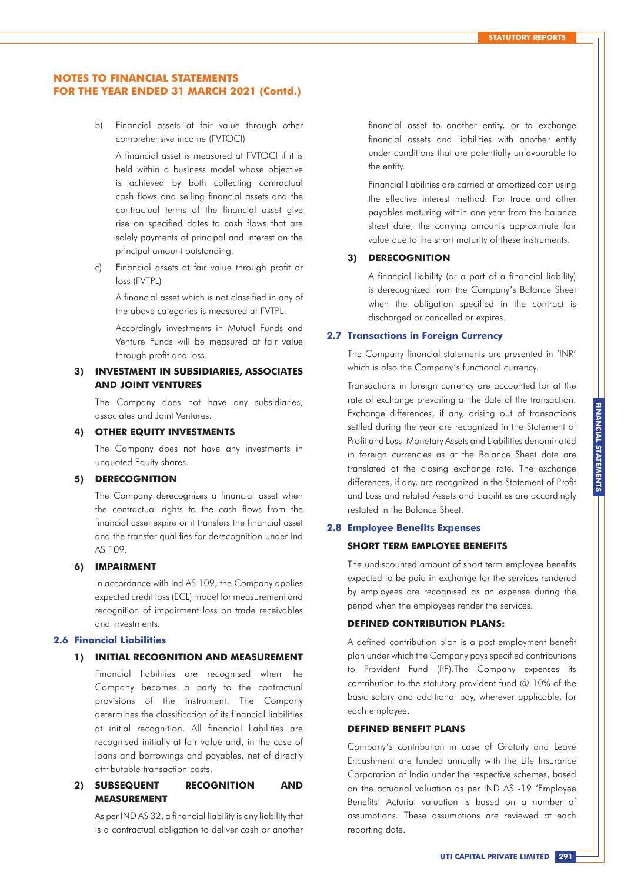## NOTES TO FINANCIAL STATEMENTS
## FOR THE YEAR ENDED 31 MARCH 2021 (Contd.)

b) Financial assets at fair value through other comprehensive income (FVTOCI)

A financial asset is measured at FVTOCI if it is held within a business model whose objective is achieved by both collecting contractual cash flows and selling financial assets and the contractual terms of the financial asset give rise on specified dates to cash flows that are solely payments of principal and interest on the principal amount outstanding.

c) Financial assets at fair value through profit or loss (FVTPL)

A financial asset which is not classified in any of the above categories is measured at FVTPL.

Accordingly investments in Mutual Funds and Venture Funds will be measured at fair value through profit and loss.

#### 3) INVESTMENT IN SUBSIDIARIES, ASSOCIATES AND JOINT VENTURES

The Company does not have any subsidiaries, associates and Joint Ventures.

#### 4) OTHER EQUITY INVESTMENTS

The Company does not have any investments in unquoted Equity shares.

#### 5) DERECOGNITION

The Company derecognizes a financial asset when the contractual rights to the cash flows from the financial asset expire or it transfers the financial asset and the transfer qualifies for derecognition under Ind AS 109.

#### 6) IMPAIRMENT

In accordance with Ind AS 109, the Company applies expected credit loss (ECL) model for measurement and recognition of impairment loss on trade receivables and investments.

### 2.6 Financial Liabilities

#### 1) INITIAL RECOGNITION AND MEASUREMENT

Financial liabilities are recognised when the Company becomes a party to the contractual provisions of the instrument. The Company determines the classification of its financial liabilities at initial recognition. All financial liabilities are recognised initially at fair value and, in the case of loans and borrowings and payables, net of directly attributable transaction costs.

#### 2) SUBSEQUENT RECOGNITION AND MEASUREMENT

As per IND AS 32, a financial liability is any liability that is a contractual obligation to deliver cash or another financial asset to another entity, or to exchange financial assets and liabilities with another entity under conditions that are potentially unfavourable to the entity.

Financial liabilities are carried at amortized cost using the effective interest method. For trade and other payables maturing within one year from the balance sheet date, the carrying amounts approximate fair value due to the short maturity of these instruments.

#### 3) DERECOGNITION

A financial liability (or a part of a financial liability) is derecognized from the Company's Balance Sheet when the obligation specified in the contract is discharged or cancelled or expires.

### 2.7 Transactions in Foreign Currency

The Company financial statements are presented in 'INR' which is also the Company's functional currency.

Transactions in foreign currency are accounted for at the rate of exchange prevailing at the date of the transaction. Exchange differences, if any, arising out of transactions settled during the year are recognized in the Statement of Profit and Loss. Monetary Assets and Liabilities denominated in foreign currencies as at the Balance Sheet date are translated at the closing exchange rate. The exchange differences, if any, are recognized in the Statement of Profit and Loss and related Assets and Liabilities are accordingly restated in the Balance Sheet.

### 2.8 Employee Benefits Expenses

#### SHORT TERM EMPLOYEE BENEFITS

The undiscounted amount of short term employee benefits expected to be paid in exchange for the services rendered by employees are recognised as an expense during the period when the employees render the services.

#### DEFINED CONTRIBUTION PLANS:

A defined contribution plan is a post-employment benefit plan under which the Company pays specified contributions to Provident Fund (PF).The Company expenses its contribution to the statutory provident fund @ 10% of the basic salary and additional pay, wherever applicable, for each employee.

#### DEFINED BENEFIT PLANS

Company's contribution in case of Gratuity and Leave Encashment are funded annually with the Life Insurance Corporation of India under the respective schemes, based on the actuarial valuation as per IND AS -19 'Employee Benefits' Acturial valuation is based on a number of assumptions. These assumptions are reviewed at each reporting date.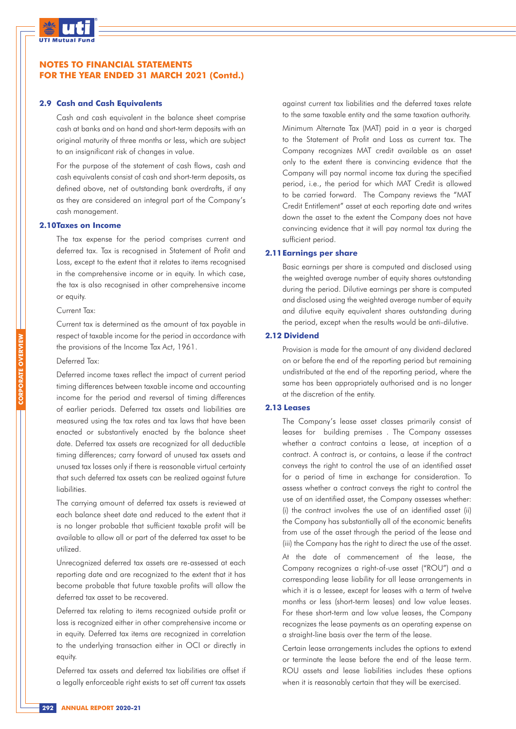## NOTES TO FINANCIAL STATEMENTS FOR THE YEAR ENDED 31 MARCH 2021 (Contd.)

### 2.9 Cash and Cash Equivalents

Cash and cash equivalent in the balance sheet comprise cash at banks and on hand and short-term deposits with an original maturity of three months or less, which are subject to an insignificant risk of changes in value.

For the purpose of the statement of cash flows, cash and cash equivalents consist of cash and short-term deposits, as defined above, net of outstanding bank overdrafts, if any as they are considered an integral part of the Company's cash management.

### 2.10 Taxes on Income

The tax expense for the period comprises current and deferred tax. Tax is recognised in Statement of Profit and Loss, except to the extent that it relates to items recognised in the comprehensive income or in equity. In which case, the tax is also recognised in other comprehensive income or equity.

Current Tax:

Current tax is determined as the amount of tax payable in respect of taxable income for the period in accordance with the provisions of the Income Tax Act, 1961.

Deferred Tax:

Deferred income taxes reflect the impact of current period timing differences between taxable income and accounting income for the period and reversal of timing differences of earlier periods. Deferred tax assets and liabilities are measured using the tax rates and tax laws that have been enacted or substantively enacted by the balance sheet date. Deferred tax assets are recognized for all deductible timing differences; carry forward of unused tax assets and unused tax losses only if there is reasonable virtual certainty that such deferred tax assets can be realized against future liabilities.

The carrying amount of deferred tax assets is reviewed at each balance sheet date and reduced to the extent that it is no longer probable that sufficient taxable profit will be available to allow all or part of the deferred tax asset to be utilized.

Unrecognized deferred tax assets are re-assessed at each reporting date and are recognized to the extent that it has become probable that future taxable profits will allow the deferred tax asset to be recovered.

Deferred tax relating to items recognized outside profit or loss is recognized either in other comprehensive income or in equity. Deferred tax items are recognized in correlation to the underlying transaction either in OCI or directly in equity.

Deferred tax assets and deferred tax liabilities are offset if a legally enforceable right exists to set off current tax assets against current tax liabilities and the deferred taxes relate to the same taxable entity and the same taxation authority.

Minimum Alternate Tax (MAT) paid in a year is charged to the Statement of Profit and Loss as current tax. The Company recognizes MAT credit available as an asset only to the extent there is convincing evidence that the Company will pay normal income tax during the specified period, i.e., the period for which MAT Credit is allowed to be carried forward. The Company reviews the "MAT Credit Entitlement" asset at each reporting date and writes down the asset to the extent the Company does not have convincing evidence that it will pay normal tax during the sufficient period.

### 2.11 Earnings per share

Basic earnings per share is computed and disclosed using the weighted average number of equity shares outstanding during the period. Dilutive earnings per share is computed and disclosed using the weighted average number of equity and dilutive equity equivalent shares outstanding during the period, except when the results would be anti-dilutive.

### 2.12 Dividend

Provision is made for the amount of any dividend declared on or before the end of the reporting period but remaining undistributed at the end of the reporting period, where the same has been appropriately authorised and is no longer at the discretion of the entity.

### 2.13 Leases

The Company's lease asset classes primarily consist of leases for building premises . The Company assesses whether a contract contains a lease, at inception of a contract. A contract is, or contains, a lease if the contract conveys the right to control the use of an identified asset for a period of time in exchange for consideration. To assess whether a contract conveys the right to control the use of an identified asset, the Company assesses whether: (i) the contract involves the use of an identified asset (ii) the Company has substantially all of the economic benefits from use of the asset through the period of the lease and (iii) the Company has the right to direct the use of the asset.

At the date of commencement of the lease, the Company recognizes a right-of-use asset ("ROU") and a corresponding lease liability for all lease arrangements in which it is a lessee, except for leases with a term of twelve months or less (short-term leases) and low value leases. For these short-term and low value leases, the Company recognizes the lease payments as an operating expense on a straight-line basis over the term of the lease.

Certain lease arrangements includes the options to extend or terminate the lease before the end of the lease term. ROU assets and lease liabilities includes these options when it is reasonably certain that they will be exercised.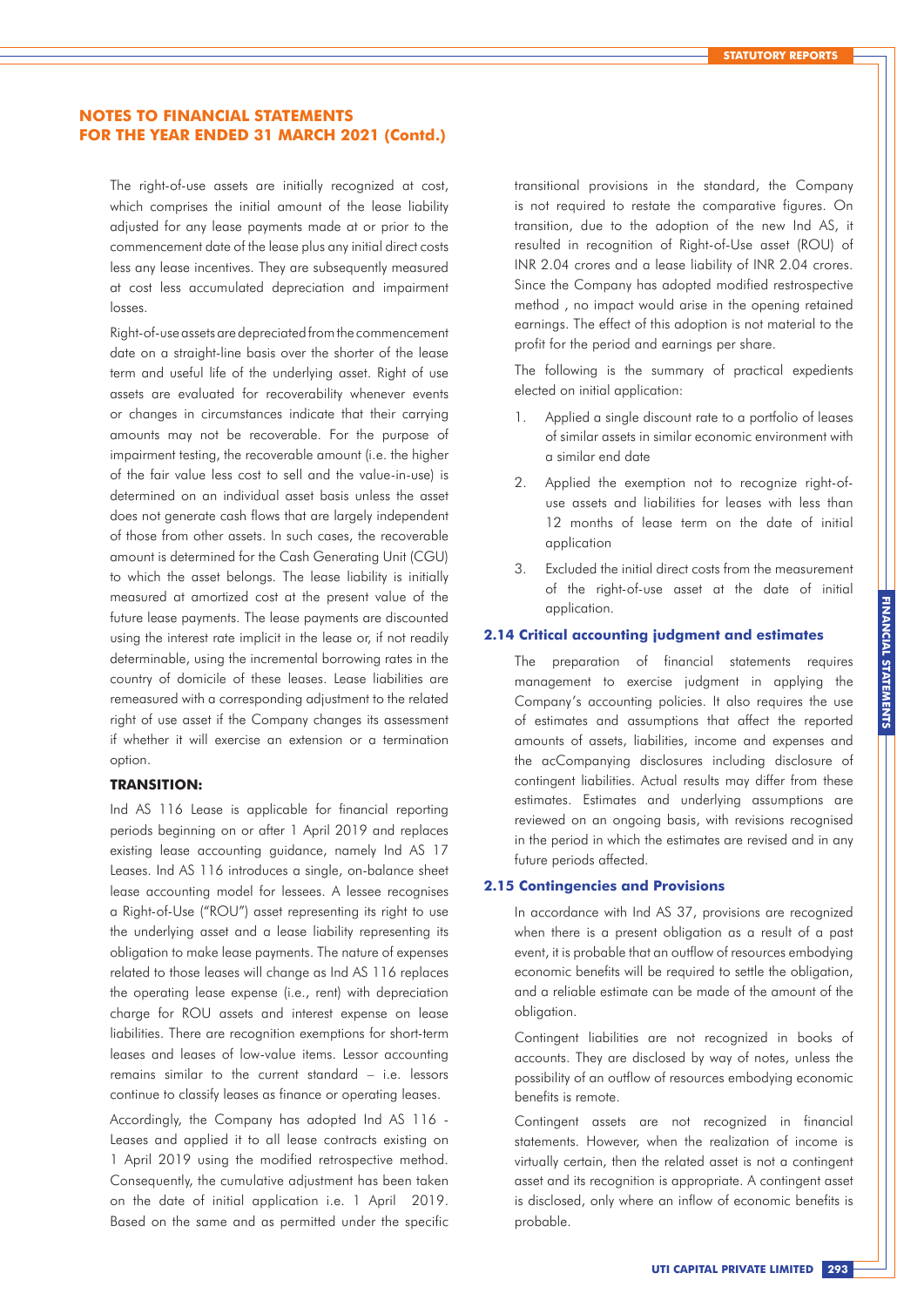## NOTES TO FINANCIAL STATEMENTS FOR THE YEAR ENDED 31 MARCH 2021 (Contd.)

The right-of-use assets are initially recognized at cost, which comprises the initial amount of the lease liability adjusted for any lease payments made at or prior to the commencement date of the lease plus any initial direct costs less any lease incentives. They are subsequently measured at cost less accumulated depreciation and impairment losses.

Right-of-use assets are depreciated from the commencement date on a straight-line basis over the shorter of the lease term and useful life of the underlying asset. Right of use assets are evaluated for recoverability whenever events or changes in circumstances indicate that their carrying amounts may not be recoverable. For the purpose of impairment testing, the recoverable amount (i.e. the higher of the fair value less cost to sell and the value-in-use) is determined on an individual asset basis unless the asset does not generate cash flows that are largely independent of those from other assets. In such cases, the recoverable amount is determined for the Cash Generating Unit (CGU) to which the asset belongs. The lease liability is initially measured at amortized cost at the present value of the future lease payments. The lease payments are discounted using the interest rate implicit in the lease or, if not readily determinable, using the incremental borrowing rates in the country of domicile of these leases. Lease liabilities are remeasured with a corresponding adjustment to the related right of use asset if the Company changes its assessment if whether it will exercise an extension or a termination option.

**TRANSITION:**

Ind AS 116 Lease is applicable for financial reporting periods beginning on or after 1 April 2019 and replaces existing lease accounting guidance, namely Ind AS 17 Leases. Ind AS 116 introduces a single, on-balance sheet lease accounting model for lessees. A lessee recognises a Right-of-Use ("ROU") asset representing its right to use the underlying asset and a lease liability representing its obligation to make lease payments. The nature of expenses related to those leases will change as Ind AS 116 replaces the operating lease expense (i.e., rent) with depreciation charge for ROU assets and interest expense on lease liabilities. There are recognition exemptions for short-term leases and leases of low-value items. Lessor accounting remains similar to the current standard – i.e. lessors continue to classify leases as finance or operating leases.

Accordingly, the Company has adopted Ind AS 116 - Leases and applied it to all lease contracts existing on 1 April 2019 using the modified retrospective method. Consequently, the cumulative adjustment has been taken on the date of initial application i.e. 1 April 2019. Based on the same and as permitted under the specific transitional provisions in the standard, the Company is not required to restate the comparative figures. On transition, due to the adoption of the new Ind AS, it resulted in recognition of Right-of-Use asset (ROU) of INR 2.04 crores and a lease liability of INR 2.04 crores. Since the Company has adopted modified restrospective method , no impact would arise in the opening retained earnings. The effect of this adoption is not material to the profit for the period and earnings per share.

The following is the summary of practical expedients elected on initial application:

1. Applied a single discount rate to a portfolio of leases of similar assets in similar economic environment with a similar end date
2. Applied the exemption not to recognize right-of-use assets and liabilities for leases with less than 12 months of lease term on the date of initial application
3. Excluded the initial direct costs from the measurement of the right-of-use asset at the date of initial application.

### 2.14 Critical accounting judgment and estimates

The preparation of financial statements requires management to exercise judgment in applying the Company's accounting policies. It also requires the use of estimates and assumptions that affect the reported amounts of assets, liabilities, income and expenses and the acCompanying disclosures including disclosure of contingent liabilities. Actual results may differ from these estimates. Estimates and underlying assumptions are reviewed on an ongoing basis, with revisions recognised in the period in which the estimates are revised and in any future periods affected.

### 2.15 Contingencies and Provisions

In accordance with Ind AS 37, provisions are recognized when there is a present obligation as a result of a past event, it is probable that an outflow of resources embodying economic benefits will be required to settle the obligation, and a reliable estimate can be made of the amount of the obligation.

Contingent liabilities are not recognized in books of accounts. They are disclosed by way of notes, unless the possibility of an outflow of resources embodying economic benefits is remote.

Contingent assets are not recognized in financial statements. However, when the realization of income is virtually certain, then the related asset is not a contingent asset and its recognition is appropriate. A contingent asset is disclosed, only where an inflow of economic benefits is probable.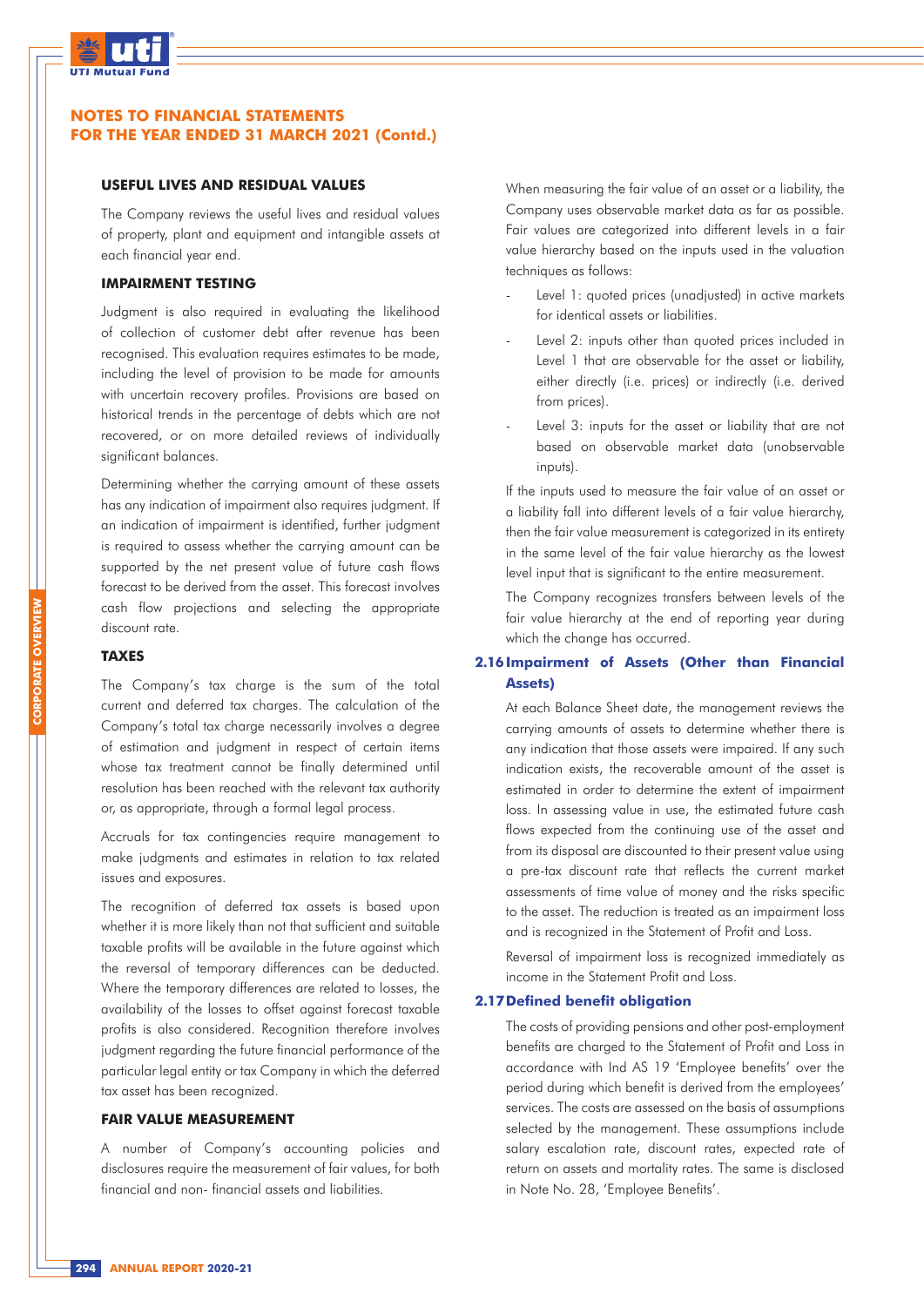# NOTES TO FINANCIAL STATEMENTS FOR THE YEAR ENDED 31 MARCH 2021 (Contd.)

#### USEFUL LIVES AND RESIDUAL VALUES

The Company reviews the useful lives and residual values of property, plant and equipment and intangible assets at each financial year end.

#### IMPAIRMENT TESTING

Judgment is also required in evaluating the likelihood of collection of customer debt after revenue has been recognised. This evaluation requires estimates to be made, including the level of provision to be made for amounts with uncertain recovery profiles. Provisions are based on historical trends in the percentage of debts which are not recovered, or on more detailed reviews of individually significant balances.

Determining whether the carrying amount of these assets has any indication of impairment also requires judgment. If an indication of impairment is identified, further judgment is required to assess whether the carrying amount can be supported by the net present value of future cash flows forecast to be derived from the asset. This forecast involves cash flow projections and selecting the appropriate discount rate.

#### TAXES

The Company's tax charge is the sum of the total current and deferred tax charges. The calculation of the Company's total tax charge necessarily involves a degree of estimation and judgment in respect of certain items whose tax treatment cannot be finally determined until resolution has been reached with the relevant tax authority or, as appropriate, through a formal legal process.

Accruals for tax contingencies require management to make judgments and estimates in relation to tax related issues and exposures.

The recognition of deferred tax assets is based upon whether it is more likely than not that sufficient and suitable taxable profits will be available in the future against which the reversal of temporary differences can be deducted. Where the temporary differences are related to losses, the availability of the losses to offset against forecast taxable profits is also considered. Recognition therefore involves judgment regarding the future financial performance of the particular legal entity or tax Company in which the deferred tax asset has been recognized.

#### FAIR VALUE MEASUREMENT

A number of Company's accounting policies and disclosures require the measurement of fair values, for both financial and non- financial assets and liabilities.

When measuring the fair value of an asset or a liability, the Company uses observable market data as far as possible. Fair values are categorized into different levels in a fair value hierarchy based on the inputs used in the valuation techniques as follows:

- Level 1: quoted prices (unadjusted) in active markets for identical assets or liabilities.
- Level 2: inputs other than quoted prices included in Level 1 that are observable for the asset or liability, either directly (i.e. prices) or indirectly (i.e. derived from prices).
- Level 3: inputs for the asset or liability that are not based on observable market data (unobservable inputs).

If the inputs used to measure the fair value of an asset or a liability fall into different levels of a fair value hierarchy, then the fair value measurement is categorized in its entirety in the same level of the fair value hierarchy as the lowest level input that is significant to the entire measurement.

The Company recognizes transfers between levels of the fair value hierarchy at the end of reporting year during which the change has occurred.

### 2.16 Impairment of Assets (Other than Financial Assets)

At each Balance Sheet date, the management reviews the carrying amounts of assets to determine whether there is any indication that those assets were impaired. If any such indication exists, the recoverable amount of the asset is estimated in order to determine the extent of impairment loss. In assessing value in use, the estimated future cash flows expected from the continuing use of the asset and from its disposal are discounted to their present value using a pre-tax discount rate that reflects the current market assessments of time value of money and the risks specific to the asset. The reduction is treated as an impairment loss and is recognized in the Statement of Profit and Loss.

Reversal of impairment loss is recognized immediately as income in the Statement Profit and Loss.

### 2.17 Defined benefit obligation

The costs of providing pensions and other post-employment benefits are charged to the Statement of Profit and Loss in accordance with Ind AS 19 'Employee benefits' over the period during which benefit is derived from the employees' services. The costs are assessed on the basis of assumptions selected by the management. These assumptions include salary escalation rate, discount rates, expected rate of return on assets and mortality rates. The same is disclosed in Note No. 28, 'Employee Benefits'.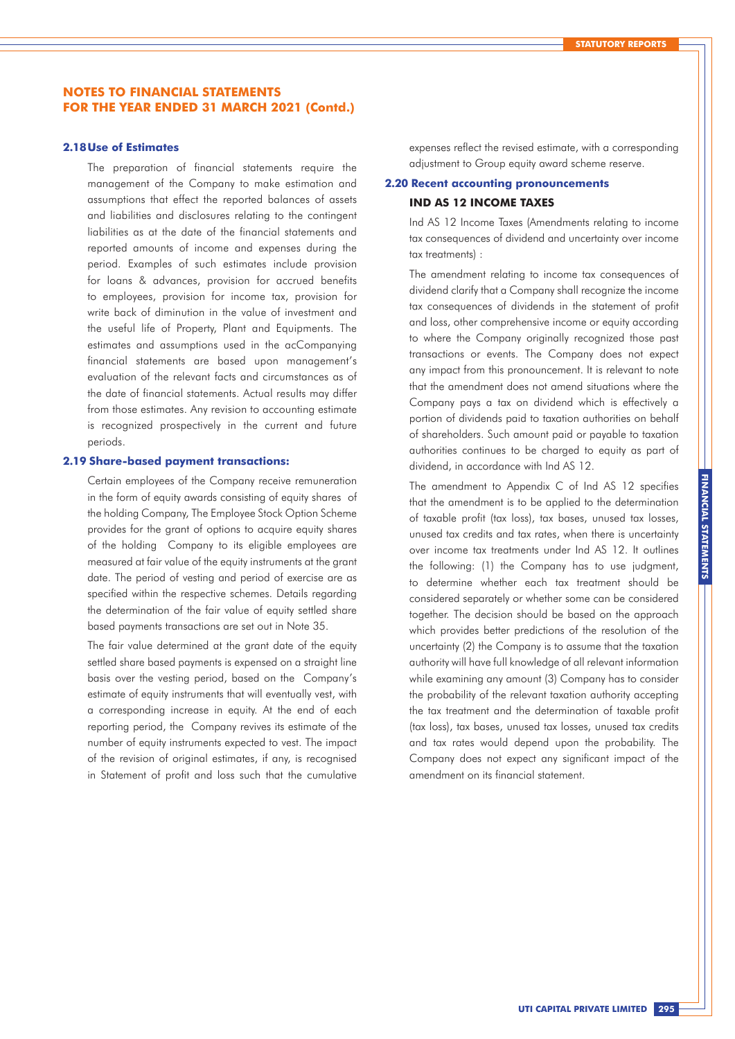## NOTES TO FINANCIAL STATEMENTS FOR THE YEAR ENDED 31 MARCH 2021 (Contd.)

### 2.18 Use of Estimates

The preparation of financial statements require the management of the Company to make estimation and assumptions that effect the reported balances of assets and liabilities and disclosures relating to the contingent liabilities as at the date of the financial statements and reported amounts of income and expenses during the period. Examples of such estimates include provision for loans & advances, provision for accrued benefits to employees, provision for income tax, provision for write back of diminution in the value of investment and the useful life of Property, Plant and Equipments. The estimates and assumptions used in the acCompanying financial statements are based upon management's evaluation of the relevant facts and circumstances as of the date of financial statements. Actual results may differ from those estimates. Any revision to accounting estimate is recognized prospectively in the current and future periods.

### 2.19 Share-based payment transactions:

Certain employees of the Company receive remuneration in the form of equity awards consisting of equity shares of the holding Company, The Employee Stock Option Scheme provides for the grant of options to acquire equity shares of the holding Company to its eligible employees are measured at fair value of the equity instruments at the grant date. The period of vesting and period of exercise are as specified within the respective schemes. Details regarding the determination of the fair value of equity settled share based payments transactions are set out in Note 35.

The fair value determined at the grant date of the equity settled share based payments is expensed on a straight line basis over the vesting period, based on the Company's estimate of equity instruments that will eventually vest, with a corresponding increase in equity. At the end of each reporting period, the Company revives its estimate of the number of equity instruments expected to vest. The impact of the revision of original estimates, if any, is recognised in Statement of profit and loss such that the cumulative expenses reflect the revised estimate, with a corresponding adjustment to Group equity award scheme reserve.

### 2.20 Recent accounting pronouncements

#### IND AS 12 INCOME TAXES

Ind AS 12 Income Taxes (Amendments relating to income tax consequences of dividend and uncertainty over income tax treatments) :

The amendment relating to income tax consequences of dividend clarify that a Company shall recognize the income tax consequences of dividends in the statement of profit and loss, other comprehensive income or equity according to where the Company originally recognized those past transactions or events. The Company does not expect any impact from this pronouncement. It is relevant to note that the amendment does not amend situations where the Company pays a tax on dividend which is effectively a portion of dividends paid to taxation authorities on behalf of shareholders. Such amount paid or payable to taxation authorities continues to be charged to equity as part of dividend, in accordance with Ind AS 12.

The amendment to Appendix C of Ind AS 12 specifies that the amendment is to be applied to the determination of taxable profit (tax loss), tax bases, unused tax losses, unused tax credits and tax rates, when there is uncertainty over income tax treatments under Ind AS 12. It outlines the following: (1) the Company has to use judgment, to determine whether each tax treatment should be considered separately or whether some can be considered together. The decision should be based on the approach which provides better predictions of the resolution of the uncertainty (2) the Company is to assume that the taxation authority will have full knowledge of all relevant information while examining any amount (3) Company has to consider the probability of the relevant taxation authority accepting the tax treatment and the determination of taxable profit (tax loss), tax bases, unused tax losses, unused tax credits and tax rates would depend upon the probability. The Company does not expect any significant impact of the amendment on its financial statement.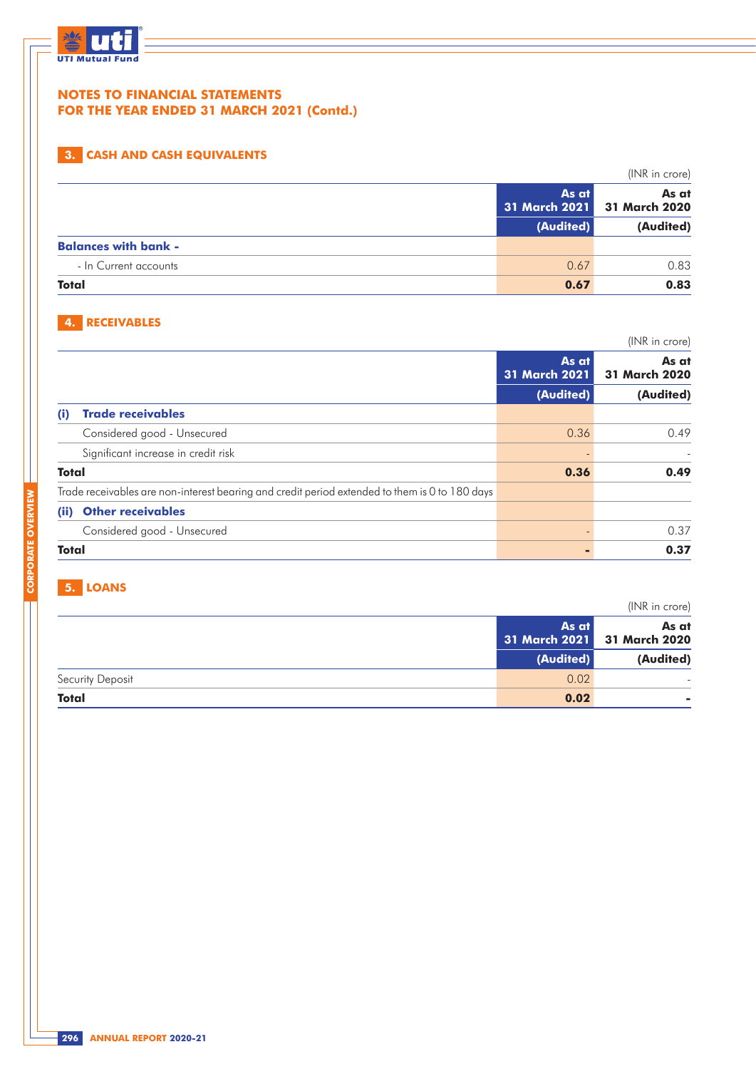# NOTES TO FINANCIAL STATEMENTS
## FOR THE YEAR ENDED 31 MARCH 2021 (Contd.)

### 3. CASH AND CASH EQUIVALENTS

(INR in crore)

| | As at 31 March 2021 (Audited) | As at 31 March 2020 (Audited) |
|---|---|---|
| **Balances with bank -** | | |
| - In Current accounts | 0.67 | 0.83 |
| **Total** | **0.67** | **0.83** |

### 4. RECEIVABLES

(INR in crore)

| | As at 31 March 2021 (Audited) | As at 31 March 2020 (Audited) |
|---|---|---|
| **(i) Trade receivables** | | |
| Considered good - Unsecured | 0.36 | 0.49 |
| Significant increase in credit risk | - | - |
| **Total** | **0.36** | **0.49** |
| Trade receivables are non-interest bearing and credit period extended to them is 0 to 180 days | | |
| **(ii) Other receivables** | | |
| Considered good - Unsecured | - | 0.37 |
| **Total** | **-** | **0.37** |

### 5. LOANS

(INR in crore)

| | As at 31 March 2021 (Audited) | As at 31 March 2020 (Audited) |
|---|---|---|
| Security Deposit | 0.02 | - |
| **Total** | **0.02** | **-** |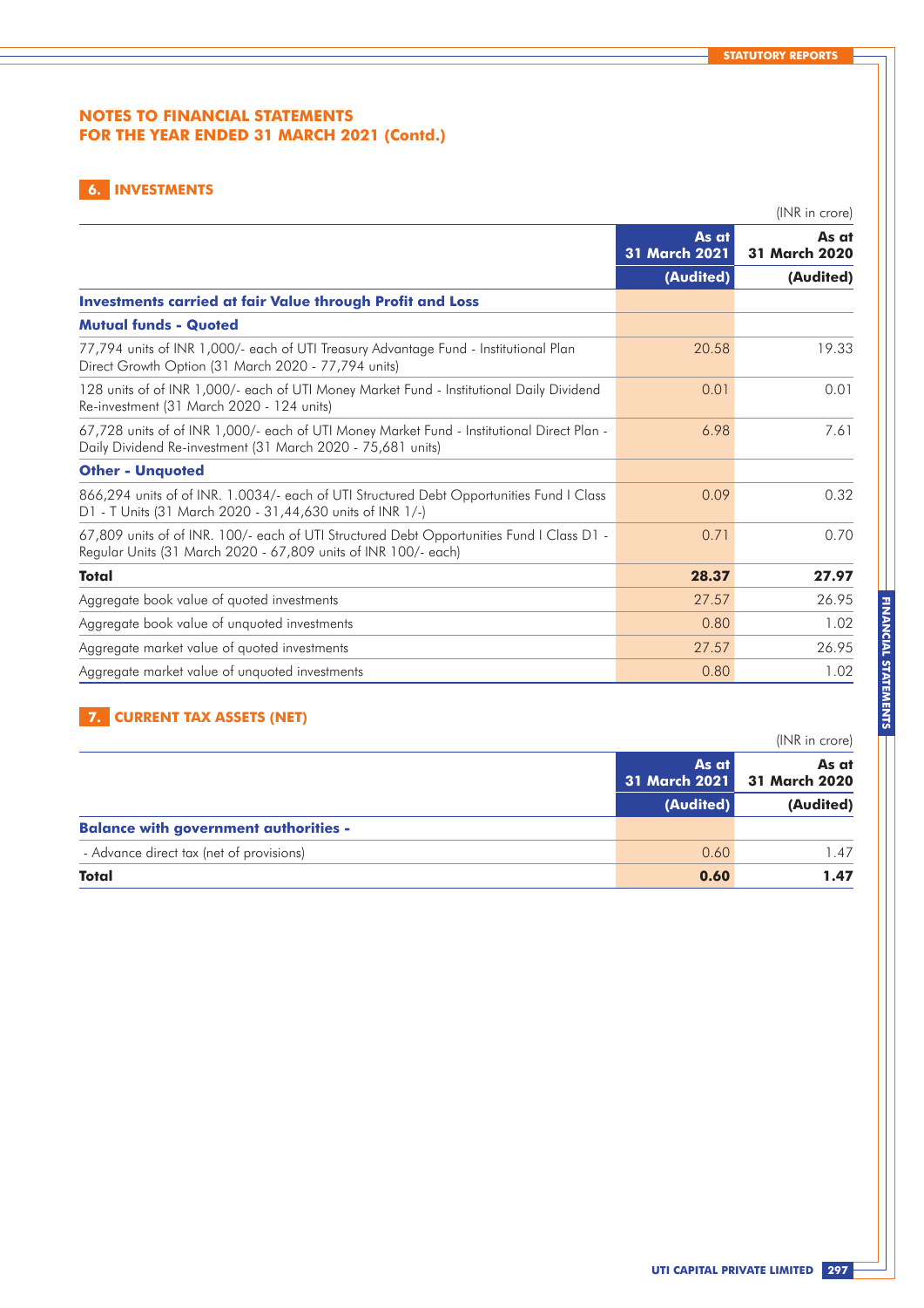# NOTES TO FINANCIAL STATEMENTS
# FOR THE YEAR ENDED 31 MARCH 2021 (Contd.)

## 6. INVESTMENTS

(INR in crore)

| | As at 31 March 2021 | As at 31 March 2020 |
|---|---|---|
| | (Audited) | (Audited) |
| **Investments carried at fair Value through Profit and Loss** | | |
| **Mutual funds - Quoted** | | |
| 77,794 units of INR 1,000/- each of UTI Treasury Advantage Fund - Institutional Plan Direct Growth Option (31 March 2020 - 77,794 units) | 20.58 | 19.33 |
| 128 units of of INR 1,000/- each of UTI Money Market Fund - Institutional Daily Dividend Re-investment (31 March 2020 - 124 units) | 0.01 | 0.01 |
| 67,728 units of of INR 1,000/- each of UTI Money Market Fund - Institutional Direct Plan - Daily Dividend Re-investment (31 March 2020 - 75,681 units) | 6.98 | 7.61 |
| **Other - Unquoted** | | |
| 866,294 units of of INR. 1.0034/- each of UTI Structured Debt Opportunities Fund I Class D1 - T Units (31 March 2020 - 31,44,630 units of INR 1/-) | 0.09 | 0.32 |
| 67,809 units of of INR. 100/- each of UTI Structured Debt Opportunities Fund I Class D1 - Regular Units (31 March 2020 - 67,809 units of INR 100/- each) | 0.71 | 0.70 |
| **Total** | **28.37** | **27.97** |
| Aggregate book value of quoted investments | 27.57 | 26.95 |
| Aggregate book value of unquoted investments | 0.80 | 1.02 |
| Aggregate market value of quoted investments | 27.57 | 26.95 |
| Aggregate market value of unquoted investments | 0.80 | 1.02 |

## 7. CURRENT TAX ASSETS (NET)

(INR in crore)

| | As at 31 March 2021 | As at 31 March 2020 |
|---|---|---|
| | (Audited) | (Audited) |
| **Balance with government authorities -** | | |
| - Advance direct tax (net of provisions) | 0.60 | 1.47 |
| **Total** | **0.60** | **1.47** |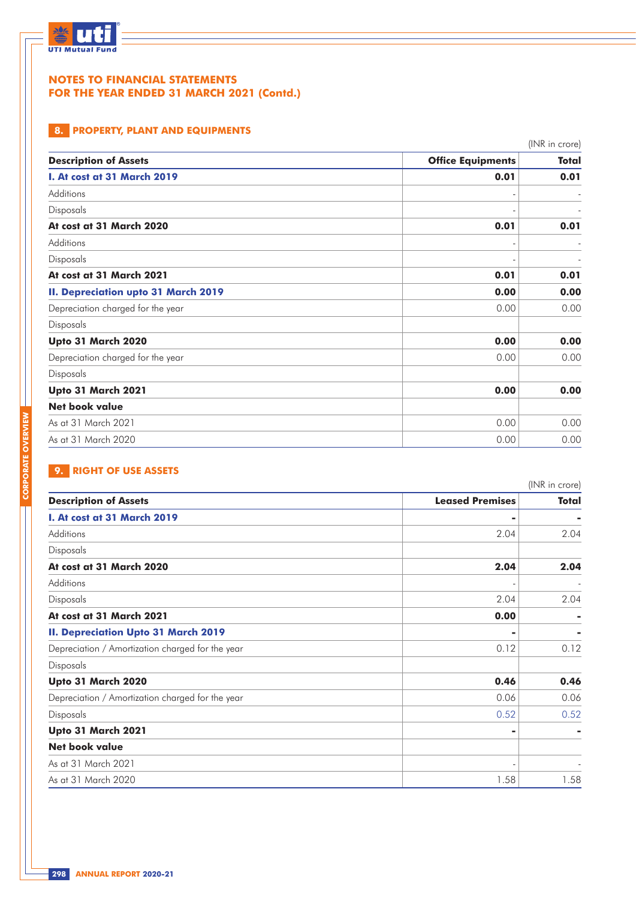## NOTES TO FINANCIAL STATEMENTS
## FOR THE YEAR ENDED 31 MARCH 2021 (Contd.)

### 8. PROPERTY, PLANT AND EQUIPMENTS

(INR in crore)

| Description of Assets | Office Equipments | Total |
|---|---|---|
| **I. At cost at 31 March 2019** | **0.01** | **0.01** |
| Additions | - | - |
| Disposals | - | - |
| **At cost at 31 March 2020** | **0.01** | **0.01** |
| Additions | - | - |
| Disposals | - | - |
| **At cost at 31 March 2021** | **0.01** | **0.01** |
| **II. Depreciation upto 31 March 2019** | **0.00** | **0.00** |
| Depreciation charged for the year | 0.00 | 0.00 |
| Disposals | | |
| **Upto 31 March 2020** | **0.00** | **0.00** |
| Depreciation charged for the year | 0.00 | 0.00 |
| Disposals | | |
| **Upto 31 March 2021** | **0.00** | **0.00** |
| **Net book value** | | |
| As at 31 March 2021 | 0.00 | 0.00 |
| As at 31 March 2020 | 0.00 | 0.00 |

### 9. RIGHT OF USE ASSETS

(INR in crore)

| Description of Assets | Leased Premises | Total |
|---|---|---|
| **I. At cost at 31 March 2019** | **-** | **-** |
| Additions | 2.04 | 2.04 |
| Disposals | | |
| **At cost at 31 March 2020** | **2.04** | **2.04** |
| Additions | - | - |
| Disposals | 2.04 | 2.04 |
| **At cost at 31 March 2021** | **0.00** | **-** |
| **II. Depreciation Upto 31 March 2019** | **-** | **-** |
| Depreciation / Amortization charged for the year | 0.12 | 0.12 |
| Disposals | | |
| **Upto 31 March 2020** | **0.46** | **0.46** |
| Depreciation / Amortization charged for the year | 0.06 | 0.06 |
| Disposals | 0.52 | 0.52 |
| **Upto 31 March 2021** | **-** | **-** |
| **Net book value** | | |
| As at 31 March 2021 | - | - |
| As at 31 March 2020 | 1.58 | 1.58 |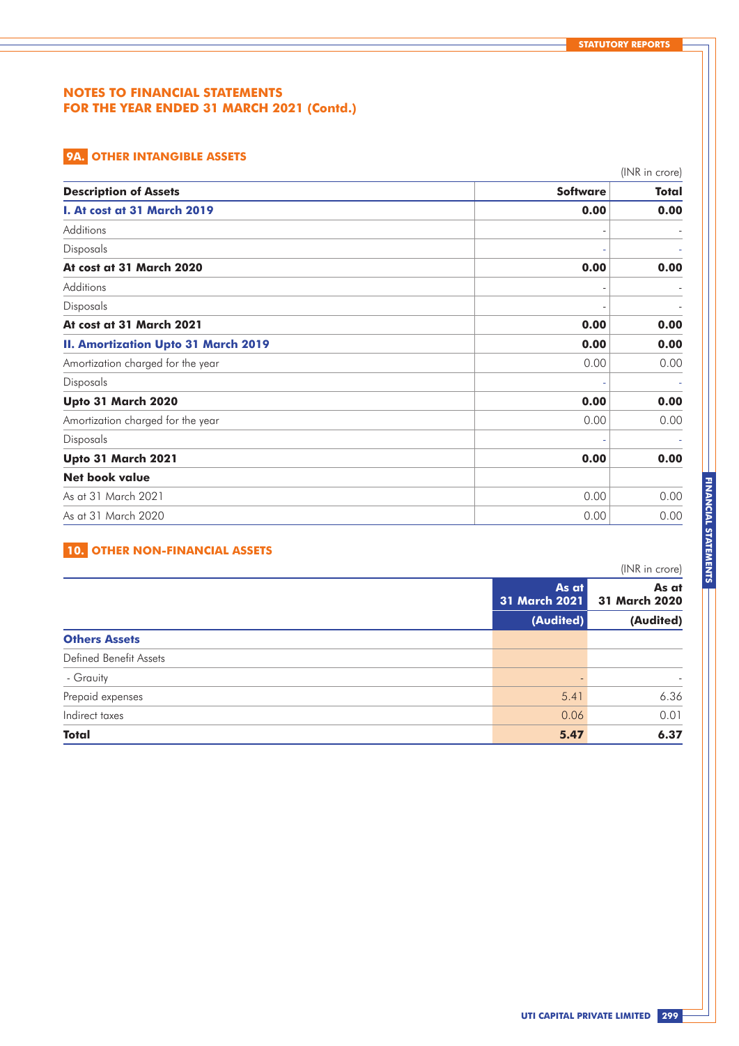# NOTES TO FINANCIAL STATEMENTS
# FOR THE YEAR ENDED 31 MARCH 2021 (Contd.)

## 9A. OTHER INTANGIBLE ASSETS

(INR in crore)

| Description of Assets | Software | Total |
|---|---|---|
| **I. At cost at 31 March 2019** | **0.00** | **0.00** |
| Additions | - | - |
| Disposals | - | - |
| **At cost at 31 March 2020** | **0.00** | **0.00** |
| Additions | - | - |
| Disposals | - | - |
| **At cost at 31 March 2021** | **0.00** | **0.00** |
| **II. Amortization Upto 31 March 2019** | **0.00** | **0.00** |
| Amortization charged for the year | 0.00 | 0.00 |
| Disposals | - | - |
| **Upto 31 March 2020** | **0.00** | **0.00** |
| Amortization charged for the year | 0.00 | 0.00 |
| Disposals | - | - |
| **Upto 31 March 2021** | **0.00** | **0.00** |
| **Net book value** | | |
| As at 31 March 2021 | 0.00 | 0.00 |
| As at 31 March 2020 | 0.00 | 0.00 |

## 10. OTHER NON-FINANCIAL ASSETS

(INR in crore)

| | As at 31 March 2021 (Audited) | As at 31 March 2020 (Audited) |
|---|---|---|
| **Others Assets** | | |
| Defined Benefit Assets | | |
| - Grauity | - | - |
| Prepaid expenses | 5.41 | 6.36 |
| Indirect taxes | 0.06 | 0.01 |
| **Total** | **5.47** | **6.37** |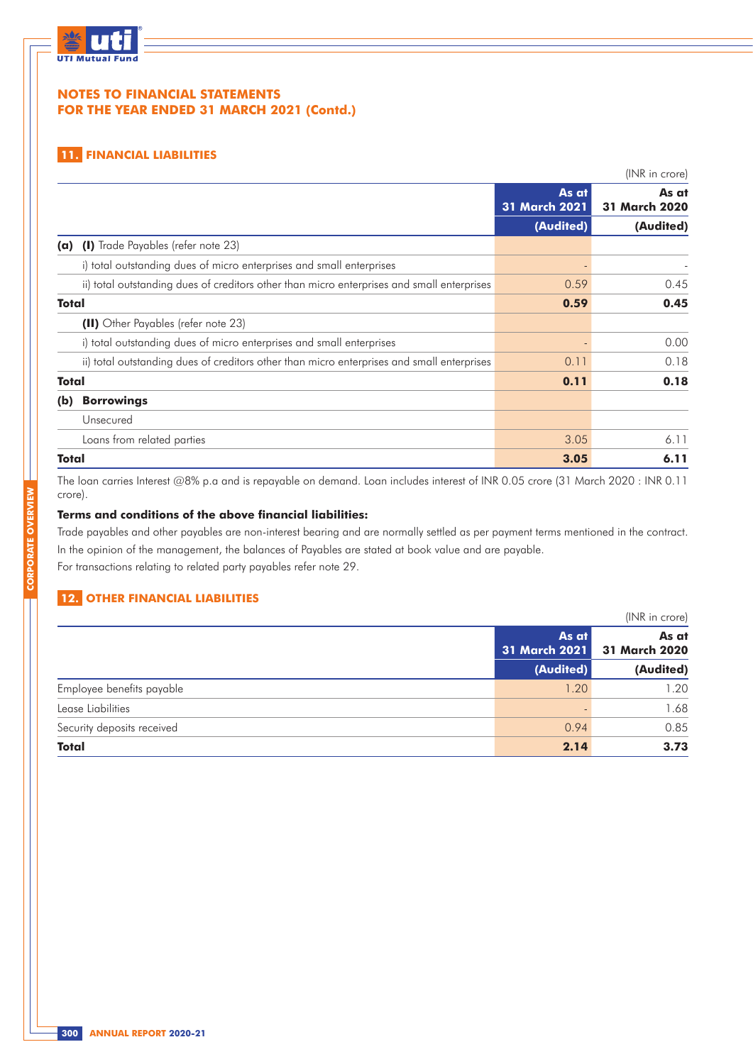## NOTES TO FINANCIAL STATEMENTS FOR THE YEAR ENDED 31 MARCH 2021 (Contd.)

### 11. FINANCIAL LIABILITIES

(INR in crore)

| | As at 31 March 2021 (Audited) | As at 31 March 2020 (Audited) |
|---|---|---|
| **(a) (I)** Trade Payables (refer note 23) | | |
| i) total outstanding dues of micro enterprises and small enterprises | - | - |
| ii) total outstanding dues of creditors other than micro enterprises and small enterprises | 0.59 | 0.45 |
| **Total** | **0.59** | **0.45** |
| **(II)** Other Payables (refer note 23) | | |
| i) total outstanding dues of micro enterprises and small enterprises | - | 0.00 |
| ii) total outstanding dues of creditors other than micro enterprises and small enterprises | 0.11 | 0.18 |
| **Total** | **0.11** | **0.18** |
| **(b) Borrowings** | | |
| Unsecured | | |
| Loans from related parties | 3.05 | 6.11 |
| **Total** | **3.05** | **6.11** |

The loan carries Interest @8% p.a and is repayable on demand. Loan includes interest of INR 0.05 crore (31 March 2020 : INR 0.11 crore).

**Terms and conditions of the above financial liabilities:**

Trade payables and other payables are non-interest bearing and are normally settled as per payment terms mentioned in the contract.

In the opinion of the management, the balances of Payables are stated at book value and are payable.

For transactions relating to related party payables refer note 29.

### 12. OTHER FINANCIAL LIABILITIES

(INR in crore)

| | As at 31 March 2021 (Audited) | As at 31 March 2020 (Audited) |
|---|---|---|
| Employee benefits payable | 1.20 | 1.20 |
| Lease Liabilities | - | 1.68 |
| Security deposits received | 0.94 | 0.85 |
| **Total** | **2.14** | **3.73** |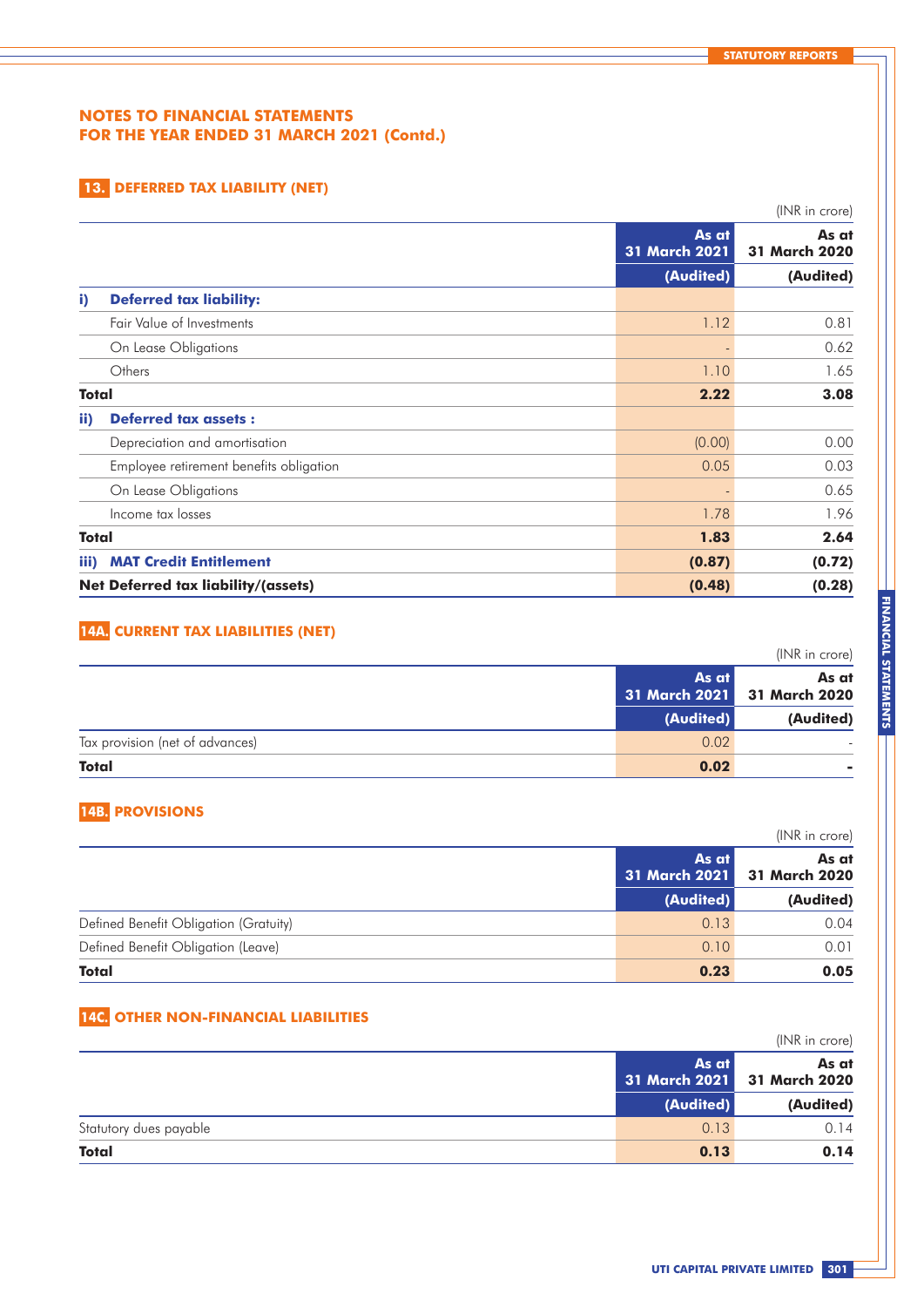# NOTES TO FINANCIAL STATEMENTS
## FOR THE YEAR ENDED 31 MARCH 2021 (Contd.)

### 13. DEFERRED TAX LIABILITY (NET)

(INR in crore)

| | As at 31 March 2021 (Audited) | As at 31 March 2020 (Audited) |
|---|---|---|
| **i) Deferred tax liability:** | | |
| Fair Value of Investments | 1.12 | 0.81 |
| On Lease Obligations | - | 0.62 |
| Others | 1.10 | 1.65 |
| **Total** | **2.22** | **3.08** |
| **ii) Deferred tax assets :** | | |
| Depreciation and amortisation | (0.00) | 0.00 |
| Employee retirement benefits obligation | 0.05 | 0.03 |
| On Lease Obligations | - | 0.65 |
| Income tax losses | 1.78 | 1.96 |
| **Total** | **1.83** | **2.64** |
| **iii) MAT Credit Entitlement** | **(0.87)** | **(0.72)** |
| **Net Deferred tax liability/(assets)** | **(0.48)** | **(0.28)** |

### 14A. CURRENT TAX LIABILITIES (NET)

(INR in crore)

| | As at 31 March 2021 (Audited) | As at 31 March 2020 (Audited) |
|---|---|---|
| Tax provision (net of advances) | 0.02 | - |
| **Total** | **0.02** | **-** |

### 14B. PROVISIONS

(INR in crore)

| | As at 31 March 2021 (Audited) | As at 31 March 2020 (Audited) |
|---|---|---|
| Defined Benefit Obligation (Gratuity) | 0.13 | 0.04 |
| Defined Benefit Obligation (Leave) | 0.10 | 0.01 |
| **Total** | **0.23** | **0.05** |

### 14C. OTHER NON-FINANCIAL LIABILITIES

(INR in crore)

| | As at 31 March 2021 (Audited) | As at 31 March 2020 (Audited) |
|---|---|---|
| Statutory dues payable | 0.13 | 0.14 |
| **Total** | **0.13** | **0.14** |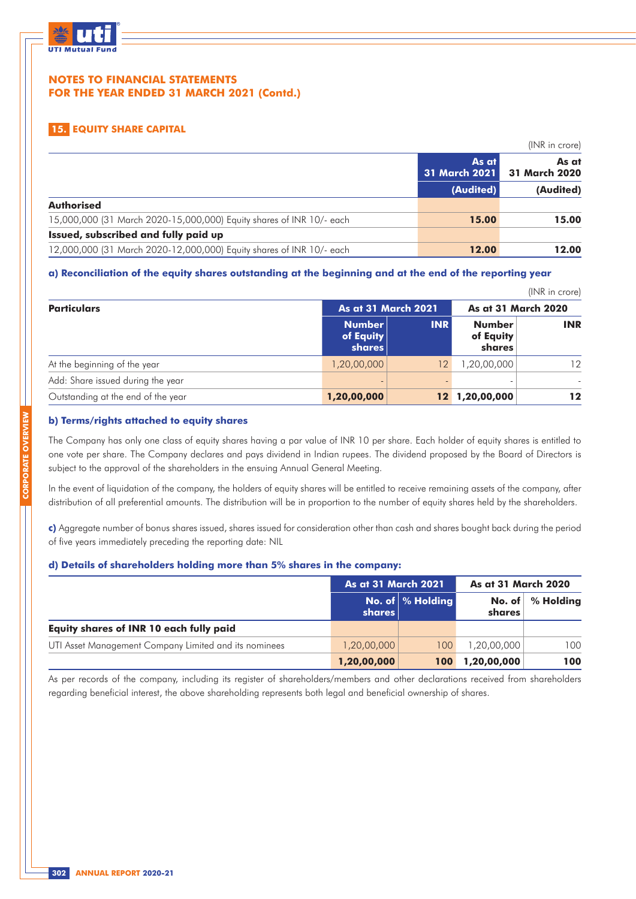## NOTES TO FINANCIAL STATEMENTS
## FOR THE YEAR ENDED 31 MARCH 2021 (Contd.)

### 15. EQUITY SHARE CAPITAL

(INR in crore)

| | As at 31 March 2021 | As at 31 March 2020 |
|---|---|---|
| | (Audited) | (Audited) |
| **Authorised** | | |
| 15,000,000 (31 March 2020-15,000,000) Equity shares of INR 10/- each | **15.00** | **15.00** |
| **Issued, subscribed and fully paid up** | | |
| 12,000,000 (31 March 2020-12,000,000) Equity shares of INR 10/- each | **12.00** | **12.00** |

**a) Reconciliation of the equity shares outstanding at the beginning and at the end of the reporting year**

(INR in crore)

| Particulars | As at 31 March 2021 | | As at 31 March 2020 | |
|---|---|---|---|---|
| | Number of Equity shares | INR | Number of Equity shares | INR |
| At the beginning of the year | 1,20,00,000 | 12 | 1,20,00,000 | 12 |
| Add: Share issued during the year | - | - | - | - |
| Outstanding at the end of the year | **1,20,00,000** | **12** | **1,20,00,000** | **12** |

**b) Terms/rights attached to equity shares**

The Company has only one class of equity shares having a par value of INR 10 per share. Each holder of equity shares is entitled to one vote per share. The Company declares and pays dividend in Indian rupees. The dividend proposed by the Board of Directors is subject to the approval of the shareholders in the ensuing Annual General Meeting.

In the event of liquidation of the company, the holders of equity shares will be entitled to receive remaining assets of the company, after distribution of all preferential amounts. The distribution will be in proportion to the number of equity shares held by the shareholders.

**c)** Aggregate number of bonus shares issued, shares issued for consideration other than cash and shares bought back during the period of five years immediately preceding the reporting date: NIL

**d) Details of shareholders holding more than 5% shares in the company:**

| | As at 31 March 2021 | | As at 31 March 2020 | |
|---|---|---|---|---|
| | No. of shares | % Holding | No. of shares | % Holding |
| **Equity shares of INR 10 each fully paid** | | | | |
| UTI Asset Management Company Limited and its nominees | 1,20,00,000 | 100 | 1,20,00,000 | 100 |
| | **1,20,00,000** | **100** | **1,20,00,000** | **100** |

As per records of the company, including its register of shareholders/members and other declarations received from shareholders regarding beneficial interest, the above shareholding represents both legal and beneficial ownership of shares.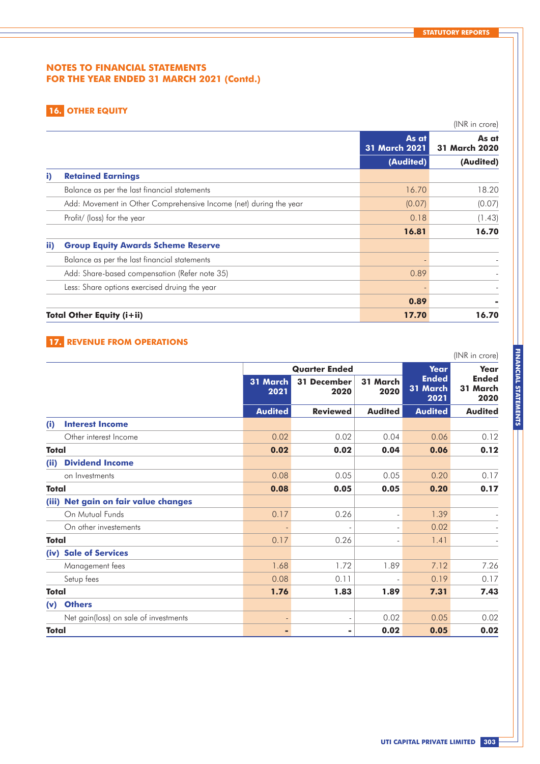## NOTES TO FINANCIAL STATEMENTS
## FOR THE YEAR ENDED 31 MARCH 2021 (Contd.)

### 16. OTHER EQUITY

(INR in crore)

| | | As at 31 March 2021 | As at 31 March 2020 |
|---|---|---|---|
| | | (Audited) | (Audited) |
| **i)** | **Retained Earnings** | | |
| | Balance as per the last financial statements | 16.70 | 18.20 |
| | Add: Movement in Other Comprehensive Income (net) during the year | (0.07) | (0.07) |
| | Profit/ (loss) for the year | 0.18 | (1.43) |
| | | **16.81** | **16.70** |
| **ii)** | **Group Equity Awards Scheme Reserve** | | |
| | Balance as per the last financial statements | - | - |
| | Add: Share-based compensation (Refer note 35) | 0.89 | - |
| | Less: Share options exercised druing the year | - | - |
| | | **0.89** | **-** |
| **Total Other Equity (i+ii)** | | **17.70** | **16.70** |

### 17. REVENUE FROM OPERATIONS

(INR in crore)

| | | Quarter Ended | | | Year Ended 31 March 2021 | Year Ended 31 March 2020 |
|---|---|---|---|---|---|---|
| | | 31 March 2021 | 31 December 2020 | 31 March 2020 | | |
| | | Audited | Reviewed | Audited | Audited | Audited |
| **(i)** | **Interest Income** | | | | | |
| | Other interest Income | 0.02 | 0.02 | 0.04 | 0.06 | 0.12 |
| **Total** | | **0.02** | **0.02** | **0.04** | **0.06** | **0.12** |
| **(ii)** | **Dividend Income** | | | | | |
| | on Investments | 0.08 | 0.05 | 0.05 | 0.20 | 0.17 |
| **Total** | | **0.08** | **0.05** | **0.05** | **0.20** | **0.17** |
| **(iii)** | **Net gain on fair value changes** | | | | | |
| | On Mutual Funds | 0.17 | 0.26 | - | 1.39 | - |
| | On other investements | - | - | - | 0.02 | - |
| **Total** | | 0.17 | 0.26 | - | 1.41 | - |
| **(iv)** | **Sale of Services** | | | | | |
| | Management fees | 1.68 | 1.72 | 1.89 | 7.12 | 7.26 |
| | Setup fees | 0.08 | 0.11 | - | 0.19 | 0.17 |
| **Total** | | **1.76** | **1.83** | **1.89** | **7.31** | **7.43** |
| **(v)** | **Others** | | | | | |
| | Net gain(loss) on sale of investments | - | - | 0.02 | 0.05 | 0.02 |
| **Total** | | **-** | **-** | **0.02** | **0.05** | **0.02** |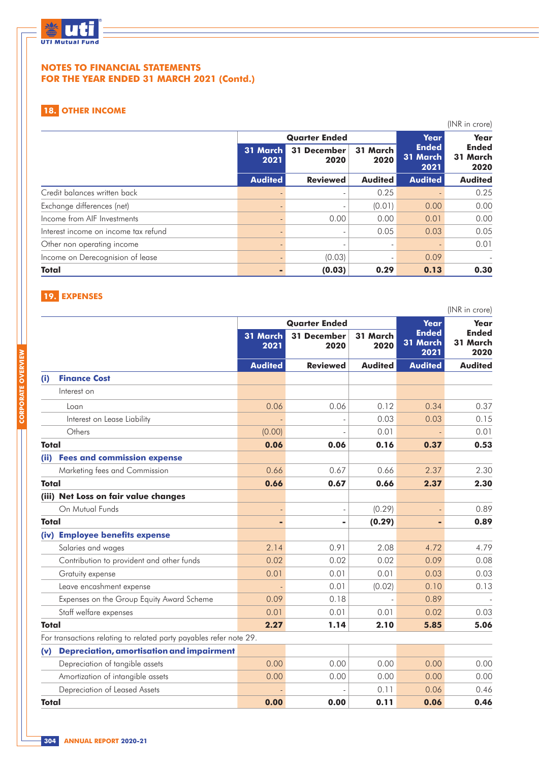# NOTES TO FINANCIAL STATEMENTS
# FOR THE YEAR ENDED 31 MARCH 2021 (Contd.)

## 18. OTHER INCOME

(INR in crore)

| | Quarter Ended | | | Year Ended 31 March 2021 | Year Ended 31 March 2020 |
|---|---|---|---|---|---|
| | 31 March 2021 | 31 December 2020 | 31 March 2020 | | |
| | Audited | Reviewed | Audited | Audited | Audited |
| Credit balances written back | - | - | 0.25 | - | 0.25 |
| Exchange differences (net) | - | - | (0.01) | 0.00 | 0.00 |
| Income from AIF Investments | - | 0.00 | 0.00 | 0.01 | 0.00 |
| Interest income on income tax refund | - | - | 0.05 | 0.03 | 0.05 |
| Other non operating income | - | - | - | - | 0.01 |
| Income on Derecognision of lease | - | (0.03) | - | 0.09 | - |
| **Total** | **-** | **(0.03)** | **0.29** | **0.13** | **0.30** |

## 19. EXPENSES

(INR in crore)

| | Quarter Ended | | | Year Ended 31 March 2021 | Year Ended 31 March 2020 |
|---|---|---|---|---|---|
| | 31 March 2021 | 31 December 2020 | 31 March 2020 | | |
| | Audited | Reviewed | Audited | Audited | Audited |
| **(i) Finance Cost** | | | | | |
| Interest on | | | | | |
| Loan | 0.06 | 0.06 | 0.12 | 0.34 | 0.37 |
| Interest on Lease Liability | - | - | 0.03 | 0.03 | 0.15 |
| Others | (0.00) | - | 0.01 | - | 0.01 |
| **Total** | **0.06** | **0.06** | **0.16** | **0.37** | **0.53** |
| **(ii) Fees and commission expense** | | | | | |
| Marketing fees and Commission | 0.66 | 0.67 | 0.66 | 2.37 | 2.30 |
| **Total** | **0.66** | **0.67** | **0.66** | **2.37** | **2.30** |
| **(iii) Net Loss on fair value changes** | | | | | |
| On Mutual Funds | - | - | (0.29) | - | 0.89 |
| **Total** | **-** | **-** | **(0.29)** | **-** | **0.89** |
| **(iv) Employee benefits expense** | | | | | |
| Salaries and wages | 2.14 | 0.91 | 2.08 | 4.72 | 4.79 |
| Contribution to provident and other funds | 0.02 | 0.02 | 0.02 | 0.09 | 0.08 |
| Gratuity expense | 0.01 | 0.01 | 0.01 | 0.03 | 0.03 |
| Leave encashment expense | - | 0.01 | (0.02) | 0.10 | 0.13 |
| Expenses on the Group Equity Award Scheme | 0.09 | 0.18 | - | 0.89 | - |
| Staff welfare expenses | 0.01 | 0.01 | 0.01 | 0.02 | 0.03 |
| **Total** | **2.27** | **1.14** | **2.10** | **5.85** | **5.06** |
| For transactions relating to related party payables refer note 29. | | | | | |
| **(v) Depreciation, amortisation and impairment** | | | | | |
| Depreciation of tangible assets | 0.00 | 0.00 | 0.00 | 0.00 | 0.00 |
| Amortization of intangible assets | 0.00 | 0.00 | 0.00 | 0.00 | 0.00 |
| Depreciation of Leased Assets | - | - | 0.11 | 0.06 | 0.46 |
| **Total** | **0.00** | **0.00** | **0.11** | **0.06** | **0.46** |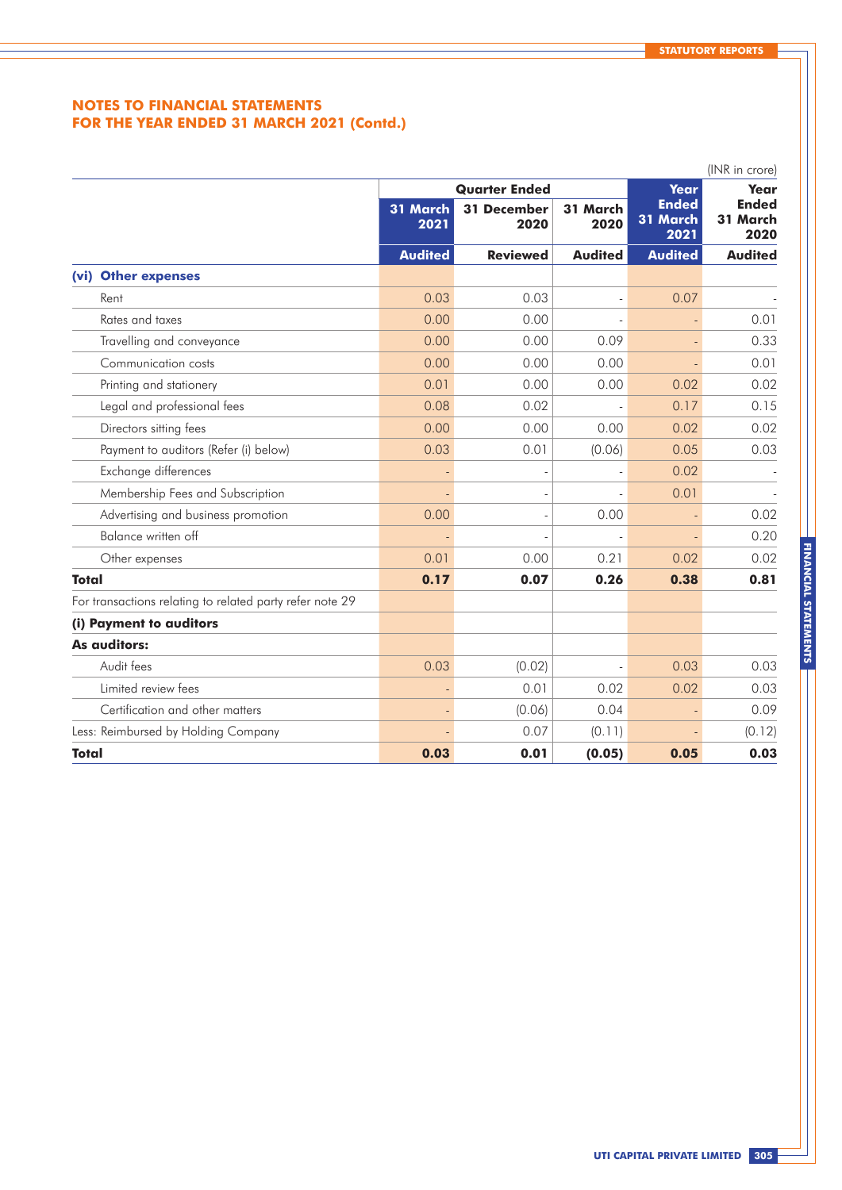## NOTES TO FINANCIAL STATEMENTS
## FOR THE YEAR ENDED 31 MARCH 2021 (Contd.)

(INR in crore)

| | Quarter Ended | | | Year Ended 31 March 2021 | Year Ended 31 March 2020 |
|---|---|---|---|---|---|
| | 31 March 2021 | 31 December 2020 | 31 March 2020 | | |
| | Audited | Reviewed | Audited | Audited | Audited |
| **(vi) Other expenses** | | | | | |
| Rent | 0.03 | 0.03 | - | 0.07 | - |
| Rates and taxes | 0.00 | 0.00 | - | - | 0.01 |
| Travelling and conveyance | 0.00 | 0.00 | 0.09 | - | 0.33 |
| Communication costs | 0.00 | 0.00 | 0.00 | - | 0.01 |
| Printing and stationery | 0.01 | 0.00 | 0.00 | 0.02 | 0.02 |
| Legal and professional fees | 0.08 | 0.02 | - | 0.17 | 0.15 |
| Directors sitting fees | 0.00 | 0.00 | 0.00 | 0.02 | 0.02 |
| Payment to auditors (Refer (i) below) | 0.03 | 0.01 | (0.06) | 0.05 | 0.03 |
| Exchange differences | - | - | - | 0.02 | - |
| Membership Fees and Subscription | - | - | - | 0.01 | - |
| Advertising and business promotion | 0.00 | - | 0.00 | - | 0.02 |
| Balance written off | - | - | - | - | 0.20 |
| Other expenses | 0.01 | 0.00 | 0.21 | 0.02 | 0.02 |
| **Total** | **0.17** | **0.07** | **0.26** | **0.38** | **0.81** |
| For transactions relating to related party refer note 29 | | | | | |
| **(i) Payment to auditors** | | | | | |
| **As auditors:** | | | | | |
| Audit fees | 0.03 | (0.02) | - | 0.03 | 0.03 |
| Limited review fees | - | 0.01 | 0.02 | 0.02 | 0.03 |
| Certification and other matters | - | (0.06) | 0.04 | - | 0.09 |
| Less: Reimbursed by Holding Company | - | 0.07 | (0.11) | - | (0.12) |
| **Total** | **0.03** | **0.01** | **(0.05)** | **0.05** | **0.03** |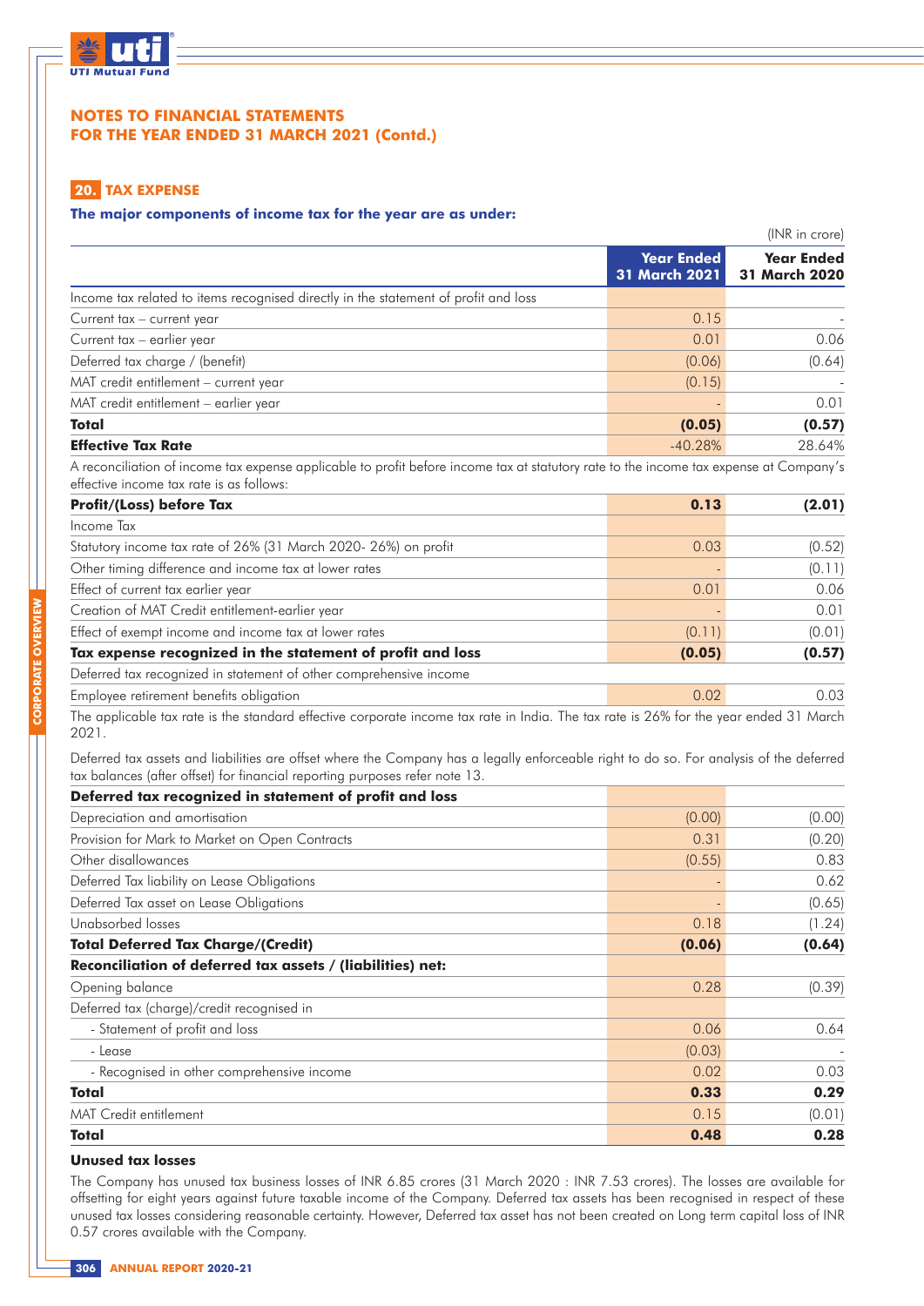## NOTES TO FINANCIAL STATEMENTS FOR THE YEAR ENDED 31 MARCH 2021 (Contd.)

### 20. TAX EXPENSE

**The major components of income tax for the year are as under:**

(INR in crore)

| | Year Ended 31 March 2021 | Year Ended 31 March 2020 |
|---|---|---|
| Income tax related to items recognised directly in the statement of profit and loss | | |
| Current tax – current year | 0.15 | - |
| Current tax – earlier year | 0.01 | 0.06 |
| Deferred tax charge / (benefit) | (0.06) | (0.64) |
| MAT credit entitlement – current year | (0.15) | - |
| MAT credit entitlement – earlier year | - | 0.01 |
| **Total** | **(0.05)** | **(0.57)** |
| **Effective Tax Rate** | -40.28% | 28.64% |

A reconciliation of income tax expense applicable to profit before income tax at statutory rate to the income tax expense at Company's effective income tax rate is as follows:

| | Year Ended 31 March 2021 | Year Ended 31 March 2020 |
|---|---|---|
| **Profit/(Loss) before Tax** | **0.13** | **(2.01)** |
| Income Tax | | |
| Statutory income tax rate of 26% (31 March 2020- 26%) on profit | 0.03 | (0.52) |
| Other timing difference and income tax at lower rates | - | (0.11) |
| Effect of current tax earlier year | 0.01 | 0.06 |
| Creation of MAT Credit entitlement-earlier year | - | 0.01 |
| Effect of exempt income and income tax at lower rates | (0.11) | (0.01) |
| **Tax expense recognized in the statement of profit and loss** | **(0.05)** | **(0.57)** |
| Deferred tax recognized in statement of other comprehensive income | | |
| Employee retirement benefits obligation | 0.02 | 0.03 |

The applicable tax rate is the standard effective corporate income tax rate in India. The tax rate is 26% for the year ended 31 March 2021.

Deferred tax assets and liabilities are offset where the Company has a legally enforceable right to do so. For analysis of the deferred tax balances (after offset) for financial reporting purposes refer note 13.

| | Year Ended 31 March 2021 | Year Ended 31 March 2020 |
|---|---|---|
| **Deferred tax recognized in statement of profit and loss** | | |
| Depreciation and amortisation | (0.00) | (0.00) |
| Provision for Mark to Market on Open Contracts | 0.31 | (0.20) |
| Other disallowances | (0.55) | 0.83 |
| Deferred Tax liability on Lease Obligations | - | 0.62 |
| Deferred Tax asset on Lease Obligations | - | (0.65) |
| Unabsorbed losses | 0.18 | (1.24) |
| **Total Deferred Tax Charge/(Credit)** | **(0.06)** | **(0.64)** |
| **Reconciliation of deferred tax assets / (liabilities) net:** | | |
| Opening balance | 0.28 | (0.39) |
| Deferred tax (charge)/credit recognised in | | |
| - Statement of profit and loss | 0.06 | 0.64 |
| - Lease | (0.03) | - |
| - Recognised in other comprehensive income | 0.02 | 0.03 |
| **Total** | **0.33** | **0.29** |
| MAT Credit entitlement | 0.15 | (0.01) |
| **Total** | **0.48** | **0.28** |

**Unused tax losses**

The Company has unused tax business losses of INR 6.85 crores (31 March 2020 : INR 7.53 crores). The losses are available for offsetting for eight years against future taxable income of the Company. Deferred tax assets has been recognised in respect of these unused tax losses considering reasonable certainty. However, Deferred tax asset has not been created on Long term capital loss of INR 0.57 crores available with the Company.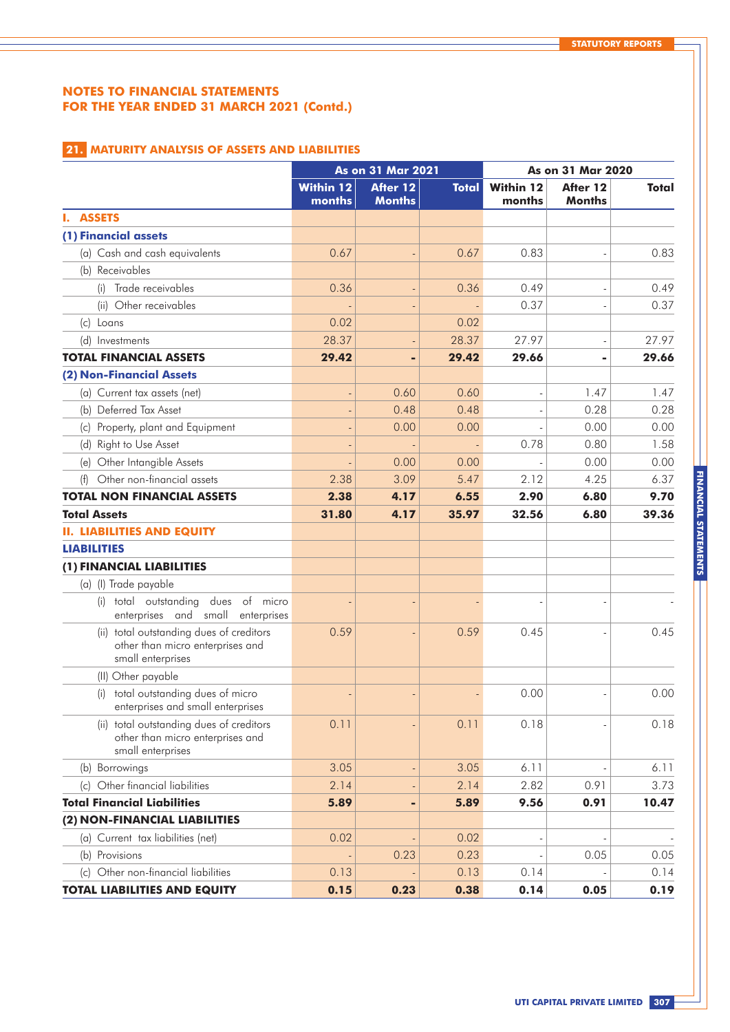# NOTES TO FINANCIAL STATEMENTS FOR THE YEAR ENDED 31 MARCH 2021 (Contd.)

## 21. MATURITY ANALYSIS OF ASSETS AND LIABILITIES

| | As on 31 Mar 2021 | | | As on 31 Mar 2020 | | |
|---|---|---|---|---|---|---|
| | Within 12 months | After 12 Months | Total | Within 12 months | After 12 Months | Total |
| **I. ASSETS** | | | | | | |
| **(1) Financial assets** | | | | | | |
| (a) Cash and cash equivalents | 0.67 | - | 0.67 | 0.83 | - | 0.83 |
| (b) Receivables | | | | | | |
| (i) Trade receivables | 0.36 | - | 0.36 | 0.49 | - | 0.49 |
| (ii) Other receivables | - | - | - | 0.37 | - | 0.37 |
| (c) Loans | 0.02 | | 0.02 | | | |
| (d) Investments | 28.37 | - | 28.37 | 27.97 | - | 27.97 |
| **TOTAL FINANCIAL ASSETS** | **29.42** | **-** | **29.42** | **29.66** | **-** | **29.66** |
| **(2) Non-Financial Assets** | | | | | | |
| (a) Current tax assets (net) | - | 0.60 | 0.60 | - | 1.47 | 1.47 |
| (b) Deferred Tax Asset | - | 0.48 | 0.48 | - | 0.28 | 0.28 |
| (c) Property, plant and Equipment | - | 0.00 | 0.00 | - | 0.00 | 0.00 |
| (d) Right to Use Asset | - | - | - | 0.78 | 0.80 | 1.58 |
| (e) Other Intangible Assets | - | 0.00 | 0.00 | - | 0.00 | 0.00 |
| (f) Other non-financial assets | 2.38 | 3.09 | 5.47 | 2.12 | 4.25 | 6.37 |
| **TOTAL NON FINANCIAL ASSETS** | **2.38** | **4.17** | **6.55** | **2.90** | **6.80** | **9.70** |
| **Total Assets** | **31.80** | **4.17** | **35.97** | **32.56** | **6.80** | **39.36** |
| **II. LIABILITIES AND EQUITY** | | | | | | |
| **LIABILITIES** | | | | | | |
| **(1) FINANCIAL LIABILITIES** | | | | | | |
| (a) (I) Trade payable | | | | | | |
| (i) total outstanding dues of micro enterprises and small enterprises | - | - | - | - | - | - |
| (ii) total outstanding dues of creditors other than micro enterprises and small enterprises | 0.59 | - | 0.59 | 0.45 | - | 0.45 |
| (II) Other payable | | | | | | |
| (i) total outstanding dues of micro enterprises and small enterprises | - | - | - | 0.00 | - | 0.00 |
| (ii) total outstanding dues of creditors other than micro enterprises and small enterprises | 0.11 | - | 0.11 | 0.18 | - | 0.18 |
| (b) Borrowings | 3.05 | - | 3.05 | 6.11 | - | 6.11 |
| (c) Other financial liabilities | 2.14 | - | 2.14 | 2.82 | 0.91 | 3.73 |
| **Total Financial Liabilities** | **5.89** | **-** | **5.89** | **9.56** | **0.91** | **10.47** |
| **(2) NON-FINANCIAL LIABILITIES** | | | | | | |
| (a) Current tax liabilities (net) | 0.02 | - | 0.02 | - | - | - |
| (b) Provisions | - | 0.23 | 0.23 | - | 0.05 | 0.05 |
| (c) Other non-financial liabilities | 0.13 | - | 0.13 | 0.14 | - | 0.14 |
| **TOTAL LIABILITIES AND EQUITY** | **0.15** | **0.23** | **0.38** | **0.14** | **0.05** | **0.19** |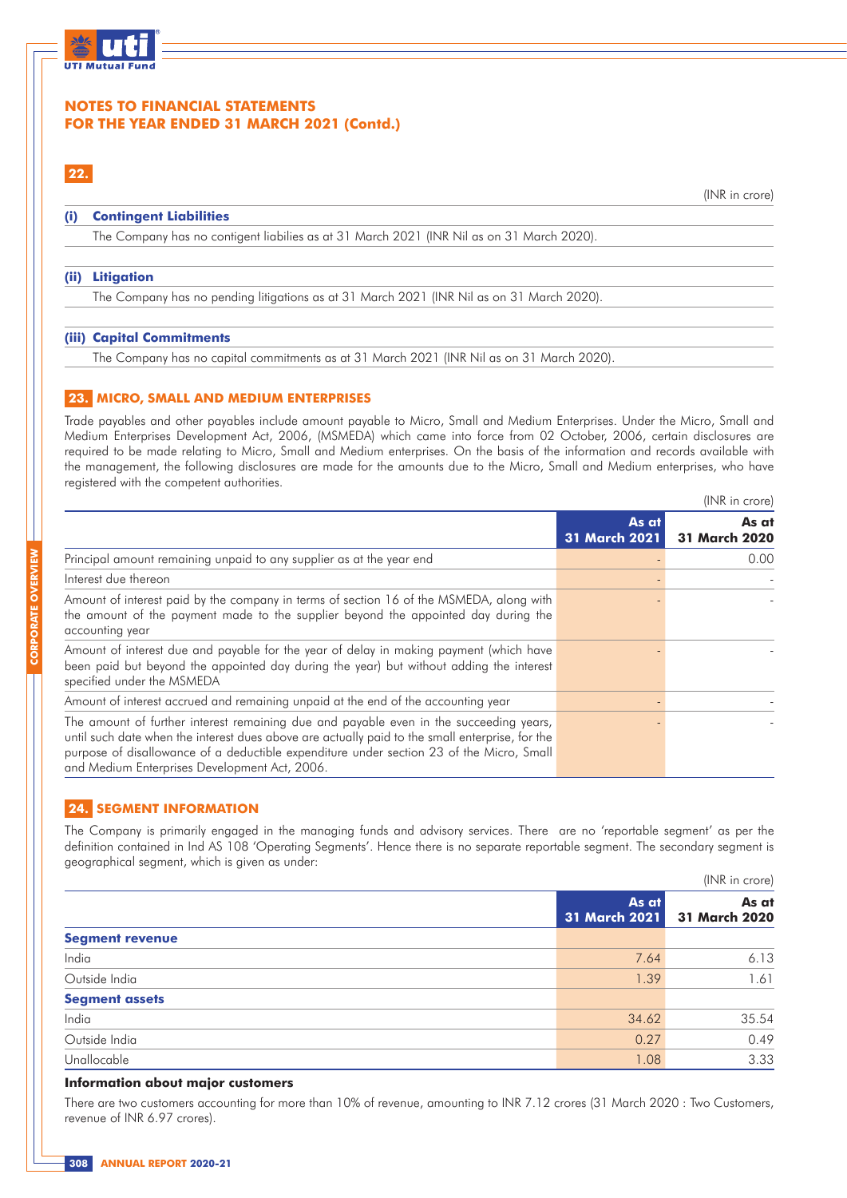# NOTES TO FINANCIAL STATEMENTS
# FOR THE YEAR ENDED 31 MARCH 2021 (Contd.)

## 22.

(INR in crore)

**(i) Contingent Liabilities**

The Company has no contigent liabilies as at 31 March 2021 (INR Nil as on 31 March 2020).

**(ii) Litigation**

The Company has no pending litigations as at 31 March 2021 (INR Nil as on 31 March 2020).

**(iii) Capital Commitments**

The Company has no capital commitments as at 31 March 2021 (INR Nil as on 31 March 2020).

## 23. MICRO, SMALL AND MEDIUM ENTERPRISES

Trade payables and other payables include amount payable to Micro, Small and Medium Enterprises. Under the Micro, Small and Medium Enterprises Development Act, 2006, (MSMEDA) which came into force from 02 October, 2006, certain disclosures are required to be made relating to Micro, Small and Medium enterprises. On the basis of the information and records available with the management, the following disclosures are made for the amounts due to the Micro, Small and Medium enterprises, who have registered with the competent authorities.

(INR in crore)

| | As at 31 March 2021 | As at 31 March 2020 |
|---|---|---|
| Principal amount remaining unpaid to any supplier as at the year end | - | 0.00 |
| Interest due thereon | - | - |
| Amount of interest paid by the company in terms of section 16 of the MSMEDA, along with the amount of the payment made to the supplier beyond the appointed day during the accounting year | - | - |
| Amount of interest due and payable for the year of delay in making payment (which have been paid but beyond the appointed day during the year) but without adding the interest specified under the MSMEDA | - | - |
| Amount of interest accrued and remaining unpaid at the end of the accounting year | - | - |
| The amount of further interest remaining due and payable even in the succeeding years, until such date when the interest dues above are actually paid to the small enterprise, for the purpose of disallowance of a deductible expenditure under section 23 of the Micro, Small and Medium Enterprises Development Act, 2006. | - | - |

## 24. SEGMENT INFORMATION

The Company is primarily engaged in the managing funds and advisory services. There are no 'reportable segment' as per the definition contained in Ind AS 108 'Operating Segments'. Hence there is no separate reportable segment. The secondary segment is geographical segment, which is given as under:

(INR in crore)

| | As at 31 March 2021 | As at 31 March 2020 |
|---|---|---|
| **Segment revenue** | | |
| India | 7.64 | 6.13 |
| Outside India | 1.39 | 1.61 |
| **Segment assets** | | |
| India | 34.62 | 35.54 |
| Outside India | 0.27 | 0.49 |
| Unallocable | 1.08 | 3.33 |

**Information about major customers**

There are two customers accounting for more than 10% of revenue, amounting to INR 7.12 crores (31 March 2020 : Two Customers, revenue of INR 6.97 crores).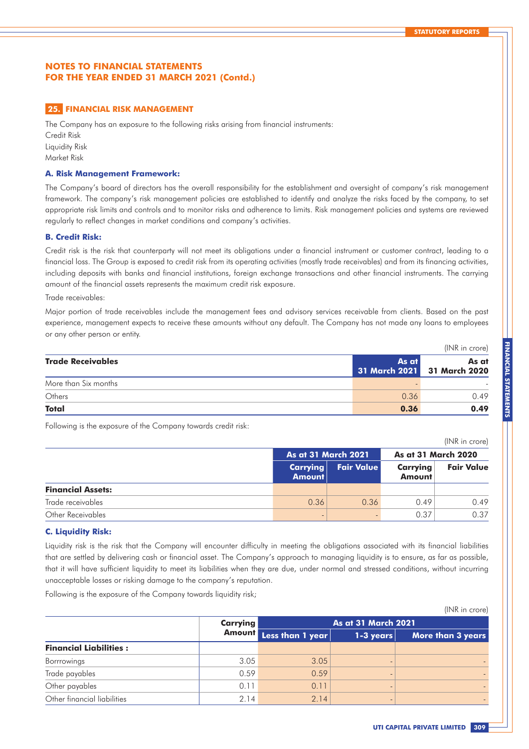## NOTES TO FINANCIAL STATEMENTS FOR THE YEAR ENDED 31 MARCH 2021 (Contd.)

### 25. FINANCIAL RISK MANAGEMENT

The Company has an exposure to the following risks arising from financial instruments:

Credit Risk

Liquidity Risk

Market Risk

#### A. Risk Management Framework:

The Company's board of directors has the overall responsibility for the establishment and oversight of company's risk management framework. The company's risk management policies are established to identify and analyze the risks faced by the company, to set appropriate risk limits and controls and to monitor risks and adherence to limits. Risk management policies and systems are reviewed regularly to reflect changes in market conditions and company's activities.

#### B. Credit Risk:

Credit risk is the risk that counterparty will not meet its obligations under a financial instrument or customer contract, leading to a financial loss. The Group is exposed to credit risk from its operating activities (mostly trade receivables) and from its financing activities, including deposits with banks and financial institutions, foreign exchange transactions and other financial instruments. The carrying amount of the financial assets represents the maximum credit risk exposure.

Trade receivables:

Major portion of trade receivables include the management fees and advisory services receivable from clients. Based on the past experience, management expects to receive these amounts without any default. The Company has not made any loans to employees or any other person or entity.

(INR in crore)

| Trade Receivables | As at 31 March 2021 | As at 31 March 2020 |
|---|---|---|
| More than Six months | - | - |
| Others | 0.36 | 0.49 |
| **Total** | **0.36** | **0.49** |

Following is the exposure of the Company towards credit risk:

(INR in crore)

| | As at 31 March 2021 | | As at 31 March 2020 | |
|---|---|---|---|---|
| | Carrying Amount | Fair Value | Carrying Amount | Fair Value |
| **Financial Assets:** | | | | |
| Trade receivables | 0.36 | 0.36 | 0.49 | 0.49 |
| Other Receivables | - | - | 0.37 | 0.37 |

#### C. Liquidity Risk:

Liquidity risk is the risk that the Company will encounter difficulty in meeting the obligations associated with its financial liabilities that are settled by delivering cash or financial asset. The Company's approach to managing liquidity is to ensure, as far as possible, that it will have sufficient liquidity to meet its liabilities when they are due, under normal and stressed conditions, without incurring unacceptable losses or risking damage to the company's reputation.

Following is the exposure of the Company towards liquidity risk;

(INR in crore)

| | Carrying Amount | As at 31 March 2021 | | |
|---|---|---|---|---|
| | | Less than 1 year | 1-3 years | More than 3 years |
| **Financial Liabilities :** | | | | |
| Borrrowings | 3.05 | 3.05 | - | - |
| Trade payables | 0.59 | 0.59 | - | - |
| Other payables | 0.11 | 0.11 | - | - |
| Other financial liabilities | 2.14 | 2.14 | - | - |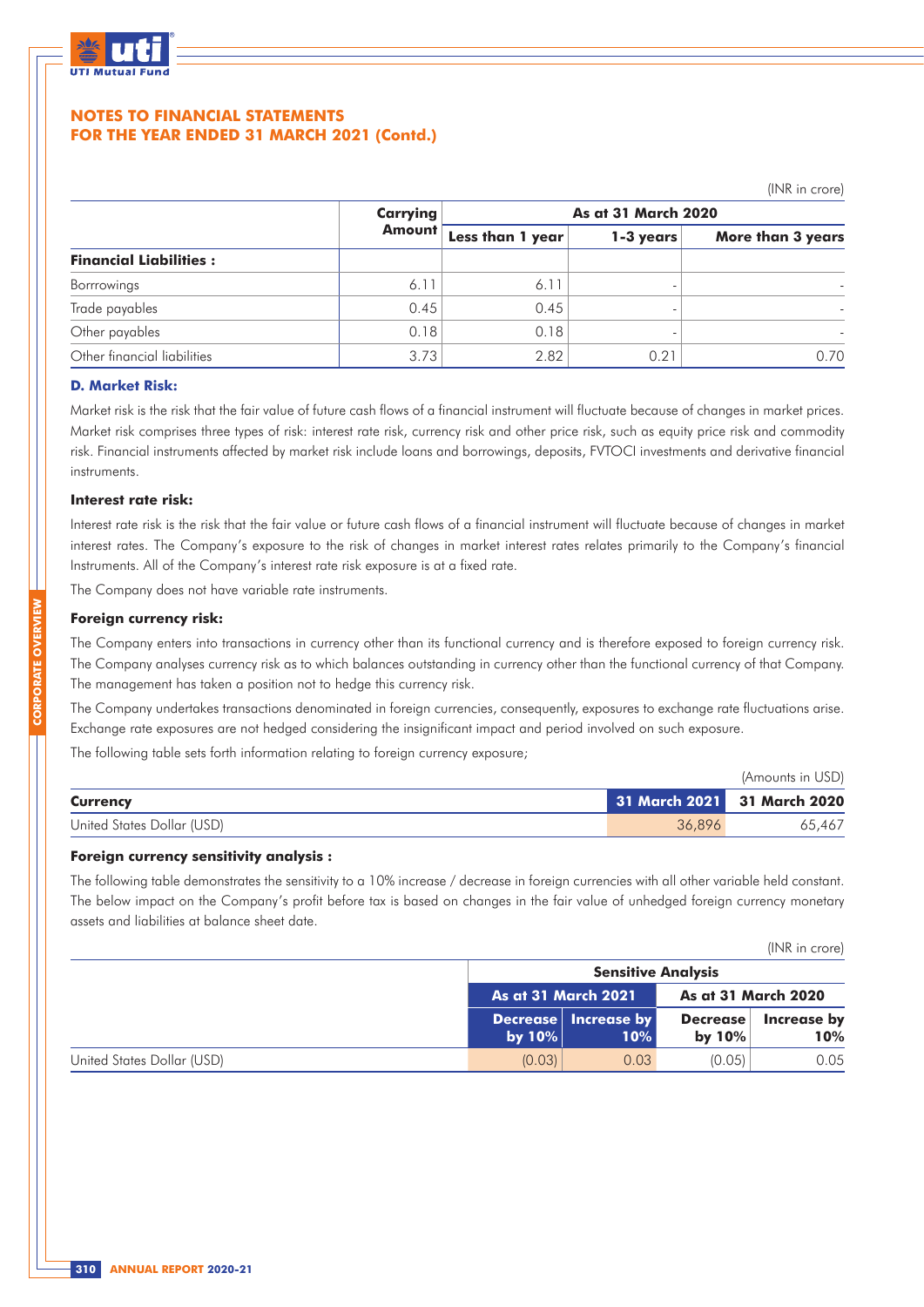## NOTES TO FINANCIAL STATEMENTS
## FOR THE YEAR ENDED 31 MARCH 2021 (Contd.)

(INR in crore)

| | Carrying Amount | As at 31 March 2020 | | |
|---|---|---|---|---|
| | | Less than 1 year | 1-3 years | More than 3 years |
| **Financial Liabilities :** | | | | |
| Borrrowings | 6.11 | 6.11 | - | - |
| Trade payables | 0.45 | 0.45 | - | - |
| Other payables | 0.18 | 0.18 | - | - |
| Other financial liabilities | 3.73 | 2.82 | 0.21 | 0.70 |

### D. Market Risk:

Market risk is the risk that the fair value of future cash flows of a financial instrument will fluctuate because of changes in market prices. Market risk comprises three types of risk: interest rate risk, currency risk and other price risk, such as equity price risk and commodity risk. Financial instruments affected by market risk include loans and borrowings, deposits, FVTOCI investments and derivative financial instruments.

**Interest rate risk:**

Interest rate risk is the risk that the fair value or future cash flows of a financial instrument will fluctuate because of changes in market interest rates. The Company's exposure to the risk of changes in market interest rates relates primarily to the Company's financial Instruments. All of the Company's interest rate risk exposure is at a fixed rate.

The Company does not have variable rate instruments.

**Foreign currency risk:**

The Company enters into transactions in currency other than its functional currency and is therefore exposed to foreign currency risk. The Company analyses currency risk as to which balances outstanding in currency other than the functional currency of that Company. The management has taken a position not to hedge this currency risk.

The Company undertakes transactions denominated in foreign currencies, consequently, exposures to exchange rate fluctuations arise. Exchange rate exposures are not hedged considering the insignificant impact and period involved on such exposure.

The following table sets forth information relating to foreign currency exposure;

(Amounts in USD)

| Currency | 31 March 2021 | 31 March 2020 |
|---|---|---|
| United States Dollar (USD) | 36,896 | 65,467 |

**Foreign currency sensitivity analysis :**

The following table demonstrates the sensitivity to a 10% increase / decrease in foreign currencies with all other variable held constant. The below impact on the Company's profit before tax is based on changes in the fair value of unhedged foreign currency monetary assets and liabilities at balance sheet date.

(INR in crore)

| | Sensitive Analysis | | | |
|---|---|---|---|---|
| | As at 31 March 2021 | | As at 31 March 2020 | |
| | Decrease by 10% | Increase by 10% | Decrease by 10% | Increase by 10% |
| United States Dollar (USD) | (0.03) | 0.03 | (0.05) | 0.05 |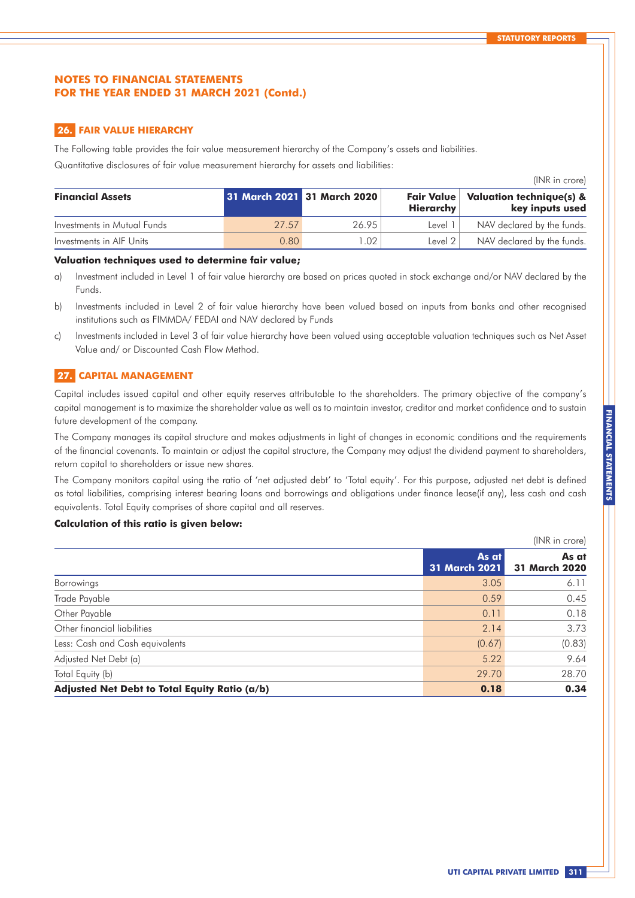## NOTES TO FINANCIAL STATEMENTS FOR THE YEAR ENDED 31 MARCH 2021 (Contd.)

### 26. FAIR VALUE HIERARCHY

The Following table provides the fair value measurement hierarchy of the Company's assets and liabilities.

Quantitative disclosures of fair value measurement hierarchy for assets and liabilities:

(INR in crore)

| Financial Assets | 31 March 2021 | 31 March 2020 | Fair Value Hierarchy | Valuation technique(s) & key inputs used |
|---|---|---|---|---|
| Investments in Mutual Funds | 27.57 | 26.95 | Level 1 | NAV declared by the funds. |
| Investments in AIF Units | 0.80 | 1.02 | Level 2 | NAV declared by the funds. |

**Valuation techniques used to determine fair value;**

a) Investment included in Level 1 of fair value hierarchy are based on prices quoted in stock exchange and/or NAV declared by the Funds.

b) Investments included in Level 2 of fair value hierarchy have been valued based on inputs from banks and other recognised institutions such as FIMMDA/ FEDAI and NAV declared by Funds

c) Investments included in Level 3 of fair value hierarchy have been valued using acceptable valuation techniques such as Net Asset Value and/ or Discounted Cash Flow Method.

### 27. CAPITAL MANAGEMENT

Capital includes issued capital and other equity reserves attributable to the shareholders. The primary objective of the company's capital management is to maximize the shareholder value as well as to maintain investor, creditor and market confidence and to sustain future development of the company.

The Company manages its capital structure and makes adjustments in light of changes in economic conditions and the requirements of the financial covenants. To maintain or adjust the capital structure, the Company may adjust the dividend payment to shareholders, return capital to shareholders or issue new shares.

The Company monitors capital using the ratio of 'net adjusted debt' to 'Total equity'. For this purpose, adjusted net debt is defined as total liabilities, comprising interest bearing loans and borrowings and obligations under finance lease(if any), less cash and cash equivalents. Total Equity comprises of share capital and all reserves.

**Calculation of this ratio is given below:**

(INR in crore)

| | As at 31 March 2021 | As at 31 March 2020 |
|---|---|---|
| Borrowings | 3.05 | 6.11 |
| Trade Payable | 0.59 | 0.45 |
| Other Payable | 0.11 | 0.18 |
| Other financial liabilities | 2.14 | 3.73 |
| Less: Cash and Cash equivalents | (0.67) | (0.83) |
| Adjusted Net Debt (a) | 5.22 | 9.64 |
| Total Equity (b) | 29.70 | 28.70 |
| **Adjusted Net Debt to Total Equity Ratio (a/b)** | **0.18** | **0.34** |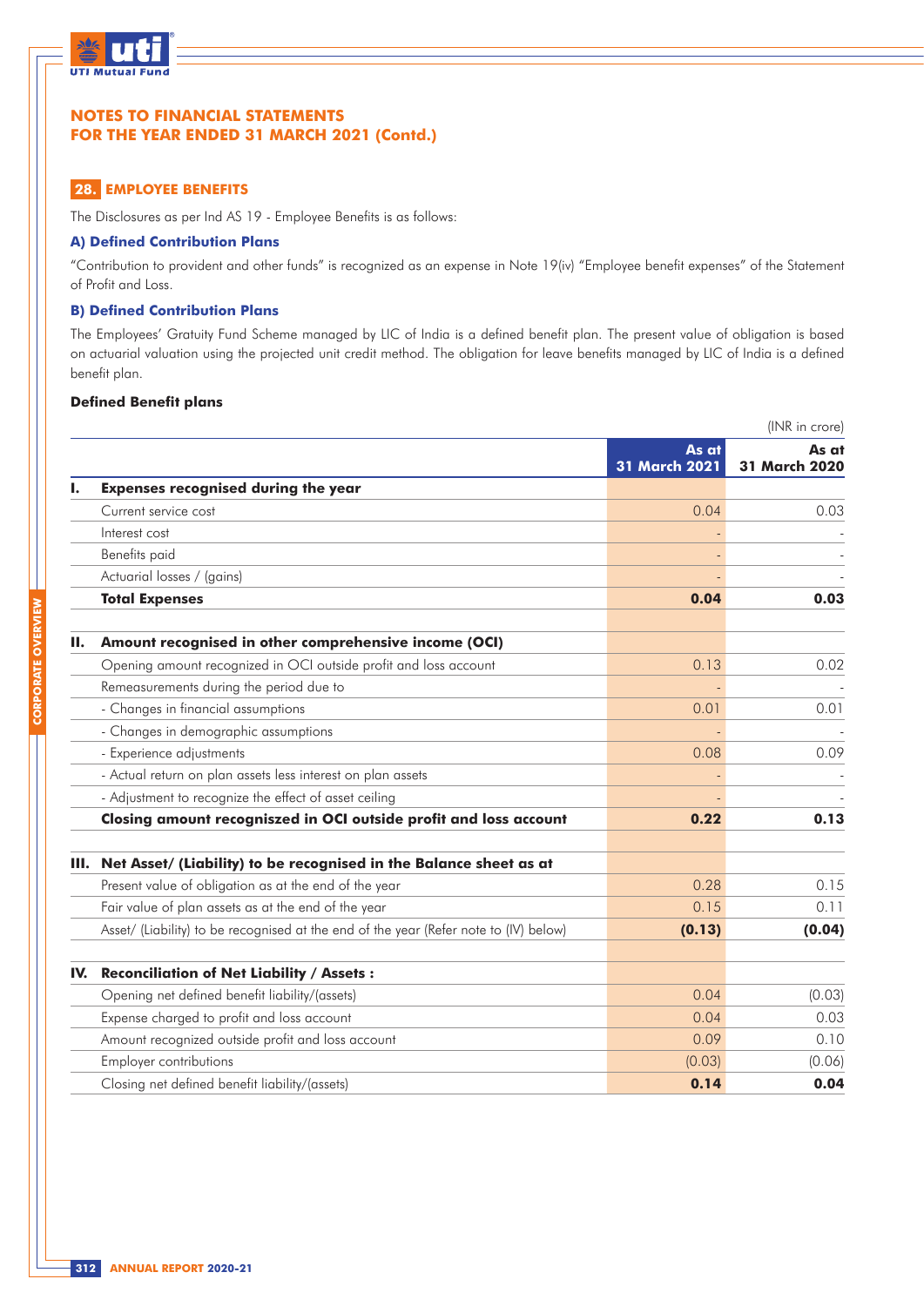## NOTES TO FINANCIAL STATEMENTS
## FOR THE YEAR ENDED 31 MARCH 2021 (Contd.)

### 28. EMPLOYEE BENEFITS

The Disclosures as per Ind AS 19 - Employee Benefits is as follows:

#### A) Defined Contribution Plans

"Contribution to provident and other funds" is recognized as an expense in Note 19(iv) "Employee benefit expenses" of the Statement of Profit and Loss.

#### B) Defined Contribution Plans

The Employees' Gratuity Fund Scheme managed by LIC of India is a defined benefit plan. The present value of obligation is based on actuarial valuation using the projected unit credit method. The obligation for leave benefits managed by LIC of India is a defined benefit plan.

**Defined Benefit plans**

(INR in crore)

| | | As at 31 March 2021 | As at 31 March 2020 |
|---|---|---|---|
| **I.** | **Expenses recognised during the year** | | |
| | Current service cost | 0.04 | 0.03 |
| | Interest cost | - | - |
| | Benefits paid | - | - |
| | Actuarial losses / (gains) | - | - |
| | **Total Expenses** | **0.04** | **0.03** |
| | | | |
| **II.** | **Amount recognised in other comprehensive income (OCI)** | | |
| | Opening amount recognized in OCI outside profit and loss account | 0.13 | 0.02 |
| | Remeasurements during the period due to | - | - |
| | - Changes in financial assumptions | 0.01 | 0.01 |
| | - Changes in demographic assumptions | - | - |
| | - Experience adjustments | 0.08 | 0.09 |
| | - Actual return on plan assets less interest on plan assets | - | - |
| | - Adjustment to recognize the effect of asset ceiling | - | - |
| | **Closing amount recogniszed in OCI outside profit and loss account** | **0.22** | **0.13** |
| | | | |
| **III.** | **Net Asset/ (Liability) to be recognised in the Balance sheet as at** | | |
| | Present value of obligation as at the end of the year | 0.28 | 0.15 |
| | Fair value of plan assets as at the end of the year | 0.15 | 0.11 |
| | Asset/ (Liability) to be recognised at the end of the year (Refer note to (IV) below) | **(0.13)** | **(0.04)** |
| | | | |
| **IV.** | **Reconciliation of Net Liability / Assets :** | | |
| | Opening net defined benefit liability/(assets) | 0.04 | (0.03) |
| | Expense charged to profit and loss account | 0.04 | 0.03 |
| | Amount recognized outside profit and loss account | 0.09 | 0.10 |
| | Employer contributions | (0.03) | (0.06) |
| | Closing net defined benefit liability/(assets) | **0.14** | **0.04** |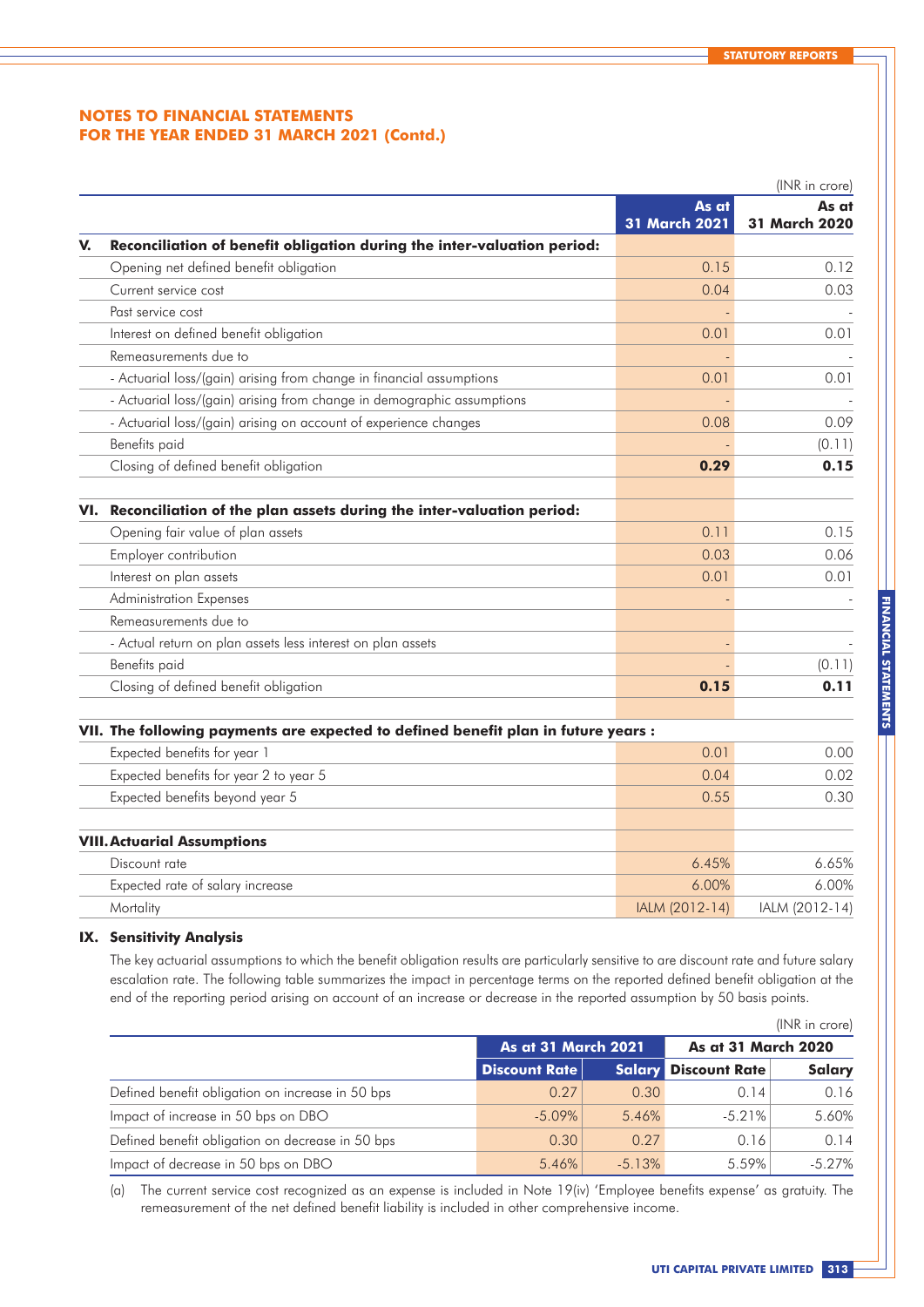## NOTES TO FINANCIAL STATEMENTS
## FOR THE YEAR ENDED 31 MARCH 2021 (Contd.)

(INR in crore)

| | As at 31 March 2021 | As at 31 March 2020 |
|---|---|---|
| **V. Reconciliation of benefit obligation during the inter-valuation period:** | | |
| Opening net defined benefit obligation | 0.15 | 0.12 |
| Current service cost | 0.04 | 0.03 |
| Past service cost | - | - |
| Interest on defined benefit obligation | 0.01 | 0.01 |
| Remeasurements due to | - | - |
| - Actuarial loss/(gain) arising from change in financial assumptions | 0.01 | 0.01 |
| - Actuarial loss/(gain) arising from change in demographic assumptions | - | - |
| - Actuarial loss/(gain) arising on account of experience changes | 0.08 | 0.09 |
| Benefits paid | - | (0.11) |
| Closing of defined benefit obligation | **0.29** | **0.15** |
| | | |
| **VI. Reconciliation of the plan assets during the inter-valuation period:** | | |
| Opening fair value of plan assets | 0.11 | 0.15 |
| Employer contribution | 0.03 | 0.06 |
| Interest on plan assets | 0.01 | 0.01 |
| Administration Expenses | - | - |
| Remeasurements due to | | |
| - Actual return on plan assets less interest on plan assets | - | - |
| Benefits paid | - | (0.11) |
| Closing of defined benefit obligation | **0.15** | **0.11** |
| | | |
| **VII. The following payments are expected to defined benefit plan in future years :** | | |
| Expected benefits for year 1 | 0.01 | 0.00 |
| Expected benefits for year 2 to year 5 | 0.04 | 0.02 |
| Expected benefits beyond year 5 | 0.55 | 0.30 |
| | | |
| **VIII. Actuarial Assumptions** | | |
| Discount rate | 6.45% | 6.65% |
| Expected rate of salary increase | 6.00% | 6.00% |
| Mortality | IALM (2012-14) | IALM (2012-14) |

### IX. Sensitivity Analysis

The key actuarial assumptions to which the benefit obligation results are particularly sensitive to are discount rate and future salary escalation rate. The following table summarizes the impact in percentage terms on the reported defined benefit obligation at the end of the reporting period arising on account of an increase or decrease in the reported assumption by 50 basis points.

(INR in crore)

| | As at 31 March 2021 | | As at 31 March 2020 | |
|---|---|---|---|---|
| | Discount Rate | Salary | Discount Rate | Salary |
| Defined benefit obligation on increase in 50 bps | 0.27 | 0.30 | 0.14 | 0.16 |
| Impact of increase in 50 bps on DBO | -5.09% | 5.46% | -5.21% | 5.60% |
| Defined benefit obligation on decrease in 50 bps | 0.30 | 0.27 | 0.16 | 0.14 |
| Impact of decrease in 50 bps on DBO | 5.46% | -5.13% | 5.59% | -5.27% |

(a) The current service cost recognized as an expense is included in Note 19(iv) 'Employee benefits expense' as gratuity. The remeasurement of the net defined benefit liability is included in other comprehensive income.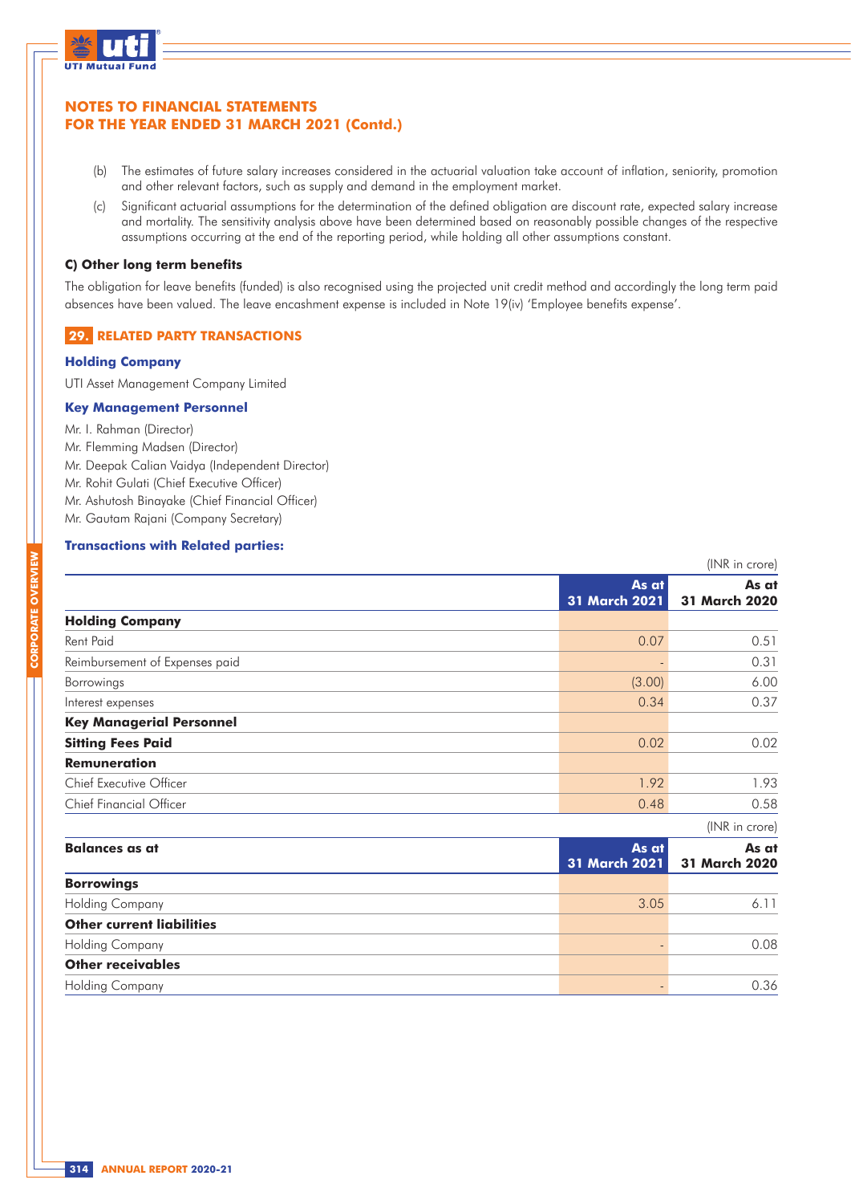## NOTES TO FINANCIAL STATEMENTS FOR THE YEAR ENDED 31 MARCH 2021 (Contd.)

(b) The estimates of future salary increases considered in the actuarial valuation take account of inflation, seniority, promotion and other relevant factors, such as supply and demand in the employment market.

(c) Significant actuarial assumptions for the determination of the defined obligation are discount rate, expected salary increase and mortality. The sensitivity analysis above have been determined based on reasonably possible changes of the respective assumptions occurring at the end of the reporting period, while holding all other assumptions constant.

**C) Other long term benefits**

The obligation for leave benefits (funded) is also recognised using the projected unit credit method and accordingly the long term paid absences have been valued. The leave encashment expense is included in Note 19(iv) 'Employee benefits expense'.

## 29. RELATED PARTY TRANSACTIONS

### Holding Company

UTI Asset Management Company Limited

### Key Management Personnel

Mr. I. Rahman (Director)
Mr. Flemming Madsen (Director)
Mr. Deepak Calian Vaidya (Independent Director)
Mr. Rohit Gulati (Chief Executive Officer)
Mr. Ashutosh Binayake (Chief Financial Officer)
Mr. Gautam Rajani (Company Secretary)

### Transactions with Related parties:

(INR in crore)

| | As at 31 March 2021 | As at 31 March 2020 |
|---|---|---|
| **Holding Company** | | |
| Rent Paid | 0.07 | 0.51 |
| Reimbursement of Expenses paid | - | 0.31 |
| Borrowings | (3.00) | 6.00 |
| Interest expenses | 0.34 | 0.37 |
| **Key Managerial Personnel** | | |
| **Sitting Fees Paid** | 0.02 | 0.02 |
| **Remuneration** | | |
| Chief Executive Officer | 1.92 | 1.93 |
| Chief Financial Officer | 0.48 | 0.58 |

(INR in crore)

| **Balances as at** | As at 31 March 2021 | As at 31 March 2020 |
|---|---|---|
| **Borrowings** | | |
| Holding Company | 3.05 | 6.11 |
| **Other current liabilities** | | |
| Holding Company | - | 0.08 |
| **Other receivables** | | |
| Holding Company | - | 0.36 |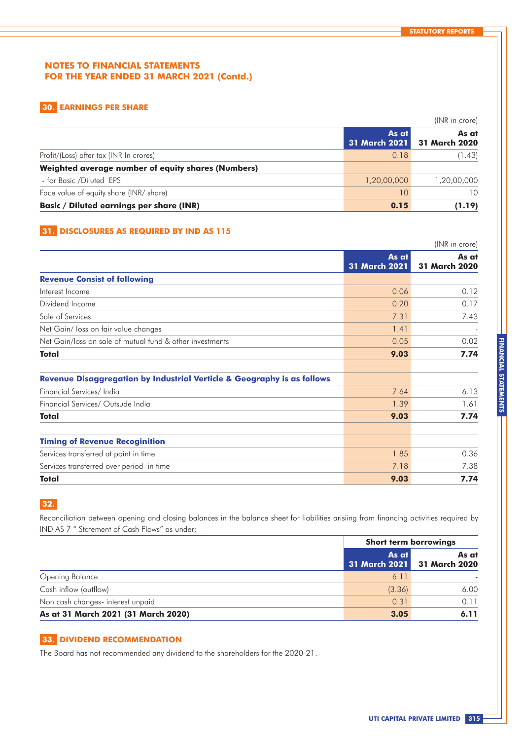## NOTES TO FINANCIAL STATEMENTS FOR THE YEAR ENDED 31 MARCH 2021 (Contd.)

### 30. EARNINGS PER SHARE

(INR in crore)

| | As at 31 March 2021 | As at 31 March 2020 |
|---|---|---|
| Profit/(Loss) after tax (INR In crores) | 0.18 | (1.43) |
| **Weighted average number of equity shares (Numbers)** | | |
| - for Basic /Diluted EPS | 1,20,00,000 | 1,20,00,000 |
| Face value of equity share (INR/ share) | 10 | 10 |
| **Basic / Diluted earnings per share (INR)** | **0.15** | **(1.19)** |

### 31. DISCLOSURES AS REQUIRED BY IND AS 115

(INR in crore)

| | As at 31 March 2021 | As at 31 March 2020 |
|---|---|---|
| **Revenue Consist of following** | | |
| Interest Income | 0.06 | 0.12 |
| Dividend Income | 0.20 | 0.17 |
| Sale of Services | 7.31 | 7.43 |
| Net Gain/ loss on fair value changes | 1.41 | - |
| Net Gain/loss on sale of mutual fund & other investments | 0.05 | 0.02 |
| **Total** | **9.03** | **7.74** |
| | | |
| **Revenue Disaggregation by Industrial Verticle & Geography is as follows** | | |
| Financial Services/ India | 7.64 | 6.13 |
| Financial Services/ Outsude India | 1.39 | 1.61 |
| **Total** | **9.03** | **7.74** |
| | | |
| **Timing of Revenue Recoginition** | | |
| Services transferred at point in time | 1.85 | 0.36 |
| Services transferred over period in time | 7.18 | 7.38 |
| **Total** | **9.03** | **7.74** |

### 32.

Reconciliation between opening and closing balances in the balance sheet for liabilities arisiing from financing activities required by IND AS 7 " Statement of Cash Flows" as under;

| | Short term borrowings | |
|---|---|---|
| | As at 31 March 2021 | As at 31 March 2020 |
| Opening Balance | 6.11 | - |
| Cash inflow (outflow) | (3.36) | 6.00 |
| Non cash changes- interest unpaid | 0.31 | 0.11 |
| **As at 31 March 2021 (31 March 2020)** | **3.05** | **6.11** |

### 33. DIVIDEND RECOMMENDATION

The Board has not recommended any dividend to the shareholders for the 2020-21.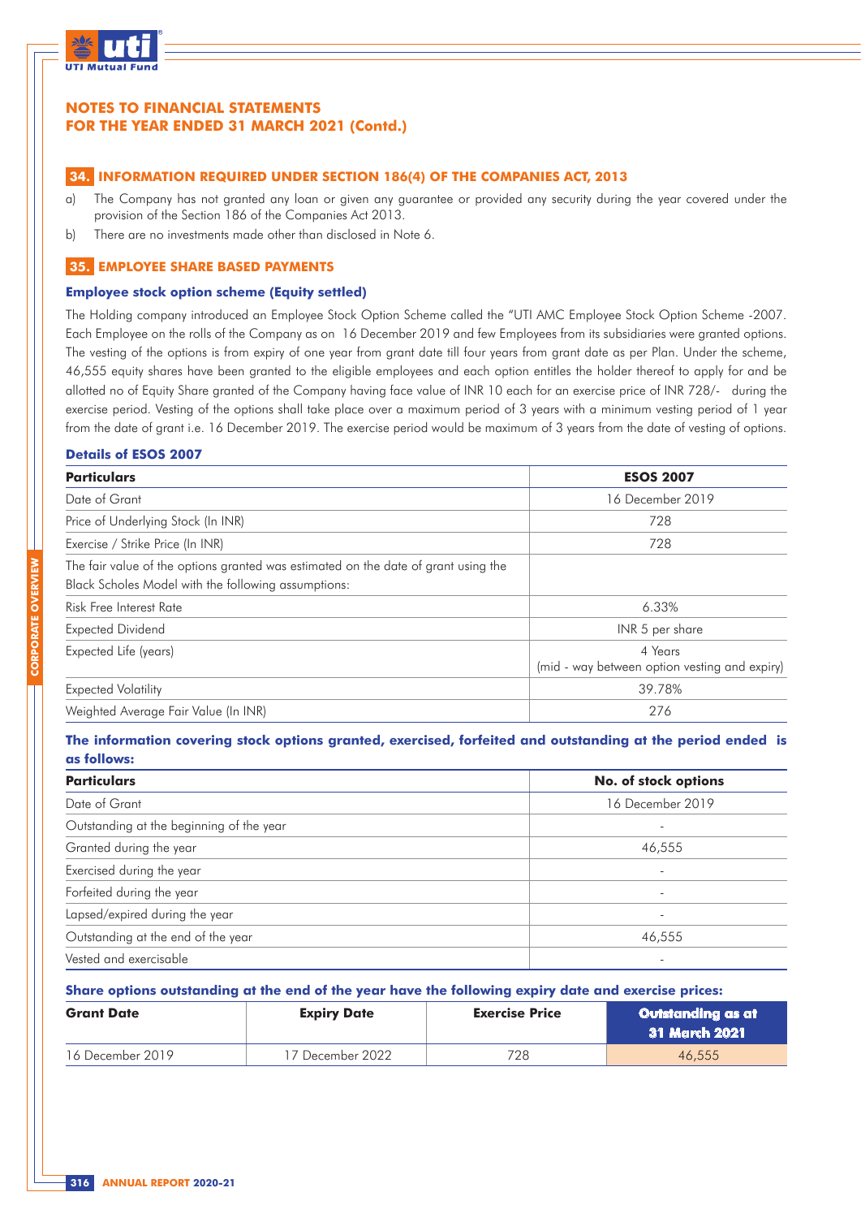## NOTES TO FINANCIAL STATEMENTS
## FOR THE YEAR ENDED 31 MARCH 2021 (Contd.)

### 34. INFORMATION REQUIRED UNDER SECTION 186(4) OF THE COMPANIES ACT, 2013

a) The Company has not granted any loan or given any guarantee or provided any security during the year covered under the provision of the Section 186 of the Companies Act 2013.

b) There are no investments made other than disclosed in Note 6.

### 35. EMPLOYEE SHARE BASED PAYMENTS

**Employee stock option scheme (Equity settled)**

The Holding company introduced an Employee Stock Option Scheme called the "UTI AMC Employee Stock Option Scheme -2007. Each Employee on the rolls of the Company as on 16 December 2019 and few Employees from its subsidiaries were granted options. The vesting of the options is from expiry of one year from grant date till four years from grant date as per Plan. Under the scheme, 46,555 equity shares have been granted to the eligible employees and each option entitles the holder thereof to apply for and be allotted no of Equity Share granted of the Company having face value of INR 10 each for an exercise price of INR 728/- during the exercise period. Vesting of the options shall take place over a maximum period of 3 years with a minimum vesting period of 1 year from the date of grant i.e. 16 December 2019. The exercise period would be maximum of 3 years from the date of vesting of options.

**Details of ESOS 2007**

| Particulars | ESOS 2007 |
|---|---|
| Date of Grant | 16 December 2019 |
| Price of Underlying Stock (In INR) | 728 |
| Exercise / Strike Price (In INR) | 728 |
| The fair value of the options granted was estimated on the date of grant using the Black Scholes Model with the following assumptions: | |
| Risk Free Interest Rate | 6.33% |
| Expected Dividend | INR 5 per share |
| Expected Life (years) | 4 Years (mid - way between option vesting and expiry) |
| Expected Volatility | 39.78% |
| Weighted Average Fair Value (In INR) | 276 |

**The information covering stock options granted, exercised, forfeited and outstanding at the period ended is as follows:**

| Particulars | No. of stock options |
|---|---|
| Date of Grant | 16 December 2019 |
| Outstanding at the beginning of the year | - |
| Granted during the year | 46,555 |
| Exercised during the year | - |
| Forfeited during the year | - |
| Lapsed/expired during the year | - |
| Outstanding at the end of the year | 46,555 |
| Vested and exercisable | - |

**Share options outstanding at the end of the year have the following expiry date and exercise prices:**

| Grant Date | Expiry Date | Exercise Price | Outstanding as at 31 March 2021 |
|---|---|---|---|
| 16 December 2019 | 17 December 2022 | 728 | 46,555 |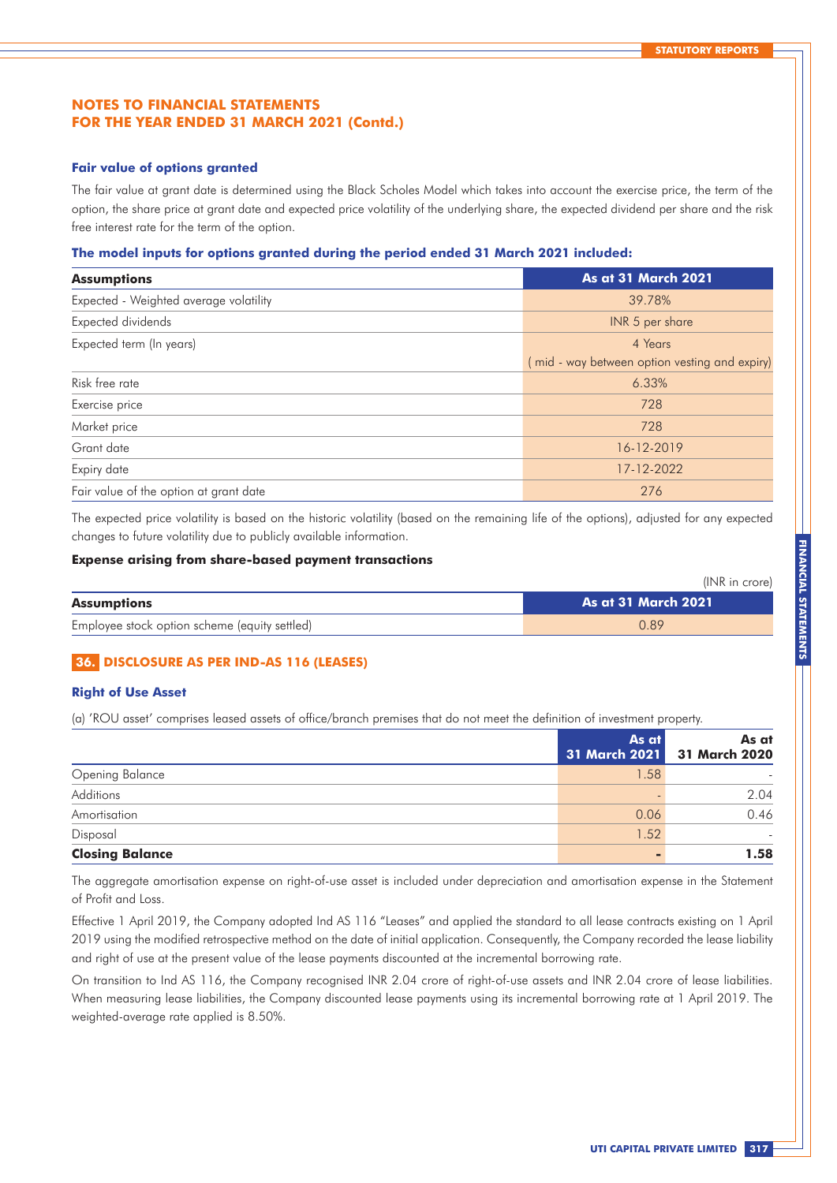## NOTES TO FINANCIAL STATEMENTS FOR THE YEAR ENDED 31 MARCH 2021 (Contd.)

### Fair value of options granted

The fair value at grant date is determined using the Black Scholes Model which takes into account the exercise price, the term of the option, the share price at grant date and expected price volatility of the underlying share, the expected dividend per share and the risk free interest rate for the term of the option.

#### The model inputs for options granted during the period ended 31 March 2021 included:

| Assumptions | As at 31 March 2021 |
|---|---|
| Expected - Weighted average volatility | 39.78% |
| Expected dividends | INR 5 per share |
| Expected term (In years) | 4 Years<br>( mid - way between option vesting and expiry) |
| Risk free rate | 6.33% |
| Exercise price | 728 |
| Market price | 728 |
| Grant date | 16-12-2019 |
| Expiry date | 17-12-2022 |
| Fair value of the option at grant date | 276 |

The expected price volatility is based on the historic volatility (based on the remaining life of the options), adjusted for any expected changes to future volatility due to publicly available information.

#### Expense arising from share-based payment transactions

(INR in crore)

| Assumptions | As at 31 March 2021 |
|---|---|
| Employee stock option scheme (equity settled) | 0.89 |

## 36. DISCLOSURE AS PER IND-AS 116 (LEASES)

### Right of Use Asset

(a) 'ROU asset' comprises leased assets of office/branch premises that do not meet the definition of investment property.

| | As at 31 March 2021 | As at 31 March 2020 |
|---|---|---|
| Opening Balance | 1.58 | - |
| Additions | - | 2.04 |
| Amortisation | 0.06 | 0.46 |
| Disposal | 1.52 | - |
| **Closing Balance** | **-** | **1.58** |

The aggregate amortisation expense on right-of-use asset is included under depreciation and amortisation expense in the Statement of Profit and Loss.

Effective 1 April 2019, the Company adopted Ind AS 116 "Leases" and applied the standard to all lease contracts existing on 1 April 2019 using the modified retrospective method on the date of initial application. Consequently, the Company recorded the lease liability and right of use at the present value of the lease payments discounted at the incremental borrowing rate.

On transition to Ind AS 116, the Company recognised INR 2.04 crore of right-of-use assets and INR 2.04 crore of lease liabilities. When measuring lease liabilities, the Company discounted lease payments using its incremental borrowing rate at 1 April 2019. The weighted-average rate applied is 8.50%.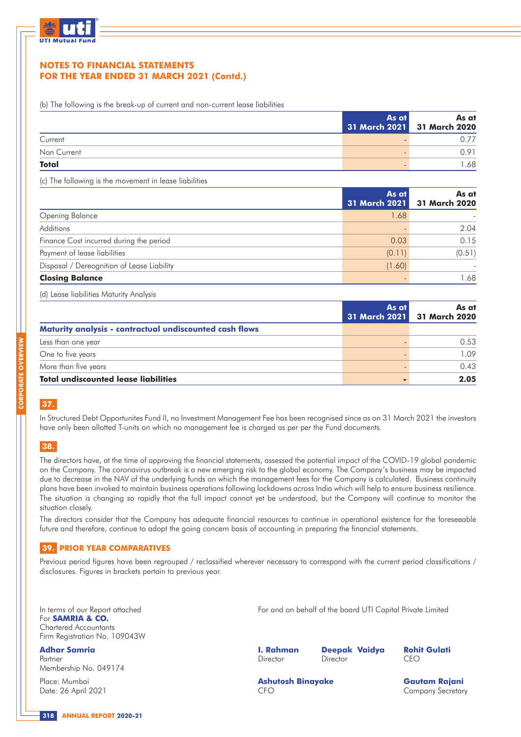## NOTES TO FINANCIAL STATEMENTS
## FOR THE YEAR ENDED 31 MARCH 2021 (Contd.)

(b) The following is the break-up of current and non-current lease liabilities

| | As at 31 March 2021 | As at 31 March 2020 |
|---|---|---|
| Current | - | 0.77 |
| Non Current | - | 0.91 |
| **Total** | - | 1.68 |

(c) The following is the movement in lease liabilities

| | As at 31 March 2021 | As at 31 March 2020 |
|---|---|---|
| Opening Balance | 1.68 | - |
| Additions | - | 2.04 |
| Finance Cost incurred during the period | 0.03 | 0.15 |
| Payment of lease liabilities | (0.11) | (0.51) |
| Disposal / Dereognition of Lease Liability | (1.60) | - |
| **Closing Balance** | - | 1.68 |

(d) Lease liabilities Maturity Analysis

| | As at 31 March 2021 | As at 31 March 2020 |
|---|---|---|
| **Maturity analysis - contractual undiscounted cash flows** | | |
| Less than one year | - | 0.53 |
| One to five years | - | 1.09 |
| More than five years | - | 0.43 |
| **Total undiscounted lease liabilities** | **-** | **2.05** |

**37.**

In Structured Debt Opportunites Fund II, no Investment Management Fee has been recognised since as on 31 March 2021 the investors have only been allotted T-units on which no management fee is charged as per per the Fund documents.

**38.**

The directors have, at the time of approving the financial statements, assessed the potential impact of the COVID-19 global pandemic on the Company. The coronavirus outbreak is a new emerging risk to the global economy. The Company's business may be impacted due to decrease in the NAV of the underlying funds on which the management fees for the Company is calculated. Business continuity plans have been invoked to maintain business operations following lockdowns across India which will help to ensure business resilience. The situation is changing so rapidly that the full impact cannot yet be understood, but the Company will continue to monitor the situation closely.

The directors consider that the Company has adequate financial resources to continue in operational existence for the foreseeable future and therefore, continue to adopt the going concern basis of accounting in preparing the financial statements.

**39. PRIOR YEAR COMPARATIVES**

Previous period figures have been regrouped / reclassified wherever necessary to correspond with the current period classifications / disclosures. Figures in brackets pertain to previous year.

In terms of our Report attached
For **SAMRIA & CO.**
Chartered Accountants
Firm Registration No. 109043W

**Adhar Samria**
Partner
Membership No. 049174

Place: Mumbai
Date: 26 April 2021

For and on behalf of the board UTI Capital Private Limited

**I. Rahman**
Director

**Deepak Vaidya**
Director

**Rohit Gulati**
CEO

**Ashutosh Binayake**
CFO

**Gautam Rajani**
Company Secretary